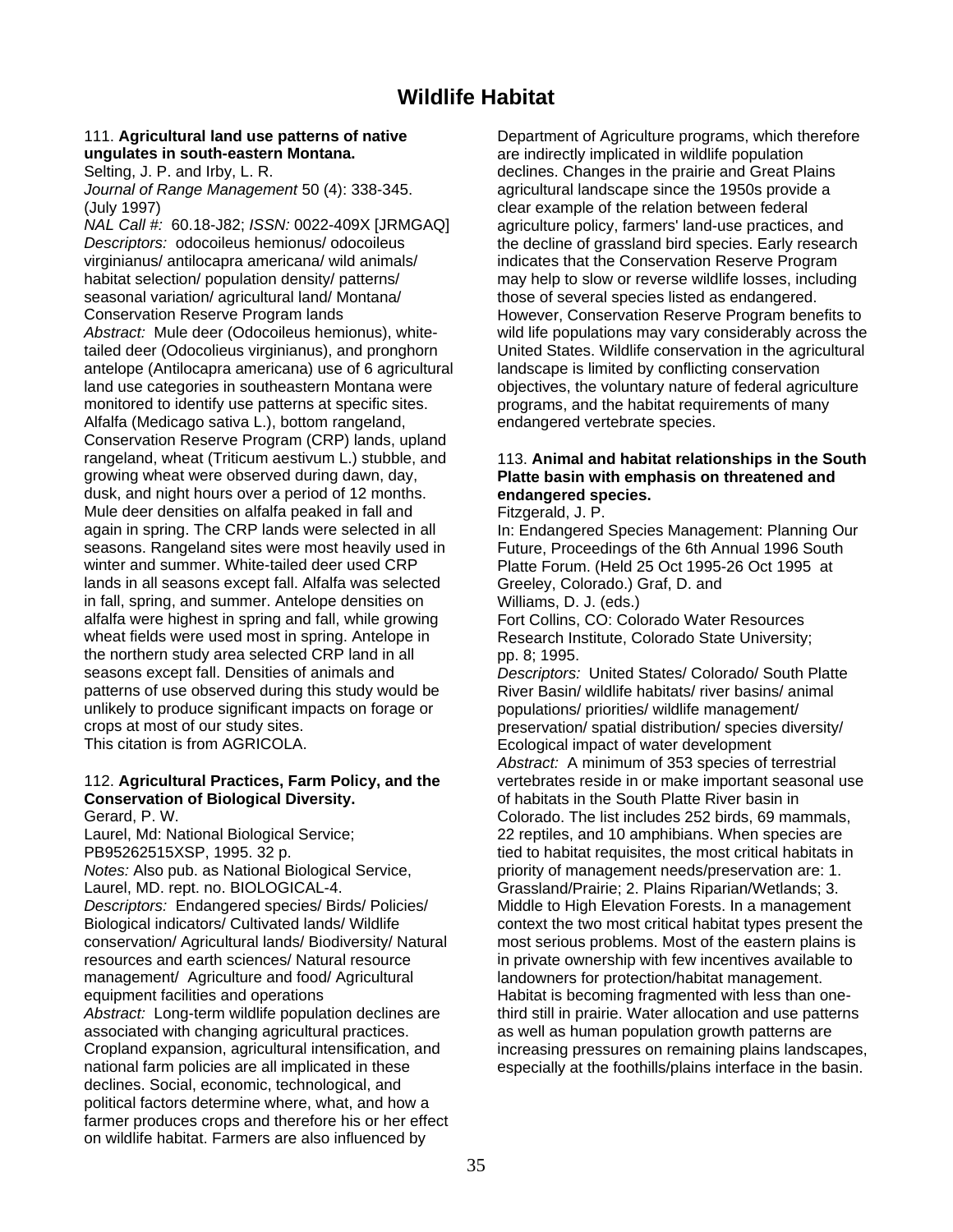# Wildlife Habitat

111. **Agricultural land use patterns of native ungulates in south-eastern Montana.**
Selting, J. P. and Irby, L. R.
*Journal of Range Management* 50 (4): 338-345. (July 1997)
*NAL Call #:* 60.18-J82; *ISSN:* 0022-409X [JRMGAQ]
*Descriptors:* odocoileus hemionus/ odocoileus virginianus/ antilocapra americana/ wild animals/ habitat selection/ population density/ patterns/ seasonal variation/ agricultural land/ Montana/ Conservation Reserve Program lands
*Abstract:* Mule deer (Odocoileus hemionus), white-tailed deer (Odocolieus virginianus), and pronghorn antelope (Antilocapra americana) use of 6 agricultural land use categories in southeastern Montana were monitored to identify use patterns at specific sites. Alfalfa (Medicago sativa L.), bottom rangeland, Conservation Reserve Program (CRP) lands, upland rangeland, wheat (Triticum aestivum L.) stubble, and growing wheat were observed during dawn, day, dusk, and night hours over a period of 12 months. Mule deer densities on alfalfa peaked in fall and again in spring. The CRP lands were selected in all seasons. Rangeland sites were most heavily used in winter and summer. White-tailed deer used CRP lands in all seasons except fall. Alfalfa was selected in fall, spring, and summer. Antelope densities on alfalfa were highest in spring and fall, while growing wheat fields were used most in spring. Antelope in the northern study area selected CRP land in all seasons except fall. Densities of animals and patterns of use observed during this study would be unlikely to produce significant impacts on forage or crops at most of our study sites.
This citation is from AGRICOLA.

112. **Agricultural Practices, Farm Policy, and the Conservation of Biological Diversity.**
Gerard, P. W.
Laurel, Md: National Biological Service; PB95262515XSP, 1995. 32 p.
*Notes:* Also pub. as National Biological Service, Laurel, MD. rept. no. BIOLOGICAL-4.
*Descriptors:* Endangered species/ Birds/ Policies/ Biological indicators/ Cultivated lands/ Wildlife conservation/ Agricultural lands/ Biodiversity/ Natural resources and earth sciences/ Natural resource management/ Agriculture and food/ Agricultural equipment facilities and operations
*Abstract:* Long-term wildlife population declines are associated with changing agricultural practices. Cropland expansion, agricultural intensification, and national farm policies are all implicated in these declines. Social, economic, technological, and political factors determine where, what, and how a farmer produces crops and therefore his or her effect on wildlife habitat. Farmers are also influenced by Department of Agriculture programs, which therefore are indirectly implicated in wildlife population declines. Changes in the prairie and Great Plains agricultural landscape since the 1950s provide a clear example of the relation between federal agriculture policy, farmers' land-use practices, and the decline of grassland bird species. Early research indicates that the Conservation Reserve Program may help to slow or reverse wildlife losses, including those of several species listed as endangered. However, Conservation Reserve Program benefits to wild life populations may vary considerably across the United States. Wildlife conservation in the agricultural landscape is limited by conflicting conservation objectives, the voluntary nature of federal agriculture programs, and the habitat requirements of many endangered vertebrate species.

113. **Animal and habitat relationships in the South Platte basin with emphasis on threatened and endangered species.**
Fitzgerald, J. P.
In: Endangered Species Management: Planning Our Future, Proceedings of the 6th Annual 1996 South Platte Forum. (Held 25 Oct 1995-26 Oct 1995 at Greeley, Colorado.) Graf, D. and Williams, D. J. (eds.)
Fort Collins, CO: Colorado Water Resources Research Institute, Colorado State University; pp. 8; 1995.
*Descriptors:* United States/ Colorado/ South Platte River Basin/ wildlife habitats/ river basins/ animal populations/ priorities/ wildlife management/ preservation/ spatial distribution/ species diversity/ Ecological impact of water development
*Abstract:* A minimum of 353 species of terrestrial vertebrates reside in or make important seasonal use of habitats in the South Platte River basin in Colorado. The list includes 252 birds, 69 mammals, 22 reptiles, and 10 amphibians. When species are tied to habitat requisites, the most critical habitats in priority of management needs/preservation are: 1. Grassland/Prairie; 2. Plains Riparian/Wetlands; 3. Middle to High Elevation Forests. In a management context the two most critical habitat types present the most serious problems. Most of the eastern plains is in private ownership with few incentives available to landowners for protection/habitat management. Habitat is becoming fragmented with less than one-third still in prairie. Water allocation and use patterns as well as human population growth patterns are increasing pressures on remaining plains landscapes, especially at the foothills/plains interface in the basin.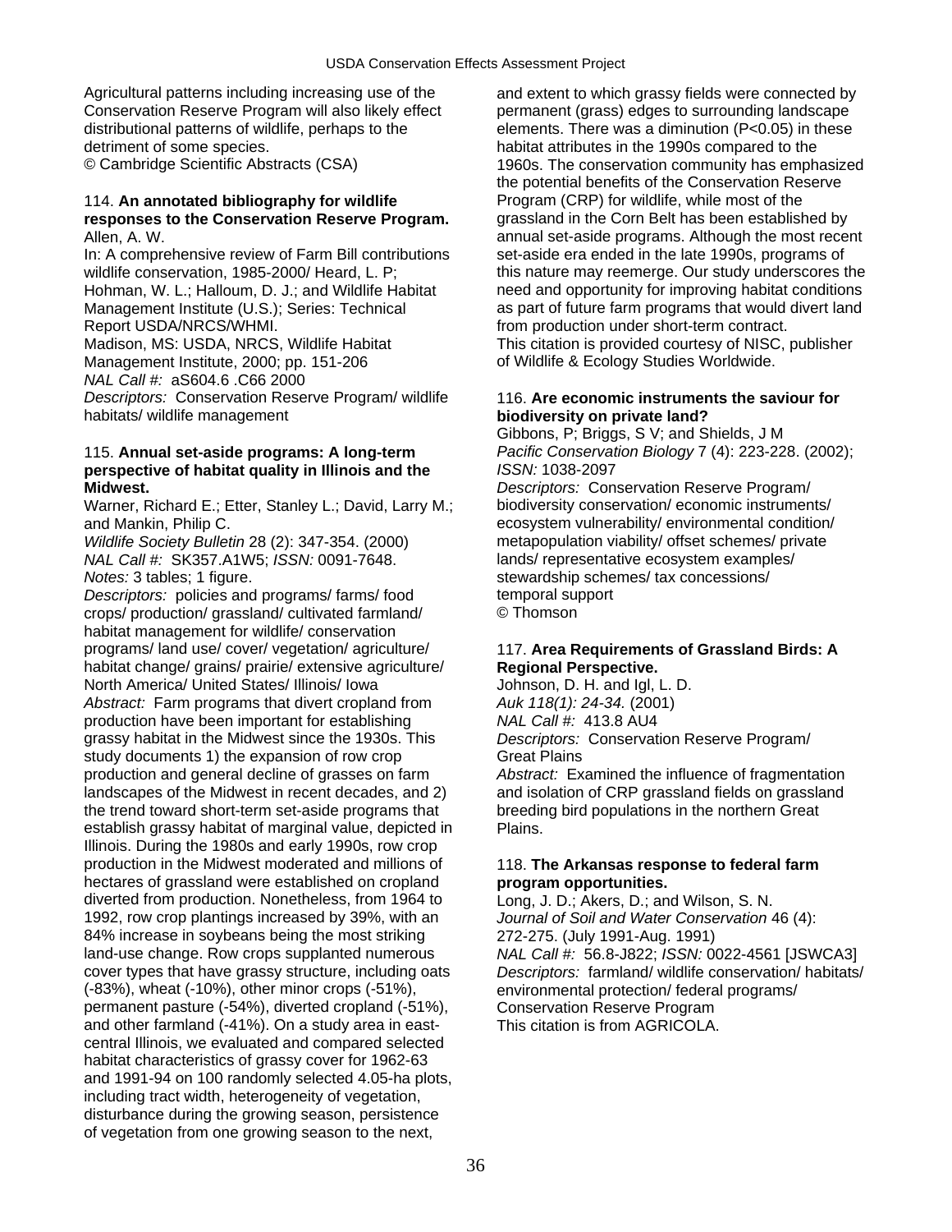Agricultural patterns including increasing use of the Conservation Reserve Program will also likely effect distributional patterns of wildlife, perhaps to the detriment of some species.
© Cambridge Scientific Abstracts (CSA)

114. **An annotated bibliography for wildlife responses to the Conservation Reserve Program.**
Allen, A. W.
In: A comprehensive review of Farm Bill contributions wildlife conservation, 1985-2000/ Heard, L. P; Hohman, W. L.; Halloum, D. J.; and Wildlife Habitat Management Institute (U.S.); Series: Technical Report USDA/NRCS/WHMI.
Madison, MS: USDA, NRCS, Wildlife Habitat Management Institute, 2000; pp. 151-206
*NAL Call #:* aS604.6 .C66 2000
*Descriptors:* Conservation Reserve Program/ wildlife habitats/ wildlife management

115. **Annual set-aside programs: A long-term perspective of habitat quality in Illinois and the Midwest.**
Warner, Richard E.; Etter, Stanley L.; David, Larry M.; and Mankin, Philip C.
*Wildlife Society Bulletin* 28 (2): 347-354. (2000)
*NAL Call #:* SK357.A1W5; *ISSN:* 0091-7648.
*Notes:* 3 tables; 1 figure.
*Descriptors:* policies and programs/ farms/ food crops/ production/ grassland/ cultivated farmland/ habitat management for wildlife/ conservation programs/ land use/ cover/ vegetation/ agriculture/ habitat change/ grains/ prairie/ extensive agriculture/ North America/ United States/ Illinois/ Iowa
*Abstract:* Farm programs that divert cropland from production have been important for establishing grassy habitat in the Midwest since the 1930s. This study documents 1) the expansion of row crop production and general decline of grasses on farm landscapes of the Midwest in recent decades, and 2) the trend toward short-term set-aside programs that establish grassy habitat of marginal value, depicted in Illinois. During the 1980s and early 1990s, row crop production in the Midwest moderated and millions of hectares of grassland were established on cropland diverted from production. Nonetheless, from 1964 to 1992, row crop plantings increased by 39%, with an 84% increase in soybeans being the most striking land-use change. Row crops supplanted numerous cover types that have grassy structure, including oats (-83%), wheat (-10%), other minor crops (-51%), permanent pasture (-54%), diverted cropland (-51%), and other farmland (-41%). On a study area in east-central Illinois, we evaluated and compared selected habitat characteristics of grassy cover for 1962-63 and 1991-94 on 100 randomly selected 4.05-ha plots, including tract width, heterogeneity of vegetation, disturbance during the growing season, persistence of vegetation from one growing season to the next, and extent to which grassy fields were connected by permanent (grass) edges to surrounding landscape elements. There was a diminution ($P<0.05$) in these habitat attributes in the 1990s compared to the 1960s. The conservation community has emphasized the potential benefits of the Conservation Reserve Program (CRP) for wildlife, while most of the grassland in the Corn Belt has been established by annual set-aside programs. Although the most recent set-aside era ended in the late 1990s, programs of this nature may reemerge. Our study underscores the need and opportunity for improving habitat conditions as part of future farm programs that would divert land from production under short-term contract.
This citation is provided courtesy of NISC, publisher of Wildlife & Ecology Studies Worldwide.

116. **Are economic instruments the saviour for biodiversity on private land?**
Gibbons, P; Briggs, S V; and Shields, J M
*Pacific Conservation Biology* 7 (4): 223-228. (2002); *ISSN:* 1038-2097
*Descriptors:* Conservation Reserve Program/ biodiversity conservation/ economic instruments/ ecosystem vulnerability/ environmental condition/ metapopulation viability/ offset schemes/ private lands/ representative ecosystem examples/ stewardship schemes/ tax concessions/ temporal support
© Thomson

117. **Area Requirements of Grassland Birds: A Regional Perspective.**
Johnson, D. H. and Igl, L. D.
*Auk 118(1): 24-34.* (2001)
*NAL Call #:* 413.8 AU4
*Descriptors:* Conservation Reserve Program/ Great Plains
*Abstract:* Examined the influence of fragmentation and isolation of CRP grassland fields on grassland breeding bird populations in the northern Great Plains.

118. **The Arkansas response to federal farm program opportunities.**
Long, J. D.; Akers, D.; and Wilson, S. N.
*Journal of Soil and Water Conservation* 46 (4): 272-275. (July 1991-Aug. 1991)
*NAL Call #:* 56.8-J822; *ISSN:* 0022-4561 [JSWCA3]
*Descriptors:* farmland/ wildlife conservation/ habitats/ environmental protection/ federal programs/ Conservation Reserve Program
This citation is from AGRICOLA.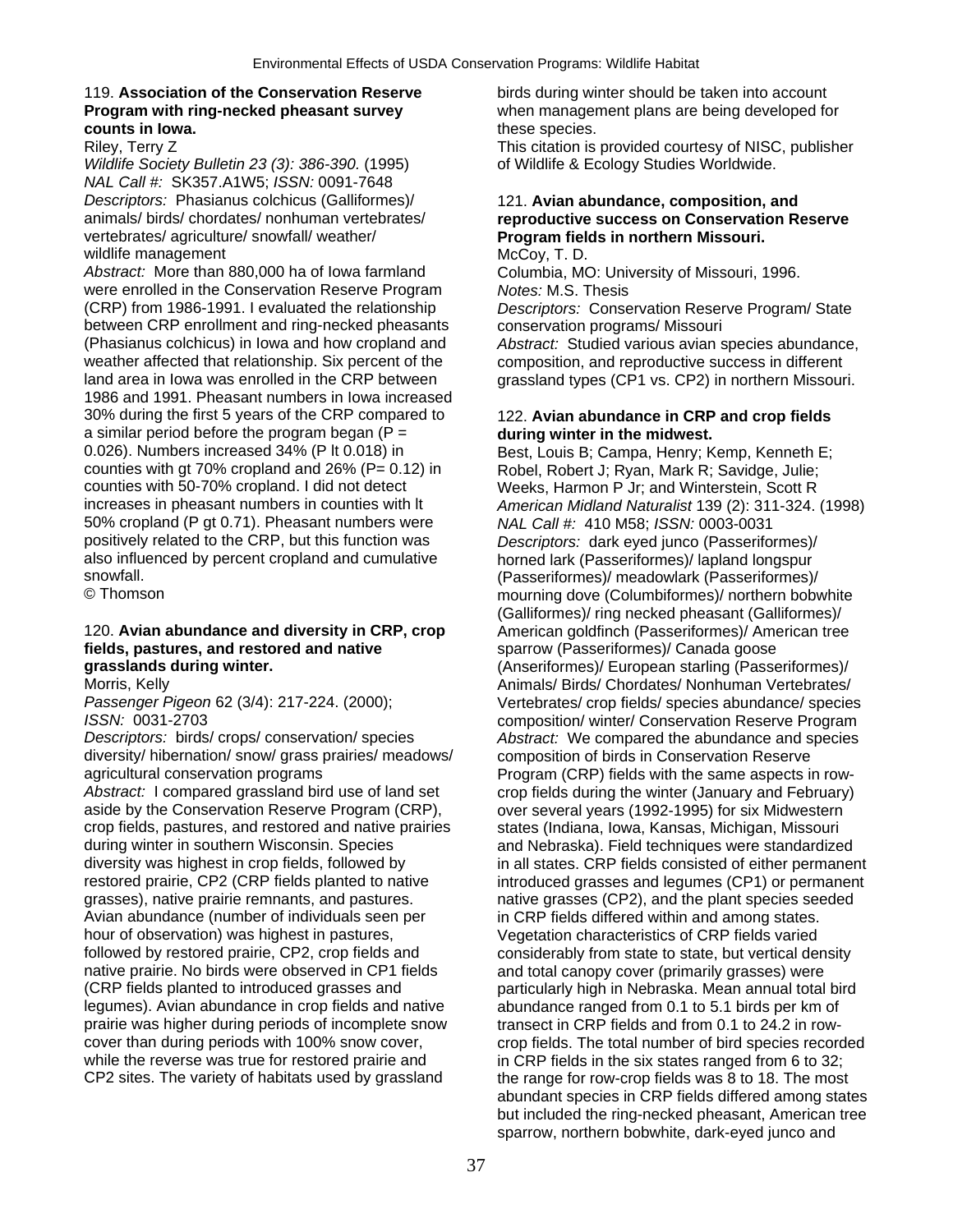119. **Association of the Conservation Reserve Program with ring-necked pheasant survey counts in Iowa.**

Riley, Terry Z

*Wildlife Society Bulletin 23 (3): 386-390.* (1995)

*NAL Call #:* SK357.A1W5; *ISSN:* 0091-7648

*Descriptors:* Phasianus colchicus (Galliformes)/ animals/ birds/ chordates/ nonhuman vertebrates/ vertebrates/ agriculture/ snowfall/ weather/ wildlife management

*Abstract:* More than 880,000 ha of Iowa farmland were enrolled in the Conservation Reserve Program (CRP) from 1986-1991. I evaluated the relationship between CRP enrollment and ring-necked pheasants (Phasianus colchicus) in Iowa and how cropland and weather affected that relationship. Six percent of the land area in Iowa was enrolled in the CRP between 1986 and 1991. Pheasant numbers in Iowa increased 30% during the first 5 years of the CRP compared to a similar period before the program began (P = 0.026). Numbers increased 34% (P lt 0.018) in counties with gt 70% cropland and 26% (P= 0.12) in counties with 50-70% cropland. I did not detect increases in pheasant numbers in counties with lt 50% cropland (P gt 0.71). Pheasant numbers were positively related to the CRP, but this function was also influenced by percent cropland and cumulative snowfall.

© Thomson

120. **Avian abundance and diversity in CRP, crop fields, pastures, and restored and native grasslands during winter.**

Morris, Kelly

*Passenger Pigeon* 62 (3/4): 217-224. (2000);

*ISSN:* 0031-2703

*Descriptors:* birds/ crops/ conservation/ species diversity/ hibernation/ snow/ grass prairies/ meadows/ agricultural conservation programs

*Abstract:* I compared grassland bird use of land set aside by the Conservation Reserve Program (CRP), crop fields, pastures, and restored and native prairies during winter in southern Wisconsin. Species diversity was highest in crop fields, followed by restored prairie, CP2 (CRP fields planted to native grasses), native prairie remnants, and pastures. Avian abundance (number of individuals seen per hour of observation) was highest in pastures, followed by restored prairie, CP2, crop fields and native prairie. No birds were observed in CP1 fields (CRP fields planted to introduced grasses and legumes). Avian abundance in crop fields and native prairie was higher during periods of incomplete snow cover than during periods with 100% snow cover, while the reverse was true for restored prairie and CP2 sites. The variety of habitats used by grassland birds during winter should be taken into account when management plans are being developed for these species.

This citation is provided courtesy of NISC, publisher of Wildlife & Ecology Studies Worldwide.

121. **Avian abundance, composition, and reproductive success on Conservation Reserve Program fields in northern Missouri.**

McCoy, T. D.

Columbia, MO: University of Missouri, 1996.

*Notes:* M.S. Thesis

*Descriptors:* Conservation Reserve Program/ State conservation programs/ Missouri

*Abstract:* Studied various avian species abundance, composition, and reproductive success in different grassland types (CP1 vs. CP2) in northern Missouri.

122. **Avian abundance in CRP and crop fields during winter in the midwest.**

Best, Louis B; Campa, Henry; Kemp, Kenneth E; Robel, Robert J; Ryan, Mark R; Savidge, Julie; Weeks, Harmon P Jr; and Winterstein, Scott R

*American Midland Naturalist* 139 (2): 311-324. (1998)

*NAL Call #:* 410 M58; *ISSN:* 0003-0031

*Descriptors:* dark eyed junco (Passeriformes)/ horned lark (Passeriformes)/ lapland longspur (Passeriformes)/ meadowlark (Passeriformes)/ mourning dove (Columbiformes)/ northern bobwhite (Galliformes)/ ring necked pheasant (Galliformes)/ American goldfinch (Passeriformes)/ American tree sparrow (Passeriformes)/ Canada goose (Anseriformes)/ European starling (Passeriformes)/ Animals/ Birds/ Chordates/ Nonhuman Vertebrates/ Vertebrates/ crop fields/ species abundance/ species composition/ winter/ Conservation Reserve Program

*Abstract:* We compared the abundance and species composition of birds in Conservation Reserve Program (CRP) fields with the same aspects in row-crop fields during the winter (January and February) over several years (1992-1995) for six Midwestern states (Indiana, Iowa, Kansas, Michigan, Missouri and Nebraska). Field techniques were standardized in all states. CRP fields consisted of either permanent introduced grasses and legumes (CP1) or permanent native grasses (CP2), and the plant species seeded in CRP fields differed within and among states. Vegetation characteristics of CRP fields varied considerably from state to state, but vertical density and total canopy cover (primarily grasses) were particularly high in Nebraska. Mean annual total bird abundance ranged from 0.1 to 5.1 birds per km of transect in CRP fields and from 0.1 to 24.2 in row-crop fields. The total number of bird species recorded in CRP fields in the six states ranged from 6 to 32; the range for row-crop fields was 8 to 18. The most abundant species in CRP fields differed among states but included the ring-necked pheasant, American tree sparrow, northern bobwhite, dark-eyed junco and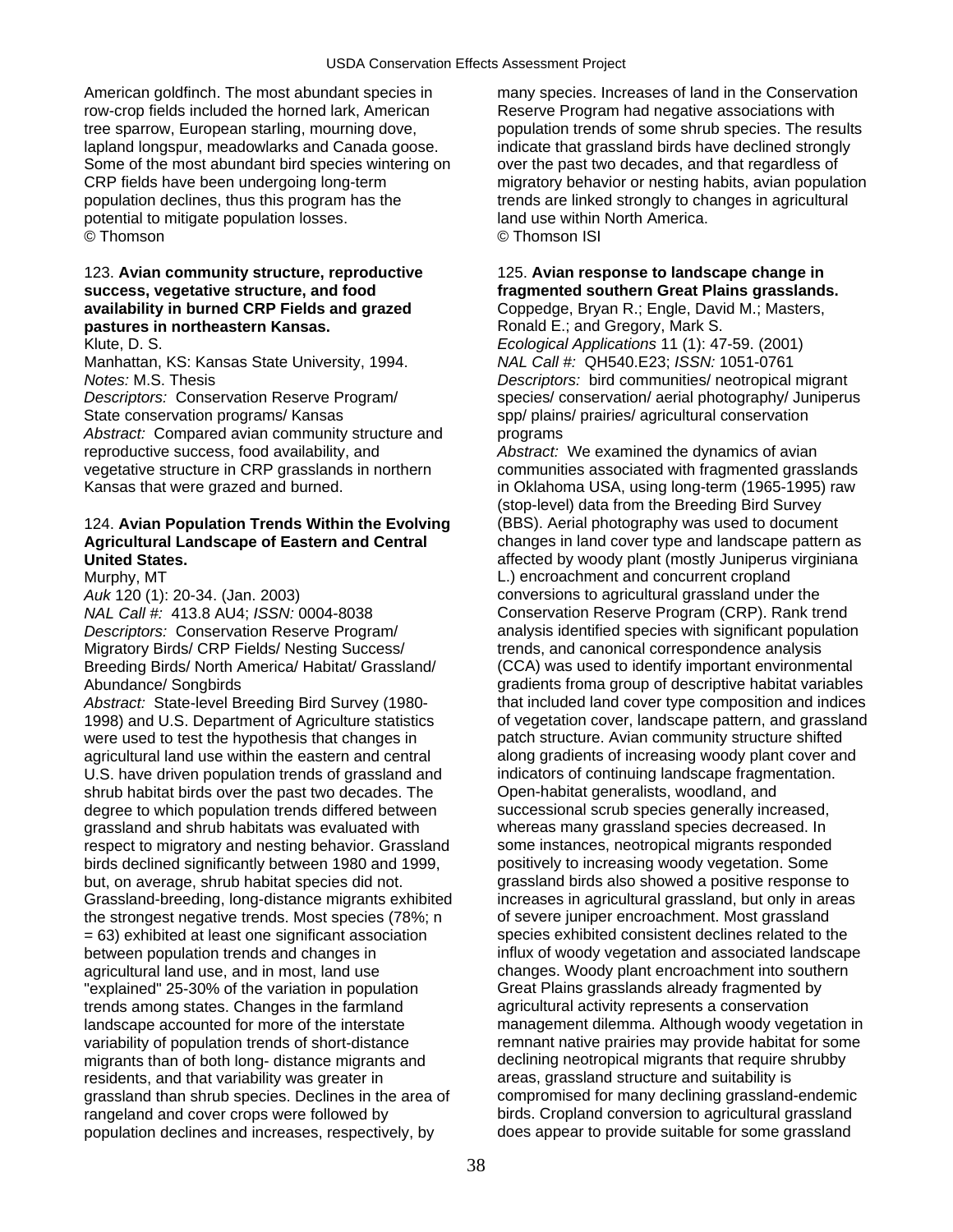American goldfinch. The most abundant species in row-crop fields included the horned lark, American tree sparrow, European starling, mourning dove, lapland longspur, meadowlarks and Canada goose. Some of the most abundant bird species wintering on CRP fields have been undergoing long-term population declines, thus this program has the potential to mitigate population losses.
© Thomson

123. **Avian community structure, reproductive success, vegetative structure, and food availability in burned CRP Fields and grazed pastures in northeastern Kansas.**
Klute, D. S.
Manhattan, KS: Kansas State University, 1994.
*Notes:* M.S. Thesis
*Descriptors:* Conservation Reserve Program/ State conservation programs/ Kansas
*Abstract:* Compared avian community structure and reproductive success, food availability, and vegetative structure in CRP grasslands in northern Kansas that were grazed and burned.

124. **Avian Population Trends Within the Evolving Agricultural Landscape of Eastern and Central United States.**
Murphy, MT
*Auk* 120 (1): 20-34. (Jan. 2003)
*NAL Call #:* 413.8 AU4; *ISSN:* 0004-8038
*Descriptors:* Conservation Reserve Program/ Migratory Birds/ CRP Fields/ Nesting Success/ Breeding Birds/ North America/ Habitat/ Grassland/ Abundance/ Songbirds
*Abstract:* State-level Breeding Bird Survey (1980-1998) and U.S. Department of Agriculture statistics were used to test the hypothesis that changes in agricultural land use within the eastern and central U.S. have driven population trends of grassland and shrub habitat birds over the past two decades. The degree to which population trends differed between grassland and shrub habitats was evaluated with respect to migratory and nesting behavior. Grassland birds declined significantly between 1980 and 1999, but, on average, shrub habitat species did not. Grassland-breeding, long-distance migrants exhibited the strongest negative trends. Most species (78%; n = 63) exhibited at least one significant association between population trends and changes in agricultural land use, and in most, land use "explained" 25-30% of the variation in population trends among states. Changes in the farmland landscape accounted for more of the interstate variability of population trends of short-distance migrants than of both long- distance migrants and residents, and that variability was greater in grassland than shrub species. Declines in the area of rangeland and cover crops were followed by population declines and increases, respectively, by many species. Increases of land in the Conservation Reserve Program had negative associations with population trends of some shrub species. The results indicate that grassland birds have declined strongly over the past two decades, and that regardless of migratory behavior or nesting habits, avian population trends are linked strongly to changes in agricultural land use within North America.
© Thomson ISI

125. **Avian response to landscape change in fragmented southern Great Plains grasslands.**
Coppedge, Bryan R.; Engle, David M.; Masters, Ronald E.; and Gregory, Mark S.
*Ecological Applications* 11 (1): 47-59. (2001)
*NAL Call #:* QH540.E23; *ISSN:* 1051-0761
*Descriptors:* bird communities/ neotropical migrant species/ conservation/ aerial photography/ Juniperus spp/ plains/ prairies/ agricultural conservation programs
*Abstract:* We examined the dynamics of avian communities associated with fragmented grasslands in Oklahoma USA, using long-term (1965-1995) raw (stop-level) data from the Breeding Bird Survey (BBS). Aerial photography was used to document changes in land cover type and landscape pattern as affected by woody plant (mostly Juniperus virginiana L.) encroachment and concurrent cropland conversions to agricultural grassland under the Conservation Reserve Program (CRP). Rank trend analysis identified species with significant population trends, and canonical correspondence analysis (CCA) was used to identify important environmental gradients froma group of descriptive habitat variables that included land cover type composition and indices of vegetation cover, landscape pattern, and grassland patch structure. Avian community structure shifted along gradients of increasing woody plant cover and indicators of continuing landscape fragmentation. Open-habitat generalists, woodland, and successional scrub species generally increased, whereas many grassland species decreased. In some instances, neotropical migrants responded positively to increasing woody vegetation. Some grassland birds also showed a positive response to increases in agricultural grassland, but only in areas of severe juniper encroachment. Most grassland species exhibited consistent declines related to the influx of woody vegetation and associated landscape changes. Woody plant encroachment into southern Great Plains grasslands already fragmented by agricultural activity represents a conservation management dilemma. Although woody vegetation in remnant native prairies may provide habitat for some declining neotropical migrants that require shrubby areas, grassland structure and suitability is compromised for many declining grassland-endemic birds. Cropland conversion to agricultural grassland does appear to provide suitable for some grassland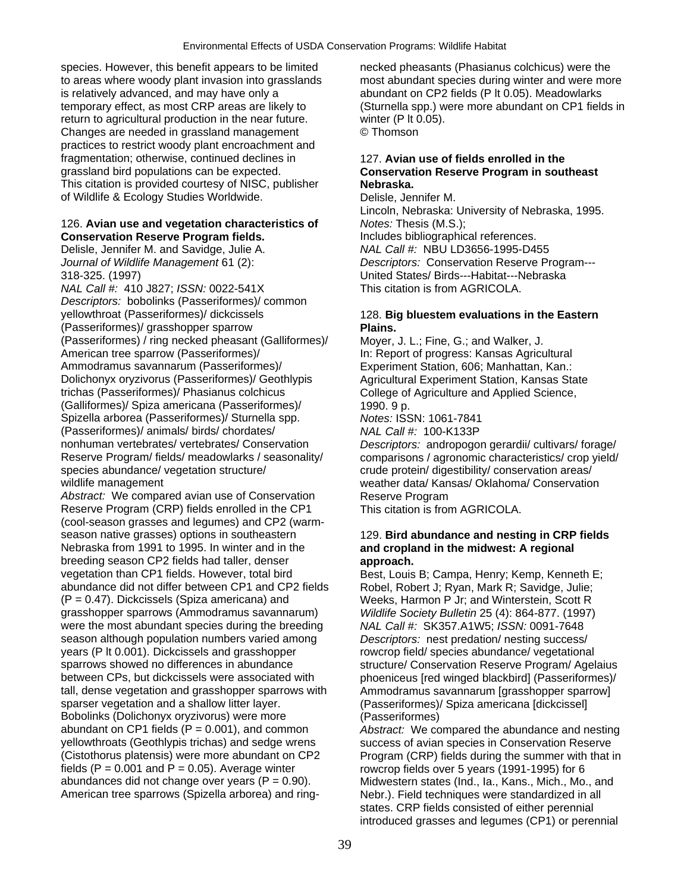species. However, this benefit appears to be limited to areas where woody plant invasion into grasslands is relatively advanced, and may have only a temporary effect, as most CRP areas are likely to return to agricultural production in the near future. Changes are needed in grassland management practices to restrict woody plant encroachment and fragmentation; otherwise, continued declines in grassland bird populations can be expected.
This citation is provided courtesy of NISC, publisher of Wildlife & Ecology Studies Worldwide.

126. **Avian use and vegetation characteristics of Conservation Reserve Program fields.**
Delisle, Jennifer M. and Savidge, Julie A.
*Journal of Wildlife Management* 61 (2): 318-325. (1997)
*NAL Call #:* 410 J827; *ISSN:* 0022-541X
*Descriptors:* bobolinks (Passeriformes)/ common yellowthroat (Passeriformes)/ dickcissels (Passeriformes)/ grasshopper sparrow (Passeriformes) / ring necked pheasant (Galliformes)/ American tree sparrow (Passeriformes)/ Ammodramus savannarum (Passeriformes)/ Dolichonyx oryzivorus (Passeriformes)/ Geothlypis trichas (Passeriformes)/ Phasianus colchicus (Galliformes)/ Spiza americana (Passeriformes)/ Spizella arborea (Passeriformes)/ Sturnella spp. (Passeriformes)/ animals/ birds/ chordates/ nonhuman vertebrates/ vertebrates/ Conservation Reserve Program/ fields/ meadowlarks / seasonality/ species abundance/ vegetation structure/ wildlife management
*Abstract:* We compared avian use of Conservation Reserve Program (CRP) fields enrolled in the CP1 (cool-season grasses and legumes) and CP2 (warm-season native grasses) options in southeastern Nebraska from 1991 to 1995. In winter and in the breeding season CP2 fields had taller, denser vegetation than CP1 fields. However, total bird abundance did not differ between CP1 and CP2 fields (P = 0.47). Dickcissels (Spiza americana) and grasshopper sparrows (Ammodramus savannarum) were the most abundant species during the breeding season although population numbers varied among years (P lt 0.001). Dickcissels and grasshopper sparrows showed no differences in abundance between CPs, but dickcissels were associated with tall, dense vegetation and grasshopper sparrows with sparser vegetation and a shallow litter layer. Bobolinks (Dolichonyx oryzivorus) were more abundant on CP1 fields (P = 0.001), and common yellowthroats (Geothlypis trichas) and sedge wrens (Cistothorus platensis) were more abundant on CP2 fields (P = 0.001 and P = 0.05). Average winter abundances did not change over years (P = 0.90). American tree sparrows (Spizella arborea) and ring-necked pheasants (Phasianus colchicus) were the most abundant species during winter and were more abundant on CP2 fields (P lt 0.05). Meadowlarks (Sturnella spp.) were more abundant on CP1 fields in winter (P lt 0.05).
© Thomson

127. **Avian use of fields enrolled in the Conservation Reserve Program in southeast Nebraska.**
Delisle, Jennifer M.
Lincoln, Nebraska: University of Nebraska, 1995.
*Notes:* Thesis (M.S.);
Includes bibliographical references.
*NAL Call #:* NBU LD3656-1995-D455
*Descriptors:* Conservation Reserve Program---United States/ Birds---Habitat---Nebraska
This citation is from AGRICOLA.

128. **Big bluestem evaluations in the Eastern Plains.**
Moyer, J. L.; Fine, G.; and Walker, J.
In: Report of progress: Kansas Agricultural Experiment Station, 606; Manhattan, Kan.: Agricultural Experiment Station, Kansas State College of Agriculture and Applied Science, 1990. 9 p.
*Notes:* ISSN: 1061-7841
*NAL Call #:* 100-K133P
*Descriptors:* andropogon gerardii/ cultivars/ forage/ comparisons / agronomic characteristics/ crop yield/ crude protein/ digestibility/ conservation areas/ weather data/ Kansas/ Oklahoma/ Conservation Reserve Program
This citation is from AGRICOLA.

129. **Bird abundance and nesting in CRP fields and cropland in the midwest: A regional approach.**
Best, Louis B; Campa, Henry; Kemp, Kenneth E; Robel, Robert J; Ryan, Mark R; Savidge, Julie; Weeks, Harmon P Jr; and Winterstein, Scott R
*Wildlife Society Bulletin* 25 (4): 864-877. (1997)
*NAL Call #:* SK357.A1W5; *ISSN:* 0091-7648
*Descriptors:* nest predation/ nesting success/ rowcrop field/ species abundance/ vegetational structure/ Conservation Reserve Program/ Agelaius phoeniceus [red winged blackbird] (Passeriformes)/ Ammodramus savannarum [grasshopper sparrow] (Passeriformes)/ Spiza americana [dickcissel] (Passeriformes)
*Abstract:* We compared the abundance and nesting success of avian species in Conservation Reserve Program (CRP) fields during the summer with that in rowcrop fields over 5 years (1991-1995) for 6 Midwestern states (Ind., Ia., Kans., Mich., Mo., and Nebr.). Field techniques were standardized in all states. CRP fields consisted of either perennial introduced grasses and legumes (CP1) or perennial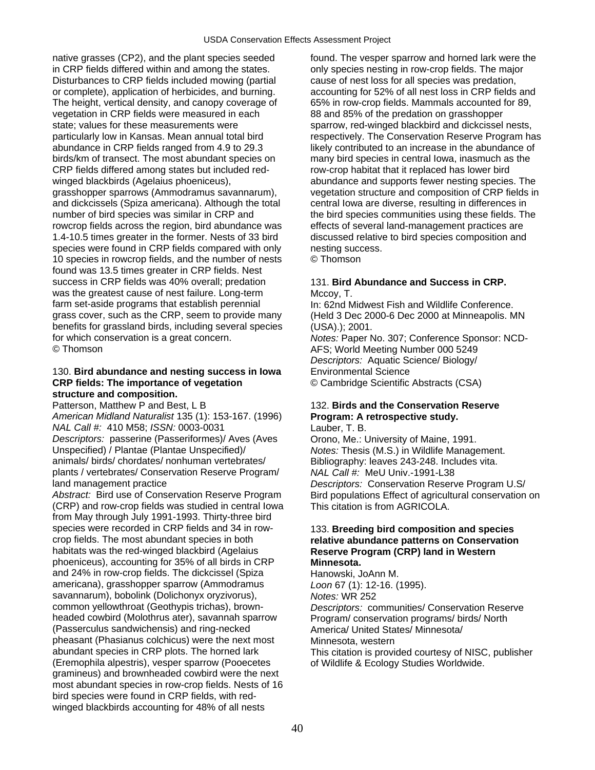native grasses (CP2), and the plant species seeded in CRP fields differed within and among the states. Disturbances to CRP fields included mowing (partial or complete), application of herbicides, and burning. The height, vertical density, and canopy coverage of vegetation in CRP fields were measured in each state; values for these measurements were particularly low in Kansas. Mean annual total bird abundance in CRP fields ranged from 4.9 to 29.3 birds/km of transect. The most abundant species on CRP fields differed among states but included red-winged blackbirds (Agelaius phoeniceus), grasshopper sparrows (Ammodramus savannarum), and dickcissels (Spiza americana). Although the total number of bird species was similar in CRP and rowcrop fields across the region, bird abundance was 1.4-10.5 times greater in the former. Nests of 33 bird species were found in CRP fields compared with only 10 species in rowcrop fields, and the number of nests found was 13.5 times greater in CRP fields. Nest success in CRP fields was 40% overall; predation was the greatest cause of nest failure. Long-term farm set-aside programs that establish perennial grass cover, such as the CRP, seem to provide many benefits for grassland birds, including several species for which conservation is a great concern.
© Thomson

### 130. **Bird abundance and nesting success in Iowa CRP fields: The importance of vegetation structure and composition.**

Patterson, Matthew P and Best, L B
*American Midland Naturalist* 135 (1): 153-167. (1996)
*NAL Call #:* 410 M58; *ISSN:* 0003-0031
*Descriptors:* passerine (Passeriformes)/ Aves (Aves Unspecified) / Plantae (Plantae Unspecified)/ animals/ birds/ chordates/ nonhuman vertebrates/ plants / vertebrates/ Conservation Reserve Program/ land management practice
*Abstract:* Bird use of Conservation Reserve Program (CRP) and row-crop fields was studied in central Iowa from May through July 1991-1993. Thirty-three bird species were recorded in CRP fields and 34 in row-crop fields. The most abundant species in both habitats was the red-winged blackbird (Agelaius phoeniceus), accounting for 35% of all birds in CRP and 24% in row-crop fields. The dickcissel (Spiza americana), grasshopper sparrow (Ammodramus savannarum), bobolink (Dolichonyx oryzivorus), common yellowthroat (Geothypis trichas), brown-headed cowbird (Molothrus ater), savannah sparrow (Passerculus sandwichensis) and ring-necked pheasant (Phasianus colchicus) were the next most abundant species in CRP plots. The horned lark (Eremophila alpestris), vesper sparrow (Pooecetes gramineus) and brownheaded cowbird were the next most abundant species in row-crop fields. Nests of 16 bird species were found in CRP fields, with red-winged blackbirds accounting for 48% of all nests found. The vesper sparrow and horned lark were the only species nesting in row-crop fields. The major cause of nest loss for all species was predation, accounting for 52% of all nest loss in CRP fields and 65% in row-crop fields. Mammals accounted for 89, 88 and 85% of the predation on grasshopper sparrow, red-winged blackbird and dickcissel nests, respectively. The Conservation Reserve Program has likely contributed to an increase in the abundance of many bird species in central Iowa, inasmuch as the row-crop habitat that it replaced has lower bird abundance and supports fewer nesting species. The vegetation structure and composition of CRP fields in central Iowa are diverse, resulting in differences in the bird species communities using these fields. The effects of several land-management practices are discussed relative to bird species composition and nesting success.
© Thomson

### 131. **Bird Abundance and Success in CRP.**

Mccoy, T.
In: 62nd Midwest Fish and Wildlife Conference. (Held 3 Dec 2000-6 Dec 2000 at Minneapolis. MN (USA).); 2001.
*Notes:* Paper No. 307; Conference Sponsor: NCD-AFS; World Meeting Number 000 5249
*Descriptors:* Aquatic Science/ Biology/ Environmental Science
© Cambridge Scientific Abstracts (CSA)

### 132. **Birds and the Conservation Reserve Program: A retrospective study.**

Lauber, T. B.
Orono, Me.: University of Maine, 1991.
*Notes:* Thesis (M.S.) in Wildlife Management. Bibliography: leaves 243-248. Includes vita.
*NAL Call #:* MeU Univ.-1991-L38
*Descriptors:* Conservation Reserve Program U.S/ Bird populations Effect of agricultural conservation on
This citation is from AGRICOLA.

### 133. **Breeding bird composition and species relative abundance patterns on Conservation Reserve Program (CRP) land in Western Minnesota.**

Hanowski, JoAnn M.
*Loon* 67 (1): 12-16. (1995).
*Notes:* WR 252
*Descriptors:* communities/ Conservation Reserve Program/ conservation programs/ birds/ North America/ United States/ Minnesota/ Minnesota, western
This citation is provided courtesy of NISC, publisher of Wildlife & Ecology Studies Worldwide.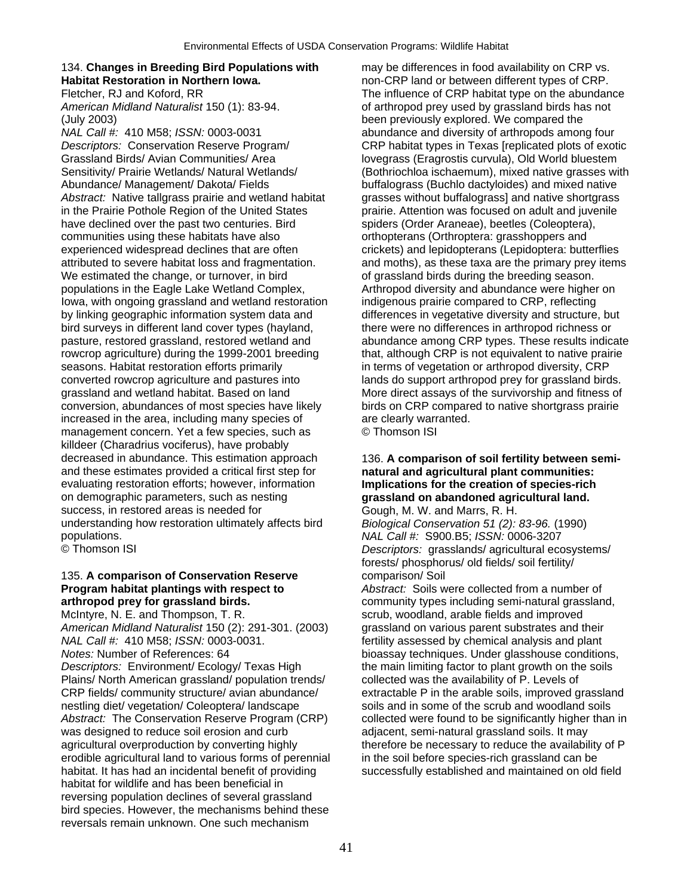134. **Changes in Breeding Bird Populations with Habitat Restoration in Northern Iowa.**
Fletcher, RJ and Koford, RR
*American Midland Naturalist* 150 (1): 83-94. (July 2003)
*NAL Call #:* 410 M58; *ISSN:* 0003-0031
*Descriptors:* Conservation Reserve Program/ Grassland Birds/ Avian Communities/ Area Sensitivity/ Prairie Wetlands/ Natural Wetlands/ Abundance/ Management/ Dakota/ Fields
*Abstract:* Native tallgrass prairie and wetland habitat in the Prairie Pothole Region of the United States have declined over the past two centuries. Bird communities using these habitats have also experienced widespread declines that are often attributed to severe habitat loss and fragmentation. We estimated the change, or turnover, in bird populations in the Eagle Lake Wetland Complex, Iowa, with ongoing grassland and wetland restoration by linking geographic information system data and bird surveys in different land cover types (hayland, pasture, restored grassland, restored wetland and rowcrop agriculture) during the 1999-2001 breeding seasons. Habitat restoration efforts primarily converted rowcrop agriculture and pastures into grassland and wetland habitat. Based on land conversion, abundances of most species have likely increased in the area, including many species of management concern. Yet a few species, such as killdeer (Charadrius vociferus), have probably decreased in abundance. This estimation approach and these estimates provided a critical first step for evaluating restoration efforts; however, information on demographic parameters, such as nesting success, in restored areas is needed for understanding how restoration ultimately affects bird populations.
© Thomson ISI

135. **A comparison of Conservation Reserve Program habitat plantings with respect to arthropod prey for grassland birds.**
McIntyre, N. E. and Thompson, T. R.
*American Midland Naturalist* 150 (2): 291-301. (2003)
*NAL Call #:* 410 M58; *ISSN:* 0003-0031.
*Notes:* Number of References: 64
*Descriptors:* Environment/ Ecology/ Texas High Plains/ North American grassland/ population trends/ CRP fields/ community structure/ avian abundance/ nestling diet/ vegetation/ Coleoptera/ landscape
*Abstract:* The Conservation Reserve Program (CRP) was designed to reduce soil erosion and curb agricultural overproduction by converting highly erodible agricultural land to various forms of perennial habitat. It has had an incidental benefit of providing habitat for wildlife and has been beneficial in reversing population declines of several grassland bird species. However, the mechanisms behind these reversals remain unknown. One such mechanism may be differences in food availability on CRP vs. non-CRP land or between different types of CRP. The influence of CRP habitat type on the abundance of arthropod prey used by grassland birds has not been previously explored. We compared the abundance and diversity of arthropods among four CRP habitat types in Texas [replicated plots of exotic lovegrass (Eragrostis curvula), Old World bluestem (Bothriochloa ischaemum), mixed native grasses with buffalograss (Buchlo dactyloides) and mixed native grasses without buffalograss] and native shortgrass prairie. Attention was focused on adult and juvenile spiders (Order Araneae), beetles (Coleoptera), orthopterans (Orthoptera: grasshoppers and crickets) and lepidopterans (Lepidoptera: butterflies and moths), as these taxa are the primary prey items of grassland birds during the breeding season. Arthropod diversity and abundance were higher on indigenous prairie compared to CRP, reflecting differences in vegetative diversity and structure, but there were no differences in arthropod richness or abundance among CRP types. These results indicate that, although CRP is not equivalent to native prairie in terms of vegetation or arthropod diversity, CRP lands do support arthropod prey for grassland birds. More direct assays of the survivorship and fitness of birds on CRP compared to native shortgrass prairie are clearly warranted.
© Thomson ISI

136. **A comparison of soil fertility between semi-natural and agricultural plant communities: Implications for the creation of species-rich grassland on abandoned agricultural land.**
Gough, M. W. and Marrs, R. H.
*Biological Conservation 51 (2): 83-96.* (1990)
*NAL Call #:* S900.B5; *ISSN:* 0006-3207
*Descriptors:* grasslands/ agricultural ecosystems/ forests/ phosphorus/ old fields/ soil fertility/ comparison/ Soil
*Abstract:* Soils were collected from a number of community types including semi-natural grassland, scrub, woodland, arable fields and improved grassland on various parent substrates and their fertility assessed by chemical analysis and plant bioassay techniques. Under glasshouse conditions, the main limiting factor to plant growth on the soils collected was the availability of P. Levels of extractable P in the arable soils, improved grassland soils and in some of the scrub and woodland soils collected were found to be significantly higher than in adjacent, semi-natural grassland soils. It may therefore be necessary to reduce the availability of P in the soil before species-rich grassland can be successfully established and maintained on old field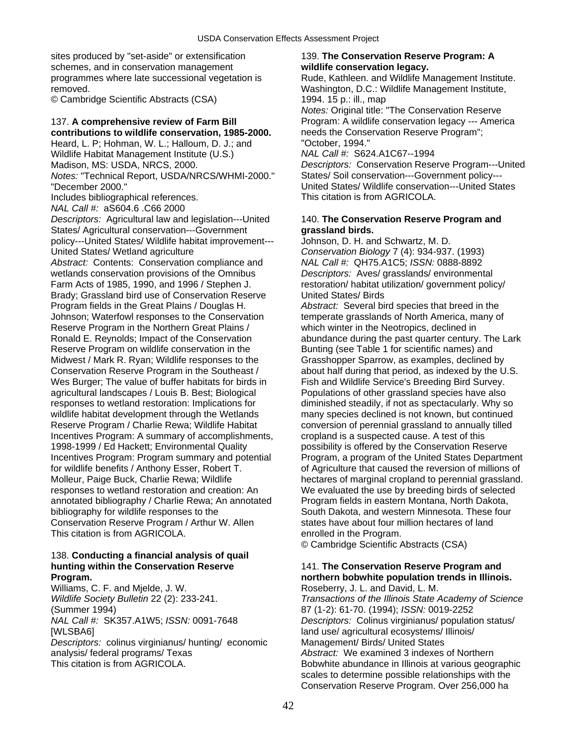sites produced by "set-aside" or extensification schemes, and in conservation management programmes where late successional vegetation is removed.
© Cambridge Scientific Abstracts (CSA)

137. **A comprehensive review of Farm Bill contributions to wildlife conservation, 1985-2000.**
Heard, L. P; Hohman, W. L.; Halloum, D. J.; and Wildlife Habitat Management Institute (U.S.)
Madison, MS: USDA, NRCS, 2000.
*Notes:* "Technical Report, USDA/NRCS/WHMI-2000." "December 2000."
Includes bibliographical references.
*NAL Call #:* aS604.6 .C66 2000
*Descriptors:* Agricultural law and legislation---United States/ Agricultural conservation---Government policy---United States/ Wildlife habitat improvement---United States/ Wetland agriculture
*Abstract:* Contents: Conservation compliance and wetlands conservation provisions of the Omnibus Farm Acts of 1985, 1990, and 1996 / Stephen J. Brady; Grassland bird use of Conservation Reserve Program fields in the Great Plains / Douglas H. Johnson; Waterfowl responses to the Conservation Reserve Program in the Northern Great Plains / Ronald E. Reynolds; Impact of the Conservation Reserve Program on wildlife conservation in the Midwest / Mark R. Ryan; Wildlife responses to the Conservation Reserve Program in the Southeast / Wes Burger; The value of buffer habitats for birds in agricultural landscapes / Louis B. Best; Biological responses to wetland restoration: Implications for wildlife habitat development through the Wetlands Reserve Program / Charlie Rewa; Wildlife Habitat Incentives Program: A summary of accomplishments, 1998-1999 / Ed Hackett; Environmental Quality Incentives Program: Program summary and potential for wildlife benefits / Anthony Esser, Robert T. Molleur, Paige Buck, Charlie Rewa; Wildlife responses to wetland restoration and creation: An annotated bibliography / Charlie Rewa; An annotated bibliography for wildlife responses to the Conservation Reserve Program / Arthur W. Allen
This citation is from AGRICOLA.

138. **Conducting a financial analysis of quail hunting within the Conservation Reserve Program.**
Williams, C. F. and Mjelde, J. W.
*Wildlife Society Bulletin* 22 (2): 233-241. (Summer 1994)
*NAL Call #:* SK357.A1W5; *ISSN:* 0091-7648 [WLSBA6]
*Descriptors:* colinus virginianus/ hunting/ economic analysis/ federal programs/ Texas
This citation is from AGRICOLA.

139. **The Conservation Reserve Program: A wildlife conservation legacy.**
Rude, Kathleen. and Wildlife Management Institute.
Washington, D.C.: Wildlife Management Institute, 1994. 15 p.: ill., map
*Notes:* Original title: "The Conservation Reserve Program: A wildlife conservation legacy --- America needs the Conservation Reserve Program"; "October, 1994."
*NAL Call #:* S624.A1C67--1994
*Descriptors:* Conservation Reserve Program---United States/ Soil conservation---Government policy---United States/ Wildlife conservation---United States
This citation is from AGRICOLA.

140. **The Conservation Reserve Program and grassland birds.**
Johnson, D. H. and Schwartz, M. D.
*Conservation Biology* 7 (4): 934-937. (1993)
*NAL Call #:* QH75.A1C5; *ISSN:* 0888-8892
*Descriptors:* Aves/ grasslands/ environmental restoration/ habitat utilization/ government policy/ United States/ Birds
*Abstract:* Several bird species that breed in the temperate grasslands of North America, many of which winter in the Neotropics, declined in abundance during the past quarter century. The Lark Bunting (see Table 1 for scientific names) and Grasshopper Sparrow, as examples, declined by about half during that period, as indexed by the U.S. Fish and Wildlife Service's Breeding Bird Survey. Populations of other grassland species have also diminished steadily, if not as spectacularly. Why so many species declined is not known, but continued conversion of perennial grassland to annually tilled cropland is a suspected cause. A test of this possibility is offered by the Conservation Reserve Program, a program of the United States Department of Agriculture that caused the reversion of millions of hectares of marginal cropland to perennial grassland. We evaluated the use by breeding birds of selected Program fields in eastern Montana, North Dakota, South Dakota, and western Minnesota. These four states have about four million hectares of land enrolled in the Program.
© Cambridge Scientific Abstracts (CSA)

141. **The Conservation Reserve Program and northern bobwhite population trends in Illinois.**
Roseberry, J. L. and David, L. M.
*Transactions of the Illinois State Academy of Science* 87 (1-2): 61-70. (1994); *ISSN:* 0019-2252
*Descriptors:* Colinus virginianus/ population status/ land use/ agricultural ecosystems/ Illinois/ Management/ Birds/ United States
*Abstract:* We examined 3 indexes of Northern Bobwhite abundance in Illinois at various geographic scales to determine possible relationships with the Conservation Reserve Program. Over 256,000 ha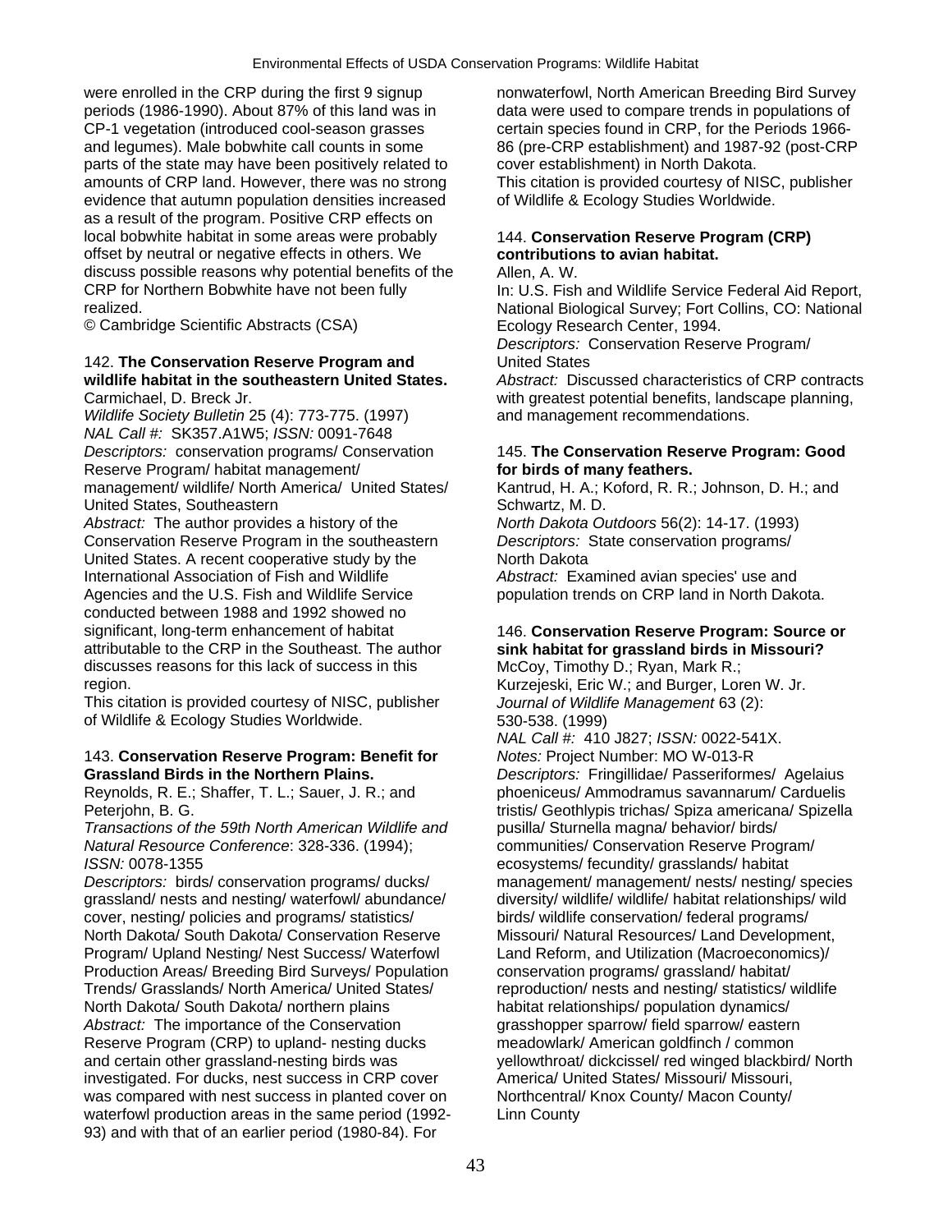were enrolled in the CRP during the first 9 signup periods (1986-1990). About 87% of this land was in CP-1 vegetation (introduced cool-season grasses and legumes). Male bobwhite call counts in some parts of the state may have been positively related to amounts of CRP land. However, there was no strong evidence that autumn population densities increased as a result of the program. Positive CRP effects on local bobwhite habitat in some areas were probably offset by neutral or negative effects in others. We discuss possible reasons why potential benefits of the CRP for Northern Bobwhite have not been fully realized.
© Cambridge Scientific Abstracts (CSA)

142. **The Conservation Reserve Program and wildlife habitat in the southeastern United States.**
Carmichael, D. Breck Jr.
*Wildlife Society Bulletin* 25 (4): 773-775. (1997)
*NAL Call #:* SK357.A1W5; *ISSN:* 0091-7648
*Descriptors:* conservation programs/ Conservation Reserve Program/ habitat management/ management/ wildlife/ North America/ United States/ United States, Southeastern
*Abstract:* The author provides a history of the Conservation Reserve Program in the southeastern United States. A recent cooperative study by the International Association of Fish and Wildlife Agencies and the U.S. Fish and Wildlife Service conducted between 1988 and 1992 showed no significant, long-term enhancement of habitat attributable to the CRP in the Southeast. The author discusses reasons for this lack of success in this region.
This citation is provided courtesy of NISC, publisher of Wildlife & Ecology Studies Worldwide.

143. **Conservation Reserve Program: Benefit for Grassland Birds in the Northern Plains.**
Reynolds, R. E.; Shaffer, T. L.; Sauer, J. R.; and Peterjohn, B. G.
*Transactions of the 59th North American Wildlife and Natural Resource Conference*: 328-336. (1994); *ISSN:* 0078-1355
*Descriptors:* birds/ conservation programs/ ducks/ grassland/ nests and nesting/ waterfowl/ abundance/ cover, nesting/ policies and programs/ statistics/ North Dakota/ South Dakota/ Conservation Reserve Program/ Upland Nesting/ Nest Success/ Waterfowl Production Areas/ Breeding Bird Surveys/ Population Trends/ Grasslands/ North America/ United States/ North Dakota/ South Dakota/ northern plains
*Abstract:* The importance of the Conservation Reserve Program (CRP) to upland- nesting ducks and certain other grassland-nesting birds was investigated. For ducks, nest success in CRP cover was compared with nest success in planted cover on waterfowl production areas in the same period (1992-93) and with that of an earlier period (1980-84). For nonwaterfowl, North American Breeding Bird Survey data were used to compare trends in populations of certain species found in CRP, for the Periods 1966-86 (pre-CRP establishment) and 1987-92 (post-CRP cover establishment) in North Dakota.
This citation is provided courtesy of NISC, publisher of Wildlife & Ecology Studies Worldwide.

144. **Conservation Reserve Program (CRP) contributions to avian habitat.**
Allen, A. W.
In: U.S. Fish and Wildlife Service Federal Aid Report, National Biological Survey; Fort Collins, CO: National Ecology Research Center, 1994.
*Descriptors:* Conservation Reserve Program/ United States
*Abstract:* Discussed characteristics of CRP contracts with greatest potential benefits, landscape planning, and management recommendations.

145. **The Conservation Reserve Program: Good for birds of many feathers.**
Kantrud, H. A.; Koford, R. R.; Johnson, D. H.; and Schwartz, M. D.
*North Dakota Outdoors* 56(2): 14-17. (1993)
*Descriptors:* State conservation programs/ North Dakota
*Abstract:* Examined avian species' use and population trends on CRP land in North Dakota.

146. **Conservation Reserve Program: Source or sink habitat for grassland birds in Missouri?**
McCoy, Timothy D.; Ryan, Mark R.; Kurzejeski, Eric W.; and Burger, Loren W. Jr.
*Journal of Wildlife Management* 63 (2): 530-538. (1999)
*NAL Call #:* 410 J827; *ISSN:* 0022-541X.
*Notes:* Project Number: MO W-013-R
*Descriptors:* Fringillidae/ Passeriformes/ Agelaius phoeniceus/ Ammodramus savannarum/ Carduelis tristis/ Geothlypis trichas/ Spiza americana/ Spizella pusilla/ Sturnella magna/ behavior/ birds/ communities/ Conservation Reserve Program/ ecosystems/ fecundity/ grasslands/ habitat management/ management/ nests/ nesting/ species diversity/ wildlife/ wildlife/ habitat relationships/ wild birds/ wildlife conservation/ federal programs/ Missouri/ Natural Resources/ Land Development, Land Reform, and Utilization (Macroeconomics)/ conservation programs/ grassland/ habitat/ reproduction/ nests and nesting/ statistics/ wildlife habitat relationships/ population dynamics/ grasshopper sparrow/ field sparrow/ eastern meadowlark/ American goldfinch / common yellowthroat/ dickcissel/ red winged blackbird/ North America/ United States/ Missouri/ Missouri, Northcentral/ Knox County/ Macon County/ Linn County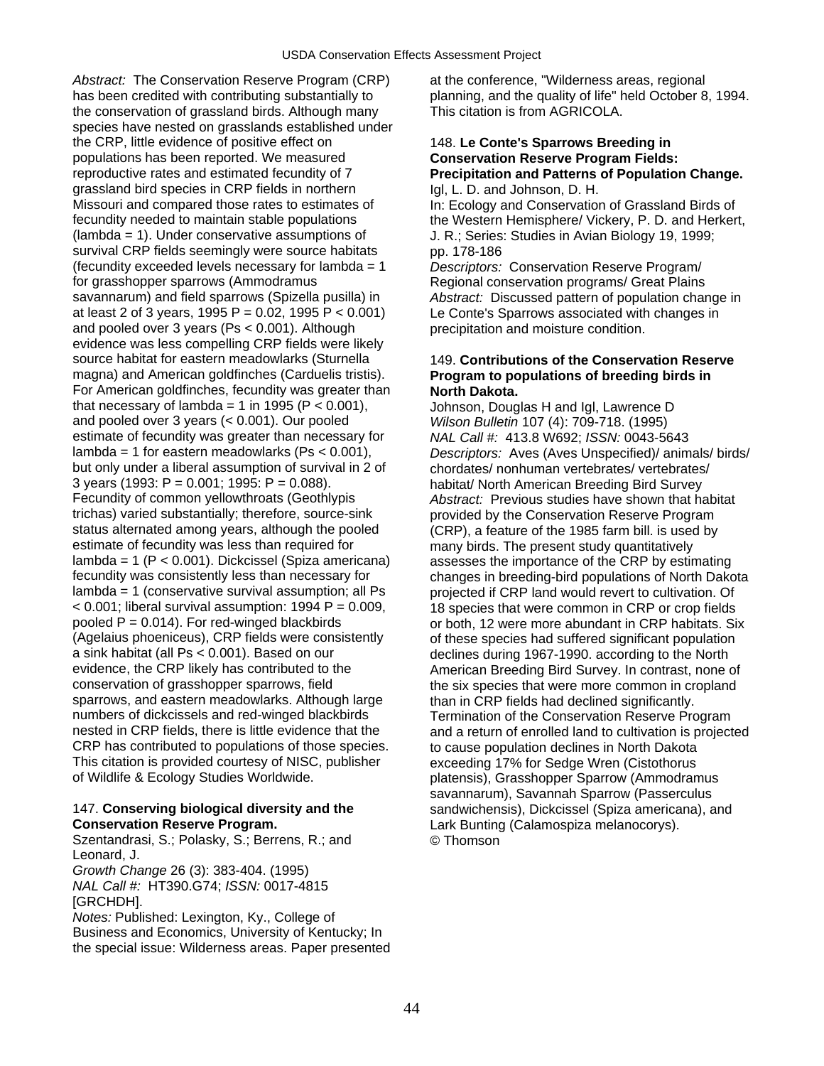*Abstract:* The Conservation Reserve Program (CRP) has been credited with contributing substantially to the conservation of grassland birds. Although many species have nested on grasslands established under the CRP, little evidence of positive effect on populations has been reported. We measured reproductive rates and estimated fecundity of 7 grassland bird species in CRP fields in northern Missouri and compared those rates to estimates of fecundity needed to maintain stable populations (lambda = 1). Under conservative assumptions of survival CRP fields seemingly were source habitats (fecundity exceeded levels necessary for lambda = 1 for grasshopper sparrows (Ammodramus savannarum) and field sparrows (Spizella pusilla) in at least 2 of 3 years, 1995 P = 0.02, 1995 P < 0.001) and pooled over 3 years (Ps < 0.001). Although evidence was less compelling CRP fields were likely source habitat for eastern meadowlarks (Sturnella magna) and American goldfinches (Carduelis tristis). For American goldfinches, fecundity was greater than that necessary of lambda = 1 in 1995 (P < 0.001), and pooled over 3 years (< 0.001). Our pooled estimate of fecundity was greater than necessary for lambda = 1 for eastern meadowlarks (Ps < 0.001), but only under a liberal assumption of survival in 2 of 3 years (1993: P = 0.001; 1995: P = 0.088). Fecundity of common yellowthroats (Geothlypis trichas) varied substantially; therefore, source-sink status alternated among years, although the pooled estimate of fecundity was less than required for lambda = 1 (P < 0.001). Dickcissel (Spiza americana) fecundity was consistently less than necessary for lambda = 1 (conservative survival assumption; all Ps < 0.001; liberal survival assumption: 1994 P = 0.009, pooled P = 0.014). For red-winged blackbirds (Agelaius phoeniceus), CRP fields were consistently a sink habitat (all Ps < 0.001). Based on our evidence, the CRP likely has contributed to the conservation of grasshopper sparrows, field sparrows, and eastern meadowlarks. Although large numbers of dickcissels and red-winged blackbirds nested in CRP fields, there is little evidence that the CRP has contributed to populations of those species. This citation is provided courtesy of NISC, publisher of Wildlife & Ecology Studies Worldwide.

147. **Conserving biological diversity and the Conservation Reserve Program.**
Szentandrasi, S.; Polasky, S.; Berrens, R.; and Leonard, J.
*Growth Change* 26 (3): 383-404. (1995)
*NAL Call #:* HT390.G74; *ISSN:* 0017-4815 [GRCHDH].
*Notes:* Published: Lexington, Ky., College of Business and Economics, University of Kentucky; In the special issue: Wilderness areas. Paper presented at the conference, "Wilderness areas, regional planning, and the quality of life" held October 8, 1994. This citation is from AGRICOLA.

148. **Le Conte's Sparrows Breeding in Conservation Reserve Program Fields: Precipitation and Patterns of Population Change.**
Igl, L. D. and Johnson, D. H.
In: Ecology and Conservation of Grassland Birds of the Western Hemisphere/ Vickery, P. D. and Herkert, J. R.; Series: Studies in Avian Biology 19, 1999; pp. 178-186
*Descriptors:* Conservation Reserve Program/ Regional conservation programs/ Great Plains
*Abstract:* Discussed pattern of population change in Le Conte's Sparrows associated with changes in precipitation and moisture condition.

149. **Contributions of the Conservation Reserve Program to populations of breeding birds in North Dakota.**
Johnson, Douglas H and Igl, Lawrence D
*Wilson Bulletin* 107 (4): 709-718. (1995)
*NAL Call #:* 413.8 W692; *ISSN:* 0043-5643
*Descriptors:* Aves (Aves Unspecified)/ animals/ birds/ chordates/ nonhuman vertebrates/ vertebrates/ habitat/ North American Breeding Bird Survey
*Abstract:* Previous studies have shown that habitat provided by the Conservation Reserve Program (CRP), a feature of the 1985 farm bill. is used by many birds. The present study quantitatively assesses the importance of the CRP by estimating changes in breeding-bird populations of North Dakota projected if CRP land would revert to cultivation. Of 18 species that were common in CRP or crop fields or both, 12 were more abundant in CRP habitats. Six of these species had suffered significant population declines during 1967-1990. according to the North American Breeding Bird Survey. In contrast, none of the six species that were more common in cropland than in CRP fields had declined significantly. Termination of the Conservation Reserve Program and a return of enrolled land to cultivation is projected to cause population declines in North Dakota exceeding 17% for Sedge Wren (Cistothorus platensis), Grasshopper Sparrow (Ammodramus savannarum), Savannah Sparrow (Passerculus sandwichensis), Dickcissel (Spiza americana), and Lark Bunting (Calamospiza melanocorys).
© Thomson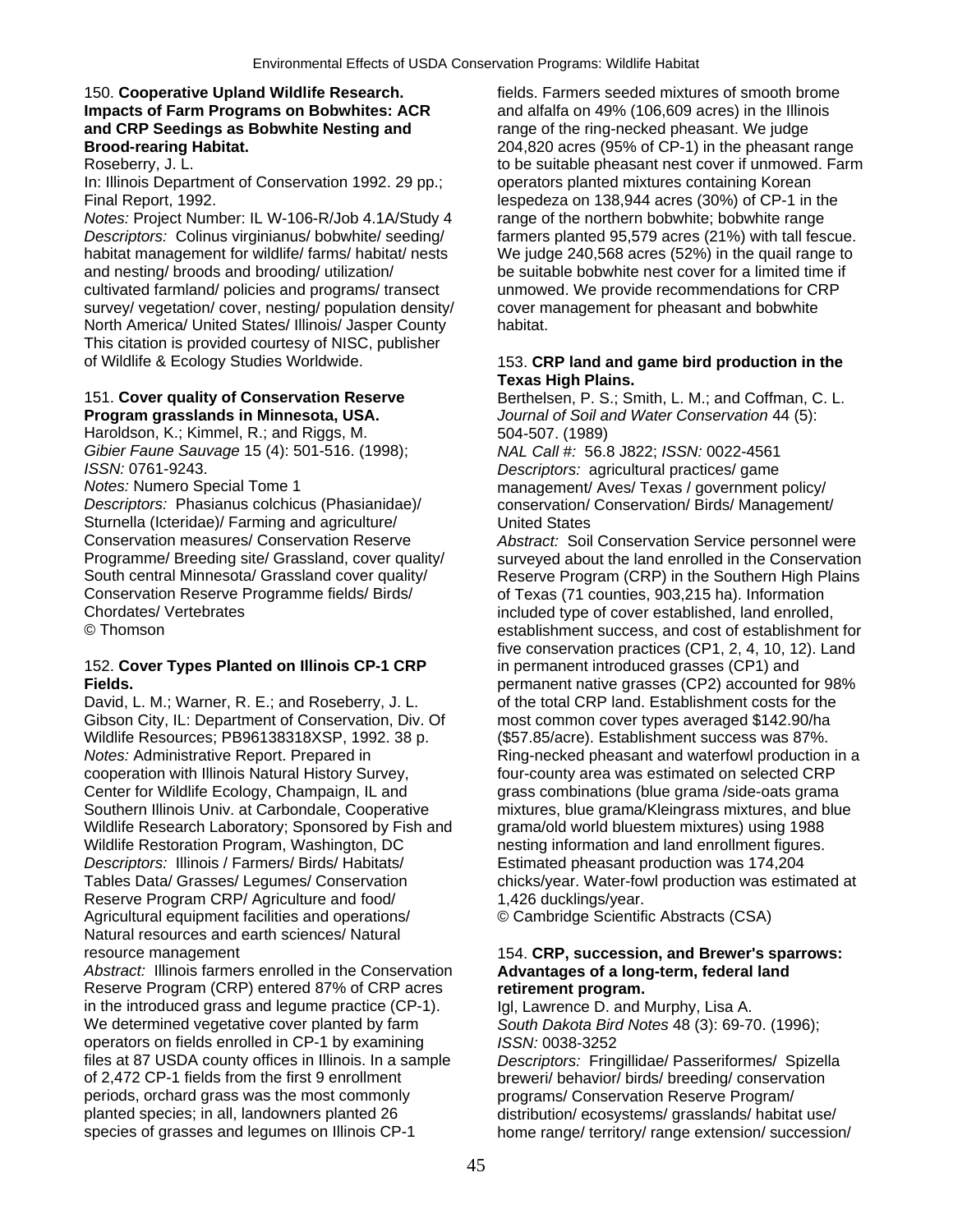150. **Cooperative Upland Wildlife Research. Impacts of Farm Programs on Bobwhites: ACR and CRP Seedings as Bobwhite Nesting and Brood-rearing Habitat.**
Roseberry, J. L.
In: Illinois Department of Conservation 1992. 29 pp.; Final Report, 1992.
*Notes:* Project Number: IL W-106-R/Job 4.1A/Study 4
*Descriptors:* Colinus virginianus/ bobwhite/ seeding/ habitat management for wildlife/ farms/ habitat/ nests and nesting/ broods and brooding/ utilization/ cultivated farmland/ policies and programs/ transect survey/ vegetation/ cover, nesting/ population density/ North America/ United States/ Illinois/ Jasper County
This citation is provided courtesy of NISC, publisher of Wildlife & Ecology Studies Worldwide.

151. **Cover quality of Conservation Reserve Program grasslands in Minnesota, USA.**
Haroldson, K.; Kimmel, R.; and Riggs, M.
*Gibier Faune Sauvage* 15 (4): 501-516. (1998); *ISSN:* 0761-9243.
*Notes:* Numero Special Tome 1
*Descriptors:* Phasianus colchicus (Phasianidae)/ Sturnella (Icteridae)/ Farming and agriculture/ Conservation measures/ Conservation Reserve Programme/ Breeding site/ Grassland, cover quality/ South central Minnesota/ Grassland cover quality/ Conservation Reserve Programme fields/ Birds/ Chordates/ Vertebrates
© Thomson

152. **Cover Types Planted on Illinois CP-1 CRP Fields.**
David, L. M.; Warner, R. E.; and Roseberry, J. L.
Gibson City, IL: Department of Conservation, Div. Of Wildlife Resources; PB96138318XSP, 1992. 38 p.
*Notes:* Administrative Report. Prepared in cooperation with Illinois Natural History Survey, Center for Wildlife Ecology, Champaign, IL and Southern Illinois Univ. at Carbondale, Cooperative Wildlife Research Laboratory; Sponsored by Fish and Wildlife Restoration Program, Washington, DC
*Descriptors:* Illinois / Farmers/ Birds/ Habitats/ Tables Data/ Grasses/ Legumes/ Conservation Reserve Program CRP/ Agriculture and food/ Agricultural equipment facilities and operations/ Natural resources and earth sciences/ Natural resource management
*Abstract:* Illinois farmers enrolled in the Conservation Reserve Program (CRP) entered 87% of CRP acres in the introduced grass and legume practice (CP-1). We determined vegetative cover planted by farm operators on fields enrolled in CP-1 by examining files at 87 USDA county offices in Illinois. In a sample of 2,472 CP-1 fields from the first 9 enrollment periods, orchard grass was the most commonly planted species; in all, landowners planted 26 species of grasses and legumes on Illinois CP-1 fields. Farmers seeded mixtures of smooth brome and alfalfa on 49% (106,609 acres) in the Illinois range of the ring-necked pheasant. We judge 204,820 acres (95% of CP-1) in the pheasant range to be suitable pheasant nest cover if unmowed. Farm operators planted mixtures containing Korean lespedeza on 138,944 acres (30%) of CP-1 in the range of the northern bobwhite; bobwhite range farmers planted 95,579 acres (21%) with tall fescue. We judge 240,568 acres (52%) in the quail range to be suitable bobwhite nest cover for a limited time if unmowed. We provide recommendations for CRP cover management for pheasant and bobwhite habitat.

153. **CRP land and game bird production in the Texas High Plains.**
Berthelsen, P. S.; Smith, L. M.; and Coffman, C. L.
*Journal of Soil and Water Conservation* 44 (5): 504-507. (1989)
*NAL Call #:* 56.8 J822; *ISSN:* 0022-4561
*Descriptors:* agricultural practices/ game management/ Aves/ Texas / government policy/ conservation/ Conservation/ Birds/ Management/ United States
*Abstract:* Soil Conservation Service personnel were surveyed about the land enrolled in the Conservation Reserve Program (CRP) in the Southern High Plains of Texas (71 counties, 903,215 ha). Information included type of cover established, land enrolled, establishment success, and cost of establishment for five conservation practices (CP1, 2, 4, 10, 12). Land in permanent introduced grasses (CP1) and permanent native grasses (CP2) accounted for 98% of the total CRP land. Establishment costs for the most common cover types averaged $142.90/ha ($57.85/acre). Establishment success was 87%. Ring-necked pheasant and waterfowl production in a four-county area was estimated on selected CRP grass combinations (blue grama /side-oats grama mixtures, blue grama/Kleingrass mixtures, and blue grama/old world bluestem mixtures) using 1988 nesting information and land enrollment figures. Estimated pheasant production was 174,204 chicks/year. Water-fowl production was estimated at 1,426 ducklings/year.
© Cambridge Scientific Abstracts (CSA)

154. **CRP, succession, and Brewer's sparrows: Advantages of a long-term, federal land retirement program.**
Igl, Lawrence D. and Murphy, Lisa A.
*South Dakota Bird Notes* 48 (3): 69-70. (1996); *ISSN:* 0038-3252
*Descriptors:* Fringillidae/ Passeriformes/ Spizella breweri/ behavior/ birds/ breeding/ conservation programs/ Conservation Reserve Program/ distribution/ ecosystems/ grasslands/ habitat use/ home range/ territory/ range extension/ succession/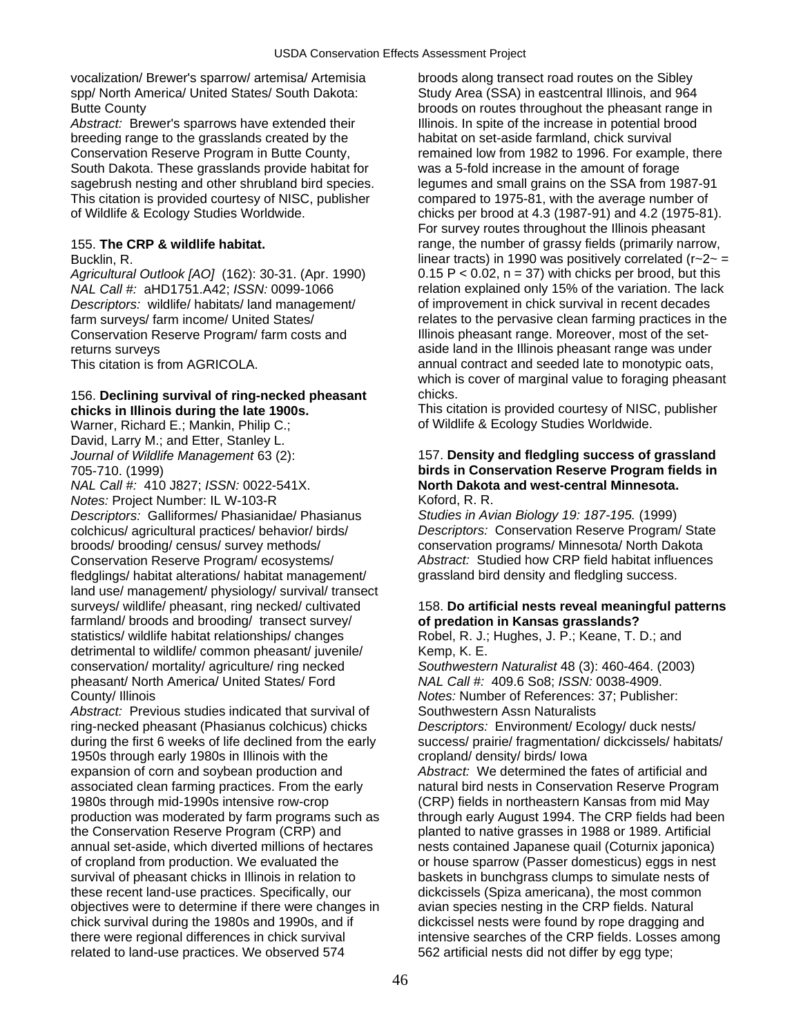vocalization/ Brewer's sparrow/ artemisa/ Artemisia spp/ North America/ United States/ South Dakota: Butte County

*Abstract:* Brewer's sparrows have extended their breeding range to the grasslands created by the Conservation Reserve Program in Butte County, South Dakota. These grasslands provide habitat for sagebrush nesting and other shrubland bird species. This citation is provided courtesy of NISC, publisher of Wildlife & Ecology Studies Worldwide.

155. **The CRP & wildlife habitat.**
Bucklin, R.
*Agricultural Outlook [AO]* (162): 30-31. (Apr. 1990)
*NAL Call #:* aHD1751.A42; *ISSN:* 0099-1066
*Descriptors:* wildlife/ habitats/ land management/ farm surveys/ farm income/ United States/ Conservation Reserve Program/ farm costs and returns surveys
This citation is from AGRICOLA.

156. **Declining survival of ring-necked pheasant chicks in Illinois during the late 1900s.**
Warner, Richard E.; Mankin, Philip C.; David, Larry M.; and Etter, Stanley L.
*Journal of Wildlife Management* 63 (2): 705-710. (1999)
*NAL Call #:* 410 J827; *ISSN:* 0022-541X.
*Notes:* Project Number: IL W-103-R
*Descriptors:* Galliformes/ Phasianidae/ Phasianus colchicus/ agricultural practices/ behavior/ birds/ broods/ brooding/ census/ survey methods/ Conservation Reserve Program/ ecosystems/ fledglings/ habitat alterations/ habitat management/ land use/ management/ physiology/ survival/ transect surveys/ wildlife/ pheasant, ring necked/ cultivated farmland/ broods and brooding/ transect survey/ statistics/ wildlife habitat relationships/ changes detrimental to wildlife/ common pheasant/ juvenile/ conservation/ mortality/ agriculture/ ring necked pheasant/ North America/ United States/ Ford County/ Illinois
*Abstract:* Previous studies indicated that survival of ring-necked pheasant (Phasianus colchicus) chicks during the first 6 weeks of life declined from the early 1950s through early 1980s in Illinois with the expansion of corn and soybean production and associated clean farming practices. From the early 1980s through mid-1990s intensive row-crop production was moderated by farm programs such as the Conservation Reserve Program (CRP) and annual set-aside, which diverted millions of hectares of cropland from production. We evaluated the survival of pheasant chicks in Illinois in relation to these recent land-use practices. Specifically, our objectives were to determine if there were changes in chick survival during the 1980s and 1990s, and if there were regional differences in chick survival related to land-use practices. We observed 574 broods along transect road routes on the Sibley Study Area (SSA) in eastcentral Illinois, and 964 broods on routes throughout the pheasant range in Illinois. In spite of the increase in potential brood habitat on set-aside farmland, chick survival remained low from 1982 to 1996. For example, there was a 5-fold increase in the amount of forage legumes and small grains on the SSA from 1987-91 compared to 1975-81, with the average number of chicks per brood at 4.3 (1987-91) and 4.2 (1975-81). For survey routes throughout the Illinois pheasant range, the number of grassy fields (primarily narrow, linear tracts) in 1990 was positively correlated ($r^2 = 0.15$ $P < 0.02$, $n = 37$) with chicks per brood, but this relation explained only 15% of the variation. The lack of improvement in chick survival in recent decades relates to the pervasive clean farming practices in the Illinois pheasant range. Moreover, most of the set-aside land in the Illinois pheasant range was under annual contract and seeded late to monotypic oats, which is cover of marginal value to foraging pheasant chicks.
This citation is provided courtesy of NISC, publisher of Wildlife & Ecology Studies Worldwide.

157. **Density and fledgling success of grassland birds in Conservation Reserve Program fields in North Dakota and west-central Minnesota.**
Koford, R. R.
*Studies in Avian Biology 19: 187-195.* (1999)
*Descriptors:* Conservation Reserve Program/ State conservation programs/ Minnesota/ North Dakota
*Abstract:* Studied how CRP field habitat influences grassland bird density and fledgling success.

158. **Do artificial nests reveal meaningful patterns of predation in Kansas grasslands?**
Robel, R. J.; Hughes, J. P.; Keane, T. D.; and Kemp, K. E.
*Southwestern Naturalist* 48 (3): 460-464. (2003)
*NAL Call #:* 409.6 So8; *ISSN:* 0038-4909.
*Notes:* Number of References: 37; Publisher: Southwestern Assn Naturalists
*Descriptors:* Environment/ Ecology/ duck nests/ success/ prairie/ fragmentation/ dickcissels/ habitats/ cropland/ density/ birds/ Iowa
*Abstract:* We determined the fates of artificial and natural bird nests in Conservation Reserve Program (CRP) fields in northeastern Kansas from mid May through early August 1994. The CRP fields had been planted to native grasses in 1988 or 1989. Artificial nests contained Japanese quail (Coturnix japonica) or house sparrow (Passer domesticus) eggs in nest baskets in bunchgrass clumps to simulate nests of dickcissels (Spiza americana), the most common avian species nesting in the CRP fields. Natural dickcissel nests were found by rope dragging and intensive searches of the CRP fields. Losses among 562 artificial nests did not differ by egg type;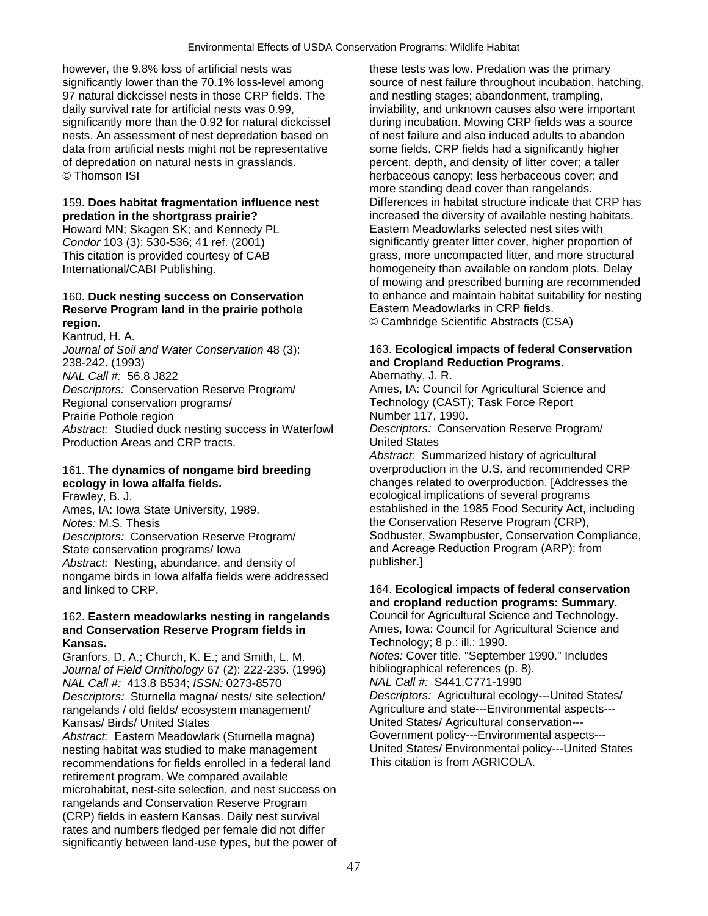however, the 9.8% loss of artificial nests was significantly lower than the 70.1% loss-level among 97 natural dickcissel nests in those CRP fields. The daily survival rate for artificial nests was 0.99, significantly more than the 0.92 for natural dickcissel nests. An assessment of nest depredation based on data from artificial nests might not be representative of depredation on natural nests in grasslands.
© Thomson ISI

159. **Does habitat fragmentation influence nest predation in the shortgrass prairie?**
Howard MN; Skagen SK; and Kennedy PL
*Condor* 103 (3): 530-536; 41 ref. (2001)
This citation is provided courtesy of CAB International/CABI Publishing.

160. **Duck nesting success on Conservation Reserve Program land in the prairie pothole region.**
Kantrud, H. A.
*Journal of Soil and Water Conservation* 48 (3): 238-242. (1993)
*NAL Call #:* 56.8 J822
*Descriptors:* Conservation Reserve Program/ Regional conservation programs/ Prairie Pothole region
*Abstract:* Studied duck nesting success in Waterfowl Production Areas and CRP tracts.

161. **The dynamics of nongame bird breeding ecology in Iowa alfalfa fields.**
Frawley, B. J.
Ames, IA: Iowa State University, 1989.
*Notes:* M.S. Thesis
*Descriptors:* Conservation Reserve Program/ State conservation programs/ Iowa
*Abstract:* Nesting, abundance, and density of nongame birds in Iowa alfalfa fields were addressed and linked to CRP.

162. **Eastern meadowlarks nesting in rangelands and Conservation Reserve Program fields in Kansas.**
Granfors, D. A.; Church, K. E.; and Smith, L. M.
*Journal of Field Ornithology* 67 (2): 222-235. (1996)
*NAL Call #:* 413.8 B534; *ISSN:* 0273-8570
*Descriptors:* Sturnella magna/ nests/ site selection/ rangelands / old fields/ ecosystem management/ Kansas/ Birds/ United States
*Abstract:* Eastern Meadowlark (Sturnella magna) nesting habitat was studied to make management recommendations for fields enrolled in a federal land retirement program. We compared available microhabitat, nest-site selection, and nest success on rangelands and Conservation Reserve Program (CRP) fields in eastern Kansas. Daily nest survival rates and numbers fledged per female did not differ significantly between land-use types, but the power of these tests was low. Predation was the primary source of nest failure throughout incubation, hatching, and nestling stages; abandonment, trampling, inviability, and unknown causes also were important during incubation. Mowing CRP fields was a source of nest failure and also induced adults to abandon some fields. CRP fields had a significantly higher percent, depth, and density of litter cover; a taller herbaceous canopy; less herbaceous cover; and more standing dead cover than rangelands. Differences in habitat structure indicate that CRP has increased the diversity of available nesting habitats. Eastern Meadowlarks selected nest sites with significantly greater litter cover, higher proportion of grass, more uncompacted litter, and more structural homogeneity than available on random plots. Delay of mowing and prescribed burning are recommended to enhance and maintain habitat suitability for nesting Eastern Meadowlarks in CRP fields.
© Cambridge Scientific Abstracts (CSA)

163. **Ecological impacts of federal Conservation and Cropland Reduction Programs.**
Abernathy, J. R.
Ames, IA: Council for Agricultural Science and Technology (CAST); Task Force Report Number 117, 1990.
*Descriptors:* Conservation Reserve Program/ United States
*Abstract:* Summarized history of agricultural overproduction in the U.S. and recommended CRP changes related to overproduction. [Addresses the ecological implications of several programs established in the 1985 Food Security Act, including the Conservation Reserve Program (CRP), Sodbuster, Swampbuster, Conservation Compliance, and Acreage Reduction Program (ARP): from publisher.]

164. **Ecological impacts of federal conservation and cropland reduction programs: Summary.**
Council for Agricultural Science and Technology.
Ames, Iowa: Council for Agricultural Science and Technology; 8 p.: ill.: 1990.
*Notes:* Cover title. "September 1990." Includes bibliographical references (p. 8).
*NAL Call #:* S441.C771-1990
*Descriptors:* Agricultural ecology---United States/ Agriculture and state---Environmental aspects---United States/ Agricultural conservation---Government policy---Environmental aspects---United States/ Environmental policy---United States
This citation is from AGRICOLA.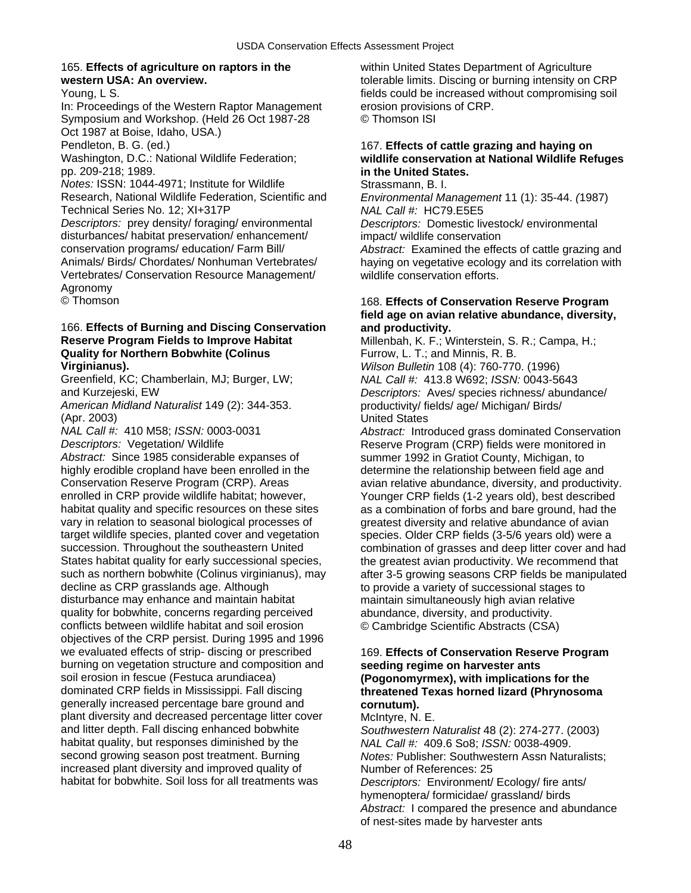165. **Effects of agriculture on raptors in the western USA: An overview.**
Young, L S.
In: Proceedings of the Western Raptor Management Symposium and Workshop. (Held 26 Oct 1987-28 Oct 1987 at Boise, Idaho, USA.)
Pendleton, B. G. (ed.)
Washington, D.C.: National Wildlife Federation; pp. 209-218; 1989.
*Notes:* ISSN: 1044-4971; Institute for Wildlife Research, National Wildlife Federation, Scientific and Technical Series No. 12; XI+317P
*Descriptors:* prey density/ foraging/ environmental disturbances/ habitat preservation/ enhancement/ conservation programs/ education/ Farm Bill/ Animals/ Birds/ Chordates/ Nonhuman Vertebrates/ Vertebrates/ Conservation Resource Management/ Agronomy
© Thomson

166. **Effects of Burning and Discing Conservation Reserve Program Fields to Improve Habitat Quality for Northern Bobwhite (Colinus Virginianus).**
Greenfield, KC; Chamberlain, MJ; Burger, LW; and Kurzejeski, EW
*American Midland Naturalist* 149 (2): 344-353. (Apr. 2003)
*NAL Call #:* 410 M58; *ISSN:* 0003-0031
*Descriptors:* Vegetation/ Wildlife
*Abstract:* Since 1985 considerable expanses of highly erodible cropland have been enrolled in the Conservation Reserve Program (CRP). Areas enrolled in CRP provide wildlife habitat; however, habitat quality and specific resources on these sites vary in relation to seasonal biological processes of target wildlife species, planted cover and vegetation succession. Throughout the southeastern United States habitat quality for early successional species, such as northern bobwhite (Colinus virginianus), may decline as CRP grasslands age. Although disturbance may enhance and maintain habitat quality for bobwhite, concerns regarding perceived conflicts between wildlife habitat and soil erosion objectives of the CRP persist. During 1995 and 1996 we evaluated effects of strip- discing or prescribed burning on vegetation structure and composition and soil erosion in fescue (Festuca arundiacea) dominated CRP fields in Mississippi. Fall discing generally increased percentage bare ground and plant diversity and decreased percentage litter cover and litter depth. Fall discing enhanced bobwhite habitat quality, but responses diminished by the second growing season post treatment. Burning increased plant diversity and improved quality of habitat for bobwhite. Soil loss for all treatments was within United States Department of Agriculture tolerable limits. Discing or burning intensity on CRP fields could be increased without compromising soil erosion provisions of CRP.
© Thomson ISI

167. **Effects of cattle grazing and haying on wildlife conservation at National Wildlife Refuges in the United States.**
Strassmann, B. I.
*Environmental Management* 11 (1): 35-44. (1987)
*NAL Call #:* HC79.E5E5
*Descriptors:* Domestic livestock/ environmental impact/ wildlife conservation
*Abstract:* Examined the effects of cattle grazing and haying on vegetative ecology and its correlation with wildlife conservation efforts.

168. **Effects of Conservation Reserve Program field age on avian relative abundance, diversity, and productivity.**
Millenbah, K. F.; Winterstein, S. R.; Campa, H.; Furrow, L. T.; and Minnis, R. B.
*Wilson Bulletin* 108 (4): 760-770. (1996)
*NAL Call #:* 413.8 W692; *ISSN:* 0043-5643
*Descriptors:* Aves/ species richness/ abundance/ productivity/ fields/ age/ Michigan/ Birds/ United States
*Abstract:* Introduced grass dominated Conservation Reserve Program (CRP) fields were monitored in summer 1992 in Gratiot County, Michigan, to determine the relationship between field age and avian relative abundance, diversity, and productivity. Younger CRP fields (1-2 years old), best described as a combination of forbs and bare ground, had the greatest diversity and relative abundance of avian species. Older CRP fields (3-5/6 years old) were a combination of grasses and deep litter cover and had the greatest avian productivity. We recommend that after 3-5 growing seasons CRP fields be manipulated to provide a variety of successional stages to maintain simultaneously high avian relative abundance, diversity, and productivity.
© Cambridge Scientific Abstracts (CSA)

169. **Effects of Conservation Reserve Program seeding regime on harvester ants (Pogonomyrmex), with implications for the threatened Texas horned lizard (Phrynosoma cornutum).**
McIntyre, N. E.
*Southwestern Naturalist* 48 (2): 274-277. (2003)
*NAL Call #:* 409.6 So8; *ISSN:* 0038-4909.
*Notes:* Publisher: Southwestern Assn Naturalists; Number of References: 25
*Descriptors:* Environment/ Ecology/ fire ants/ hymenoptera/ formicidae/ grassland/ birds
*Abstract:* I compared the presence and abundance of nest-sites made by harvester ants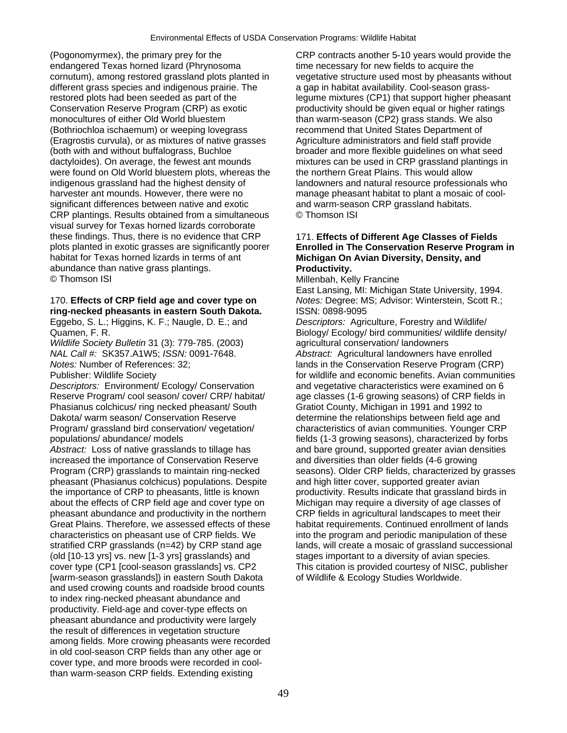(Pogonomyrmex), the primary prey for the endangered Texas horned lizard (Phrynosoma cornutum), among restored grassland plots planted in different grass species and indigenous prairie. The restored plots had been seeded as part of the Conservation Reserve Program (CRP) as exotic monocultures of either Old World bluestem (Bothriochloa ischaemum) or weeping lovegrass (Eragrostis curvula), or as mixtures of native grasses (both with and without buffalograss, Buchloe dactyloides). On average, the fewest ant mounds were found on Old World bluestem plots, whereas the indigenous grassland had the highest density of harvester ant mounds. However, there were no significant differences between native and exotic CRP plantings. Results obtained from a simultaneous visual survey for Texas horned lizards corroborate these findings. Thus, there is no evidence that CRP plots planted in exotic grasses are significantly poorer habitat for Texas horned lizards in terms of ant abundance than native grass plantings.
© Thomson ISI

170. **Effects of CRP field age and cover type on ring-necked pheasants in eastern South Dakota.**
Eggebo, S. L.; Higgins, K. F.; Naugle, D. E.; and Quamen, F. R.
*Wildlife Society Bulletin* 31 (3): 779-785. (2003)
*NAL Call #:* SK357.A1W5; *ISSN:* 0091-7648.
*Notes:* Number of References: 32; Publisher: Wildlife Society
*Descriptors:* Environment/ Ecology/ Conservation Reserve Program/ cool season/ cover/ CRP/ habitat/ Phasianus colchicus/ ring necked pheasant/ South Dakota/ warm season/ Conservation Reserve Program/ grassland bird conservation/ vegetation/ populations/ abundance/ models
*Abstract:* Loss of native grasslands to tillage has increased the importance of Conservation Reserve Program (CRP) grasslands to maintain ring-necked pheasant (Phasianus colchicus) populations. Despite the importance of CRP to pheasants, little is known about the effects of CRP field age and cover type on pheasant abundance and productivity in the northern Great Plains. Therefore, we assessed effects of these characteristics on pheasant use of CRP fields. We stratified CRP grasslands (n=42) by CRP stand age (old [10-13 yrs] vs. new [1-3 yrs] grasslands) and cover type (CP1 [cool-season grasslands] vs. CP2 [warm-season grasslands]) in eastern South Dakota and used crowing counts and roadside brood counts to index ring-necked pheasant abundance and productivity. Field-age and cover-type effects on pheasant abundance and productivity were largely the result of differences in vegetation structure among fields. More crowing pheasants were recorded in old cool-season CRP fields than any other age or cover type, and more broods were recorded in cool- than warm-season CRP fields. Extending existing CRP contracts another 5-10 years would provide the time necessary for new fields to acquire the vegetative structure used most by pheasants without a gap in habitat availability. Cool-season grass-legume mixtures (CP1) that support higher pheasant productivity should be given equal or higher ratings than warm-season (CP2) grass stands. We also recommend that United States Department of Agriculture administrators and field staff provide broader and more flexible guidelines on what seed mixtures can be used in CRP grassland plantings in the northern Great Plains. This would allow landowners and natural resource professionals who manage pheasant habitat to plant a mosaic of cool- and warm-season CRP grassland habitats.
© Thomson ISI

171. **Effects of Different Age Classes of Fields Enrolled in The Conservation Reserve Program in Michigan On Avian Diversity, Density, and Productivity.**
Millenbah, Kelly Francine
East Lansing, MI: Michigan State University, 1994.
*Notes:* Degree: MS; Advisor: Winterstein, Scott R.; ISSN: 0898-9095
*Descriptors:* Agriculture, Forestry and Wildlife/ Biology/ Ecology/ bird communities/ wildlife density/ agricultural conservation/ landowners
*Abstract:* Agricultural landowners have enrolled lands in the Conservation Reserve Program (CRP) for wildlife and economic benefits. Avian communities and vegetative characteristics were examined on 6 age classes (1-6 growing seasons) of CRP fields in Gratiot County, Michigan in 1991 and 1992 to determine the relationships between field age and characteristics of avian communities. Younger CRP fields (1-3 growing seasons), characterized by forbs and bare ground, supported greater avian densities and diversities than older fields (4-6 growing seasons). Older CRP fields, characterized by grasses and high litter cover, supported greater avian productivity. Results indicate that grassland birds in Michigan may require a diversity of age classes of CRP fields in agricultural landscapes to meet their habitat requirements. Continued enrollment of lands into the program and periodic manipulation of these lands, will create a mosaic of grassland successional stages important to a diversity of avian species.
This citation is provided courtesy of NISC, publisher of Wildlife & Ecology Studies Worldwide.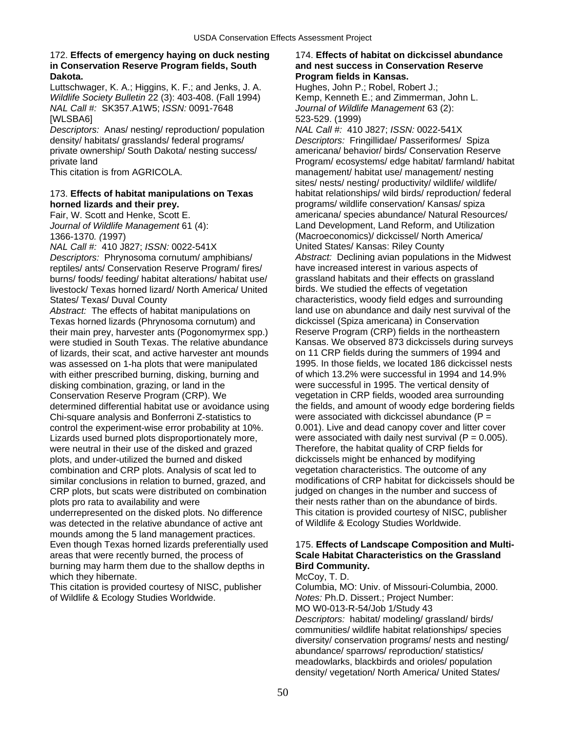172. **Effects of emergency haying on duck nesting in Conservation Reserve Program fields, South Dakota.**
Luttschwager, K. A.; Higgins, K. F.; and Jenks, J. A.
*Wildlife Society Bulletin* 22 (3): 403-408. (Fall 1994)
*NAL Call #:* SK357.A1W5; *ISSN:* 0091-7648 [WLSBA6]
*Descriptors:* Anas/ nesting/ reproduction/ population density/ habitats/ grasslands/ federal programs/ private ownership/ South Dakota/ nesting success/ private land
This citation is from AGRICOLA.

173. **Effects of habitat manipulations on Texas horned lizards and their prey.**
Fair, W. Scott and Henke, Scott E.
*Journal of Wildlife Management* 61 (4): 1366-1370*. (*1997)
*NAL Call #:* 410 J827; *ISSN:* 0022-541X
*Descriptors:* Phrynosoma cornutum/ amphibians/ reptiles/ ants/ Conservation Reserve Program/ fires/ burns/ foods/ feeding/ habitat alterations/ habitat use/ livestock/ Texas horned lizard/ North America/ United States/ Texas/ Duval County
*Abstract:* The effects of habitat manipulations on Texas horned lizards (Phrynosoma cornutum) and their main prey, harvester ants (Pogonomyrmex spp.) were studied in South Texas. The relative abundance of lizards, their scat, and active harvester ant mounds was assessed on 1-ha plots that were manipulated with either prescribed burning, disking, burning and disking combination, grazing, or land in the Conservation Reserve Program (CRP). We determined differential habitat use or avoidance using Chi-square analysis and Bonferroni Z-statistics to control the experiment-wise error probability at 10%. Lizards used burned plots disproportionately more, were neutral in their use of the disked and grazed plots, and under-utilized the burned and disked combination and CRP plots. Analysis of scat led to similar conclusions in relation to burned, grazed, and CRP plots, but scats were distributed on combination plots pro rata to availability and were underrepresented on the disked plots. No difference was detected in the relative abundance of active ant mounds among the 5 land management practices. Even though Texas horned lizards preferentially used areas that were recently burned, the process of burning may harm them due to the shallow depths in which they hibernate.
This citation is provided courtesy of NISC, publisher of Wildlife & Ecology Studies Worldwide.

174. **Effects of habitat on dickcissel abundance and nest success in Conservation Reserve Program fields in Kansas.**
Hughes, John P.; Robel, Robert J.; Kemp, Kenneth E.; and Zimmerman, John L.
*Journal of Wildlife Management* 63 (2): 523-529. (1999)
*NAL Call #:* 410 J827; *ISSN:* 0022-541X
*Descriptors:* Fringillidae/ Passeriformes/ Spiza americana/ behavior/ birds/ Conservation Reserve Program/ ecosystems/ edge habitat/ farmland/ habitat management/ habitat use/ management/ nesting sites/ nests/ nesting/ productivity/ wildlife/ wildlife/ habitat relationships/ wild birds/ reproduction/ federal programs/ wildlife conservation/ Kansas/ spiza americana/ species abundance/ Natural Resources/ Land Development, Land Reform, and Utilization (Macroeconomics)/ dickcissel/ North America/ United States/ Kansas: Riley County
*Abstract:* Declining avian populations in the Midwest have increased interest in various aspects of grassland habitats and their effects on grassland birds. We studied the effects of vegetation characteristics, woody field edges and surrounding land use on abundance and daily nest survival of the dickcissel (Spiza americana) in Conservation Reserve Program (CRP) fields in the northeastern Kansas. We observed 873 dickcissels during surveys on 11 CRP fields during the summers of 1994 and 1995. In those fields, we located 186 dickcissel nests of which 13.2% were successful in 1994 and 14.9% were successful in 1995. The vertical density of vegetation in CRP fields, wooded area surrounding the fields, and amount of woody edge bordering fields were associated with dickcissel abundance ($P = 0.001$). Live and dead canopy cover and litter cover were associated with daily nest survival ($P = 0.005$). Therefore, the habitat quality of CRP fields for dickcissels might be enhanced by modifying vegetation characteristics. The outcome of any modifications of CRP habitat for dickcissels should be judged on changes in the number and success of their nests rather than on the abundance of birds.
This citation is provided courtesy of NISC, publisher of Wildlife & Ecology Studies Worldwide.

175. **Effects of Landscape Composition and Multi-Scale Habitat Characteristics on the Grassland Bird Community.**
McCoy, T. D.
Columbia, MO: Univ. of Missouri-Columbia, 2000.
*Notes:* Ph.D. Dissert.; Project Number: MO W0-013-R-54/Job 1/Study 43
*Descriptors:* habitat/ modeling/ grassland/ birds/ communities/ wildlife habitat relationships/ species diversity/ conservation programs/ nests and nesting/ abundance/ sparrows/ reproduction/ statistics/ meadowlarks, blackbirds and orioles/ population density/ vegetation/ North America/ United States/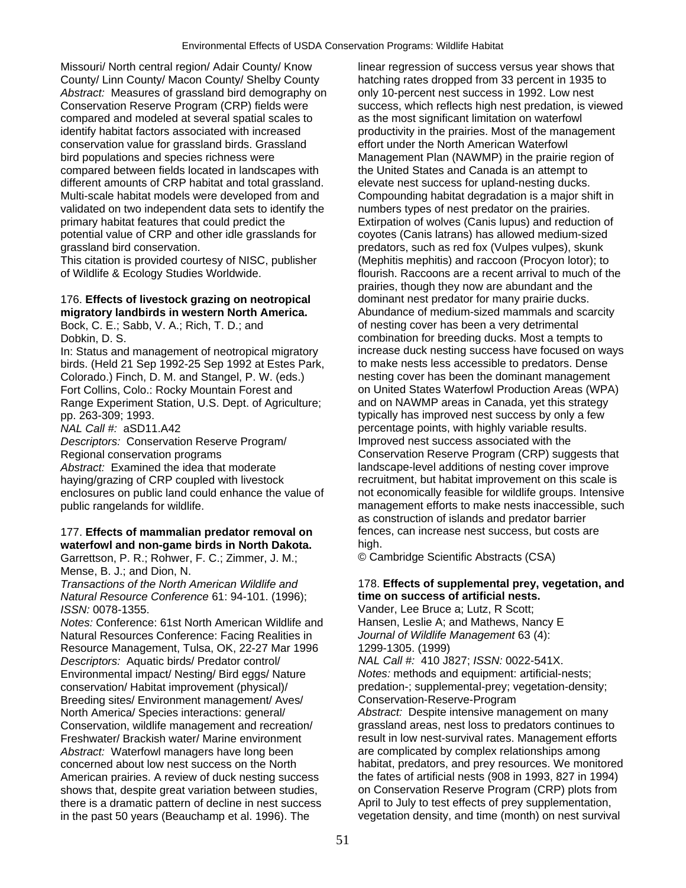Missouri/ North central region/ Adair County/ Know County/ Linn County/ Macon County/ Shelby County
*Abstract:* Measures of grassland bird demography on Conservation Reserve Program (CRP) fields were compared and modeled at several spatial scales to identify habitat factors associated with increased conservation value for grassland birds. Grassland bird populations and species richness were compared between fields located in landscapes with different amounts of CRP habitat and total grassland. Multi-scale habitat models were developed from and validated on two independent data sets to identify the primary habitat features that could predict the potential value of CRP and other idle grasslands for grassland bird conservation.
This citation is provided courtesy of NISC, publisher of Wildlife & Ecology Studies Worldwide.

176. **Effects of livestock grazing on neotropical migratory landbirds in western North America.**
Bock, C. E.; Sabb, V. A.; Rich, T. D.; and Dobkin, D. S.
In: Status and management of neotropical migratory birds. (Held 21 Sep 1992-25 Sep 1992 at Estes Park, Colorado.) Finch, D. M. and Stangel, P. W. (eds.) Fort Collins, Colo.: Rocky Mountain Forest and Range Experiment Station, U.S. Dept. of Agriculture; pp. 263-309; 1993.
*NAL Call #:* aSD11.A42
*Descriptors:* Conservation Reserve Program/ Regional conservation programs
*Abstract:* Examined the idea that moderate haying/grazing of CRP coupled with livestock enclosures on public land could enhance the value of public rangelands for wildlife.

177. **Effects of mammalian predator removal on waterfowl and non-game birds in North Dakota.**
Garrettson, P. R.; Rohwer, F. C.; Zimmer, J. M.; Mense, B. J.; and Dion, N.
*Transactions of the North American Wildlife and Natural Resource Conference* 61: 94-101. (1996); *ISSN:* 0078-1355.
*Notes:* Conference: 61st North American Wildlife and Natural Resources Conference: Facing Realities in Resource Management, Tulsa, OK, 22-27 Mar 1996
*Descriptors:* Aquatic birds/ Predator control/ Environmental impact/ Nesting/ Bird eggs/ Nature conservation/ Habitat improvement (physical)/ Breeding sites/ Environment management/ Aves/ North America/ Species interactions: general/ Conservation, wildlife management and recreation/ Freshwater/ Brackish water/ Marine environment
*Abstract:* Waterfowl managers have long been concerned about low nest success on the North American prairies. A review of duck nesting success shows that, despite great variation between studies, there is a dramatic pattern of decline in nest success in the past 50 years (Beauchamp et al. 1996). The linear regression of success versus year shows that hatching rates dropped from 33 percent in 1935 to only 10-percent nest success in 1992. Low nest success, which reflects high nest predation, is viewed as the most significant limitation on waterfowl productivity in the prairies. Most of the management effort under the North American Waterfowl Management Plan (NAWMP) in the prairie region of the United States and Canada is an attempt to elevate nest success for upland-nesting ducks. Compounding habitat degradation is a major shift in numbers types of nest predator on the prairies. Extirpation of wolves (Canis lupus) and reduction of coyotes (Canis latrans) has allowed medium-sized predators, such as red fox (Vulpes vulpes), skunk (Mephitis mephitis) and raccoon (Procyon lotor); to flourish. Raccoons are a recent arrival to much of the prairies, though they now are abundant and the dominant nest predator for many prairie ducks. Abundance of medium-sized mammals and scarcity of nesting cover has been a very detrimental combination for breeding ducks. Most a tempts to increase duck nesting success have focused on ways to make nests less accessible to predators. Dense nesting cover has been the dominant management on United States Waterfowl Production Areas (WPA) and on NAWMP areas in Canada, yet this strategy typically has improved nest success by only a few percentage points, with highly variable results. Improved nest success associated with the Conservation Reserve Program (CRP) suggests that landscape-level additions of nesting cover improve recruitment, but habitat improvement on this scale is not economically feasible for wildlife groups. Intensive management efforts to make nests inaccessible, such as construction of islands and predator barrier fences, can increase nest success, but costs are high.
© Cambridge Scientific Abstracts (CSA)

178. **Effects of supplemental prey, vegetation, and time on success of artificial nests.**
Vander, Lee Bruce a; Lutz, R Scott; Hansen, Leslie A; and Mathews, Nancy E
*Journal of Wildlife Management* 63 (4): 1299-1305. (1999)
*NAL Call #:* 410 J827; *ISSN:* 0022-541X.
*Notes:* methods and equipment: artificial-nests; predation-; supplemental-prey; vegetation-density; Conservation-Reserve-Program
*Abstract:* Despite intensive management on many grassland areas, nest loss to predators continues to result in low nest-survival rates. Management efforts are complicated by complex relationships among habitat, predators, and prey resources. We monitored the fates of artificial nests (908 in 1993, 827 in 1994) on Conservation Reserve Program (CRP) plots from April to July to test effects of prey supplementation, vegetation density, and time (month) on nest survival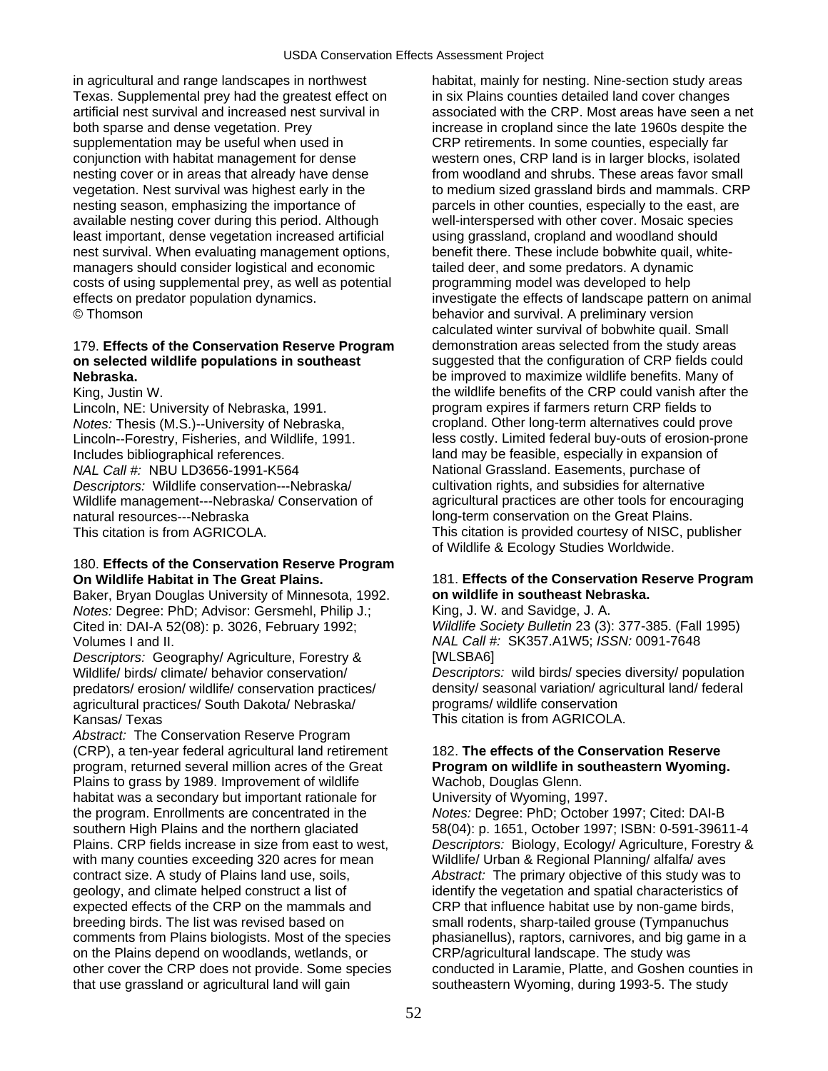in agricultural and range landscapes in northwest Texas. Supplemental prey had the greatest effect on artificial nest survival and increased nest survival in both sparse and dense vegetation. Prey supplementation may be useful when used in conjunction with habitat management for dense nesting cover or in areas that already have dense vegetation. Nest survival was highest early in the nesting season, emphasizing the importance of available nesting cover during this period. Although least important, dense vegetation increased artificial nest survival. When evaluating management options, managers should consider logistical and economic costs of using supplemental prey, as well as potential effects on predator population dynamics.
© Thomson

179. **Effects of the Conservation Reserve Program on selected wildlife populations in southeast Nebraska.**
King, Justin W.
Lincoln, NE: University of Nebraska, 1991.
*Notes:* Thesis (M.S.)--University of Nebraska, Lincoln--Forestry, Fisheries, and Wildlife, 1991. Includes bibliographical references.
*NAL Call #:* NBU LD3656-1991-K564
*Descriptors:* Wildlife conservation---Nebraska/ Wildlife management---Nebraska/ Conservation of natural resources---Nebraska
This citation is from AGRICOLA.

180. **Effects of the Conservation Reserve Program On Wildlife Habitat in The Great Plains.**
Baker, Bryan Douglas University of Minnesota, 1992.
*Notes:* Degree: PhD; Advisor: Gersmehl, Philip J.; Cited in: DAI-A 52(08): p. 3026, February 1992; Volumes I and II.
*Descriptors:* Geography/ Agriculture, Forestry & Wildlife/ birds/ climate/ behavior conservation/ predators/ erosion/ wildlife/ conservation practices/ agricultural practices/ South Dakota/ Nebraska/ Kansas/ Texas
*Abstract:* The Conservation Reserve Program (CRP), a ten-year federal agricultural land retirement program, returned several million acres of the Great Plains to grass by 1989. Improvement of wildlife habitat was a secondary but important rationale for the program. Enrollments are concentrated in the southern High Plains and the northern glaciated Plains. CRP fields increase in size from east to west, with many counties exceeding 320 acres for mean contract size. A study of Plains land use, soils, geology, and climate helped construct a list of expected effects of the CRP on the mammals and breeding birds. The list was revised based on comments from Plains biologists. Most of the species on the Plains depend on woodlands, wetlands, or other cover the CRP does not provide. Some species that use grassland or agricultural land will gain habitat, mainly for nesting. Nine-section study areas in six Plains counties detailed land cover changes associated with the CRP. Most areas have seen a net increase in cropland since the late 1960s despite the CRP retirements. In some counties, especially far western ones, CRP land is in larger blocks, isolated from woodland and shrubs. These areas favor small to medium sized grassland birds and mammals. CRP parcels in other counties, especially to the east, are well-interspersed with other cover. Mosaic species using grassland, cropland and woodland should benefit there. These include bobwhite quail, white-tailed deer, and some predators. A dynamic programming model was developed to help investigate the effects of landscape pattern on animal behavior and survival. A preliminary version calculated winter survival of bobwhite quail. Small demonstration areas selected from the study areas suggested that the configuration of CRP fields could be improved to maximize wildlife benefits. Many of the wildlife benefits of the CRP could vanish after the program expires if farmers return CRP fields to cropland. Other long-term alternatives could prove less costly. Limited federal buy-outs of erosion-prone land may be feasible, especially in expansion of National Grassland. Easements, purchase of cultivation rights, and subsidies for alternative agricultural practices are other tools for encouraging long-term conservation on the Great Plains.
This citation is provided courtesy of NISC, publisher of Wildlife & Ecology Studies Worldwide.

181. **Effects of the Conservation Reserve Program on wildlife in southeast Nebraska.**
King, J. W. and Savidge, J. A.
*Wildlife Society Bulletin* 23 (3): 377-385. (Fall 1995)
*NAL Call #:* SK357.A1W5; *ISSN:* 0091-7648 [WLSBA6]
*Descriptors:* wild birds/ species diversity/ population density/ seasonal variation/ agricultural land/ federal programs/ wildlife conservation
This citation is from AGRICOLA.

182. **The effects of the Conservation Reserve Program on wildlife in southeastern Wyoming.**
Wachob, Douglas Glenn.
University of Wyoming, 1997.
*Notes:* Degree: PhD; October 1997; Cited: DAI-B 58(04): p. 1651, October 1997; ISBN: 0-591-39611-4
*Descriptors:* Biology, Ecology/ Agriculture, Forestry & Wildlife/ Urban & Regional Planning/ alfalfa/ aves
*Abstract:* The primary objective of this study was to identify the vegetation and spatial characteristics of CRP that influence habitat use by non-game birds, small rodents, sharp-tailed grouse (Tympanuchus phasianellus), raptors, carnivores, and big game in a CRP/agricultural landscape. The study was conducted in Laramie, Platte, and Goshen counties in southeastern Wyoming, during 1993-5. The study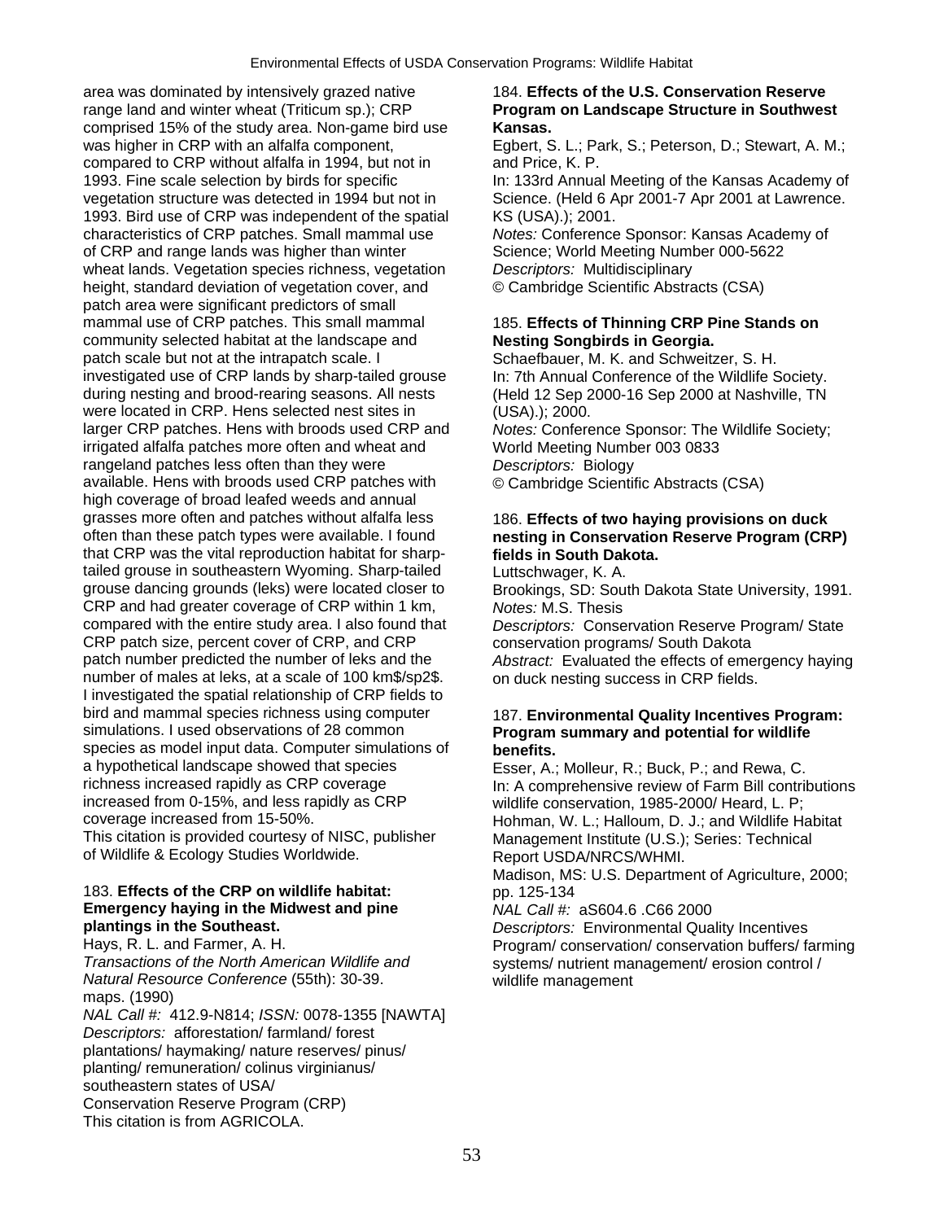area was dominated by intensively grazed native range land and winter wheat (Triticum sp.); CRP comprised 15% of the study area. Non-game bird use was higher in CRP with an alfalfa component, compared to CRP without alfalfa in 1994, but not in 1993. Fine scale selection by birds for specific vegetation structure was detected in 1994 but not in 1993. Bird use of CRP was independent of the spatial characteristics of CRP patches. Small mammal use of CRP and range lands was higher than winter wheat lands. Vegetation species richness, vegetation height, standard deviation of vegetation cover, and patch area were significant predictors of small mammal use of CRP patches. This small mammal community selected habitat at the landscape and patch scale but not at the intrapatch scale. I investigated use of CRP lands by sharp-tailed grouse during nesting and brood-rearing seasons. All nests were located in CRP. Hens selected nest sites in larger CRP patches. Hens with broods used CRP and irrigated alfalfa patches more often and wheat and rangeland patches less often than they were available. Hens with broods used CRP patches with high coverage of broad leafed weeds and annual grasses more often and patches without alfalfa less often than these patch types were available. I found that CRP was the vital reproduction habitat for sharp-tailed grouse in southeastern Wyoming. Sharp-tailed grouse dancing grounds (leks) were located closer to CRP and had greater coverage of CRP within 1 km, compared with the entire study area. I also found that CRP patch size, percent cover of CRP, and CRP patch number predicted the number of leks and the number of males at leks, at a scale of 100 km$/sp2$. I investigated the spatial relationship of CRP fields to bird and mammal species richness using computer simulations. I used observations of 28 common species as model input data. Computer simulations of a hypothetical landscape showed that species richness increased rapidly as CRP coverage increased from 0-15%, and less rapidly as CRP coverage increased from 15-50%.
This citation is provided courtesy of NISC, publisher of Wildlife & Ecology Studies Worldwide.

183. **Effects of the CRP on wildlife habitat: Emergency haying in the Midwest and pine plantings in the Southeast.**
Hays, R. L. and Farmer, A. H.
*Transactions of the North American Wildlife and Natural Resource Conference* (55th): 30-39. maps. (1990)
*NAL Call #:* 412.9-N814; *ISSN:* 0078-1355 [NAWTA]
*Descriptors:* afforestation/ farmland/ forest plantations/ haymaking/ nature reserves/ pinus/ planting/ remuneration/ colinus virginianus/ southeastern states of USA/ Conservation Reserve Program (CRP)
This citation is from AGRICOLA.

184. **Effects of the U.S. Conservation Reserve Program on Landscape Structure in Southwest Kansas.**
Egbert, S. L.; Park, S.; Peterson, D.; Stewart, A. M.; and Price, K. P.
In: 133rd Annual Meeting of the Kansas Academy of Science. (Held 6 Apr 2001-7 Apr 2001 at Lawrence. KS (USA).); 2001.
*Notes:* Conference Sponsor: Kansas Academy of Science; World Meeting Number 000-5622
*Descriptors:* Multidisciplinary
© Cambridge Scientific Abstracts (CSA)

185. **Effects of Thinning CRP Pine Stands on Nesting Songbirds in Georgia.**
Schaefbauer, M. K. and Schweitzer, S. H.
In: 7th Annual Conference of the Wildlife Society. (Held 12 Sep 2000-16 Sep 2000 at Nashville, TN (USA).); 2000.
*Notes:* Conference Sponsor: The Wildlife Society; World Meeting Number 003 0833
*Descriptors:* Biology
© Cambridge Scientific Abstracts (CSA)

186. **Effects of two haying provisions on duck nesting in Conservation Reserve Program (CRP) fields in South Dakota.**
Luttschwager, K. A.
Brookings, SD: South Dakota State University, 1991.
*Notes:* M.S. Thesis
*Descriptors:* Conservation Reserve Program/ State conservation programs/ South Dakota
*Abstract:* Evaluated the effects of emergency haying on duck nesting success in CRP fields.

187. **Environmental Quality Incentives Program: Program summary and potential for wildlife benefits.**
Esser, A.; Molleur, R.; Buck, P.; and Rewa, C.
In: A comprehensive review of Farm Bill contributions wildlife conservation, 1985-2000/ Heard, L. P; Hohman, W. L.; Halloum, D. J.; and Wildlife Habitat Management Institute (U.S.); Series: Technical Report USDA/NRCS/WHMI.
Madison, MS: U.S. Department of Agriculture, 2000; pp. 125-134
*NAL Call #:* aS604.6 .C66 2000
*Descriptors:* Environmental Quality Incentives Program/ conservation/ conservation buffers/ farming systems/ nutrient management/ erosion control / wildlife management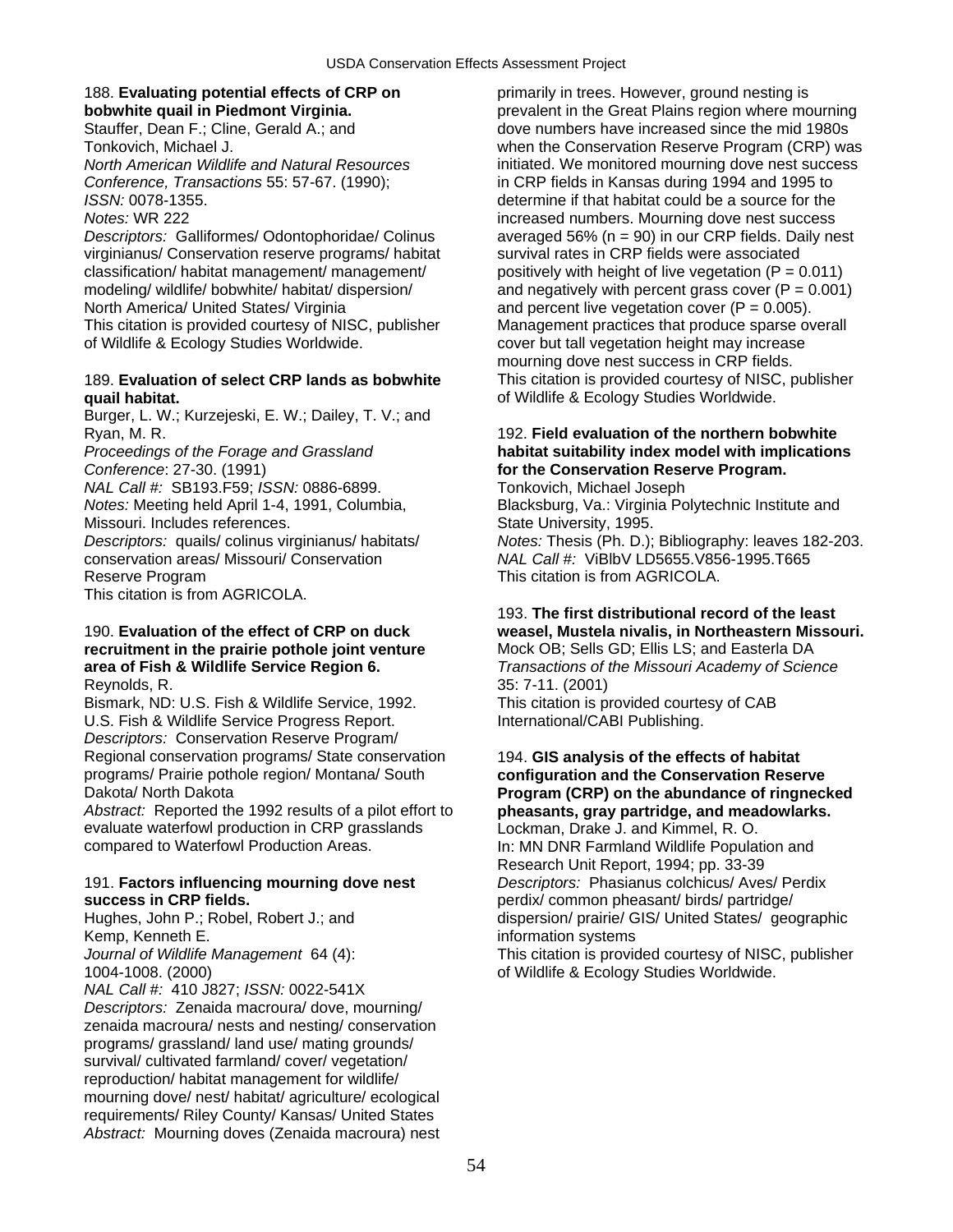188. **Evaluating potential effects of CRP on bobwhite quail in Piedmont Virginia.**
Stauffer, Dean F.; Cline, Gerald A.; and Tonkovich, Michael J.
*North American Wildlife and Natural Resources Conference, Transactions* 55: 57-67. (1990); *ISSN:* 0078-1355.
*Notes:* WR 222
*Descriptors:* Galliformes/ Odontophoridae/ Colinus virginianus/ Conservation reserve programs/ habitat classification/ habitat management/ management/ modeling/ wildlife/ bobwhite/ habitat/ dispersion/ North America/ United States/ Virginia
This citation is provided courtesy of NISC, publisher of Wildlife & Ecology Studies Worldwide.

189. **Evaluation of select CRP lands as bobwhite quail habitat.**
Burger, L. W.; Kurzejeski, E. W.; Dailey, T. V.; and Ryan, M. R.
*Proceedings of the Forage and Grassland Conference*: 27-30. (1991)
*NAL Call #:* SB193.F59; *ISSN:* 0886-6899.
*Notes:* Meeting held April 1-4, 1991, Columbia, Missouri. Includes references.
*Descriptors:* quails/ colinus virginianus/ habitats/ conservation areas/ Missouri/ Conservation Reserve Program
This citation is from AGRICOLA.

190. **Evaluation of the effect of CRP on duck recruitment in the prairie pothole joint venture area of Fish & Wildlife Service Region 6.**
Reynolds, R.
Bismark, ND: U.S. Fish & Wildlife Service, 1992.
U.S. Fish & Wildlife Service Progress Report.
*Descriptors:* Conservation Reserve Program/ Regional conservation programs/ State conservation programs/ Prairie pothole region/ Montana/ South Dakota/ North Dakota
*Abstract:* Reported the 1992 results of a pilot effort to evaluate waterfowl production in CRP grasslands compared to Waterfowl Production Areas.

191. **Factors influencing mourning dove nest success in CRP fields.**
Hughes, John P.; Robel, Robert J.; and Kemp, Kenneth E.
*Journal of Wildlife Management* 64 (4): 1004-1008. (2000)
*NAL Call #:* 410 J827; *ISSN:* 0022-541X
*Descriptors:* Zenaida macroura/ dove, mourning/ zenaida macroura/ nests and nesting/ conservation programs/ grassland/ land use/ mating grounds/ survival/ cultivated farmland/ cover/ vegetation/ reproduction/ habitat management for wildlife/ mourning dove/ nest/ habitat/ agriculture/ ecological requirements/ Riley County/ Kansas/ United States
*Abstract:* Mourning doves (Zenaida macroura) nest primarily in trees. However, ground nesting is prevalent in the Great Plains region where mourning dove numbers have increased since the mid 1980s when the Conservation Reserve Program (CRP) was initiated. We monitored mourning dove nest success in CRP fields in Kansas during 1994 and 1995 to determine if that habitat could be a source for the increased numbers. Mourning dove nest success averaged 56% ($n = 90$) in our CRP fields. Daily nest survival rates in CRP fields were associated positively with height of live vegetation ($P = 0.011$) and negatively with percent grass cover ($P = 0.001$) and percent live vegetation cover ($P = 0.005$). Management practices that produce sparse overall cover but tall vegetation height may increase mourning dove nest success in CRP fields.
This citation is provided courtesy of NISC, publisher of Wildlife & Ecology Studies Worldwide.

192. **Field evaluation of the northern bobwhite habitat suitability index model with implications for the Conservation Reserve Program.**
Tonkovich, Michael Joseph
Blacksburg, Va.: Virginia Polytechnic Institute and State University, 1995.
*Notes:* Thesis (Ph. D.); Bibliography: leaves 182-203.
*NAL Call #:* ViBlbV LD5655.V856-1995.T665
This citation is from AGRICOLA.

193. **The first distributional record of the least weasel, Mustela nivalis, in Northeastern Missouri.**
Mock OB; Sells GD; Ellis LS; and Easterla DA
*Transactions of the Missouri Academy of Science* 35: 7-11. (2001)
This citation is provided courtesy of CAB International/CABI Publishing.

194. **GIS analysis of the effects of habitat configuration and the Conservation Reserve Program (CRP) on the abundance of ringnecked pheasants, gray partridge, and meadowlarks.**
Lockman, Drake J. and Kimmel, R. O.
In: MN DNR Farmland Wildlife Population and Research Unit Report, 1994; pp. 33-39
*Descriptors:* Phasianus colchicus/ Aves/ Perdix perdix/ common pheasant/ birds/ partridge/ dispersion/ prairie/ GIS/ United States/ geographic information systems
This citation is provided courtesy of NISC, publisher of Wildlife & Ecology Studies Worldwide.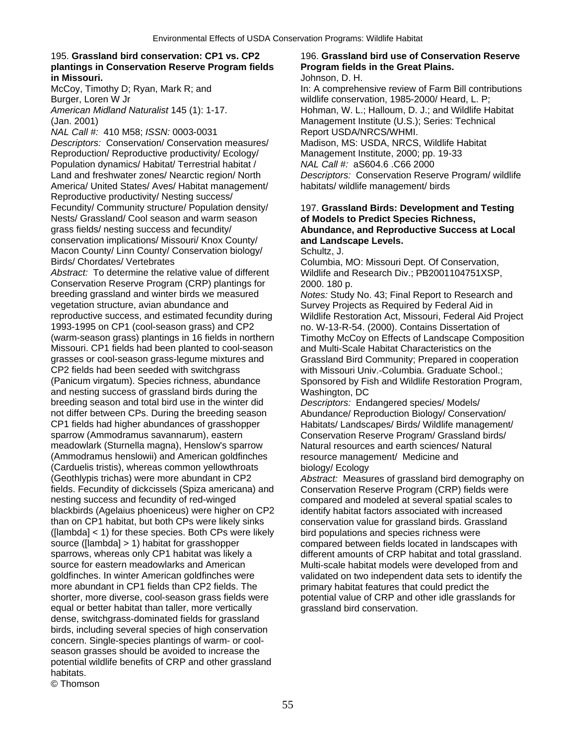195. **Grassland bird conservation: CP1 vs. CP2 plantings in Conservation Reserve Program fields in Missouri.**
McCoy, Timothy D; Ryan, Mark R; and Burger, Loren W Jr
*American Midland Naturalist* 145 (1): 1-17. (Jan. 2001)
*NAL Call #:* 410 M58; *ISSN:* 0003-0031
*Descriptors:* Conservation/ Conservation measures/ Reproduction/ Reproductive productivity/ Ecology/ Population dynamics/ Habitat/ Terrestrial habitat / Land and freshwater zones/ Nearctic region/ North America/ United States/ Aves/ Habitat management/ Reproductive productivity/ Nesting success/ Fecundity/ Community structure/ Population density/ Nests/ Grassland/ Cool season and warm season grass fields/ nesting success and fecundity/ conservation implications/ Missouri/ Knox County/ Macon County/ Linn County/ Conservation biology/ Birds/ Chordates/ Vertebrates
*Abstract:* To determine the relative value of different Conservation Reserve Program (CRP) plantings for breeding grassland and winter birds we measured vegetation structure, avian abundance and reproductive success, and estimated fecundity during 1993-1995 on CP1 (cool-season grass) and CP2 (warm-season grass) plantings in 16 fields in northern Missouri. CP1 fields had been planted to cool-season grasses or cool-season grass-legume mixtures and CP2 fields had been seeded with switchgrass (Panicum virgatum). Species richness, abundance and nesting success of grassland birds during the breeding season and total bird use in the winter did not differ between CPs. During the breeding season CP1 fields had higher abundances of grasshopper sparrow (Ammodramus savannarum), eastern meadowlark (Sturnella magna), Henslow's sparrow (Ammodramus henslowii) and American goldfinches (Carduelis tristis), whereas common yellowthroats (Geothlypis trichas) were more abundant in CP2 fields. Fecundity of dickcissels (Spiza americana) and nesting success and fecundity of red-winged blackbirds (Agelaius phoeniceus) were higher on CP2 than on CP1 habitat, but both CPs were likely sinks ([lambda] < 1) for these species. Both CPs were likely source ([lambda] > 1) habitat for grasshopper sparrows, whereas only CP1 habitat was likely a source for eastern meadowlarks and American goldfinches. In winter American goldfinches were more abundant in CP1 fields than CP2 fields. The shorter, more diverse, cool-season grass fields were equal or better habitat than taller, more vertically dense, switchgrass-dominated fields for grassland birds, including several species of high conservation concern. Single-species plantings of warm- or cool-season grasses should be avoided to increase the potential wildlife benefits of CRP and other grassland habitats.
© Thomson

196. **Grassland bird use of Conservation Reserve Program fields in the Great Plains.**
Johnson, D. H.
In: A comprehensive review of Farm Bill contributions wildlife conservation, 1985-2000/ Heard, L. P; Hohman, W. L.; Halloum, D. J.; and Wildlife Habitat Management Institute (U.S.); Series: Technical Report USDA/NRCS/WHMI.
Madison, MS: USDA, NRCS, Wildlife Habitat Management Institute, 2000; pp. 19-33
*NAL Call #:* aS604.6 .C66 2000
*Descriptors:* Conservation Reserve Program/ wildlife habitats/ wildlife management/ birds

197. **Grassland Birds: Development and Testing of Models to Predict Species Richness, Abundance, and Reproductive Success at Local and Landscape Levels.**
Schultz, J.
Columbia, MO: Missouri Dept. Of Conservation, Wildlife and Research Div.; PB2001104751XSP, 2000. 180 p.
*Notes:* Study No. 43; Final Report to Research and Survey Projects as Required by Federal Aid in Wildlife Restoration Act, Missouri, Federal Aid Project no. W-13-R-54. (2000). Contains Dissertation of Timothy McCoy on Effects of Landscape Composition and Multi-Scale Habitat Characteristics on the Grassland Bird Community; Prepared in cooperation with Missouri Univ.-Columbia. Graduate School.; Sponsored by Fish and Wildlife Restoration Program, Washington, DC
*Descriptors:* Endangered species/ Models/ Abundance/ Reproduction Biology/ Conservation/ Habitats/ Landscapes/ Birds/ Wildlife management/ Conservation Reserve Program/ Grassland birds/ Natural resources and earth sciences/ Natural resource management/ Medicine and biology/ Ecology
*Abstract:* Measures of grassland bird demography on Conservation Reserve Program (CRP) fields were compared and modeled at several spatial scales to identify habitat factors associated with increased conservation value for grassland birds. Grassland bird populations and species richness were compared between fields located in landscapes with different amounts of CRP habitat and total grassland. Multi-scale habitat models were developed from and validated on two independent data sets to identify the primary habitat features that could predict the potential value of CRP and other idle grasslands for grassland bird conservation.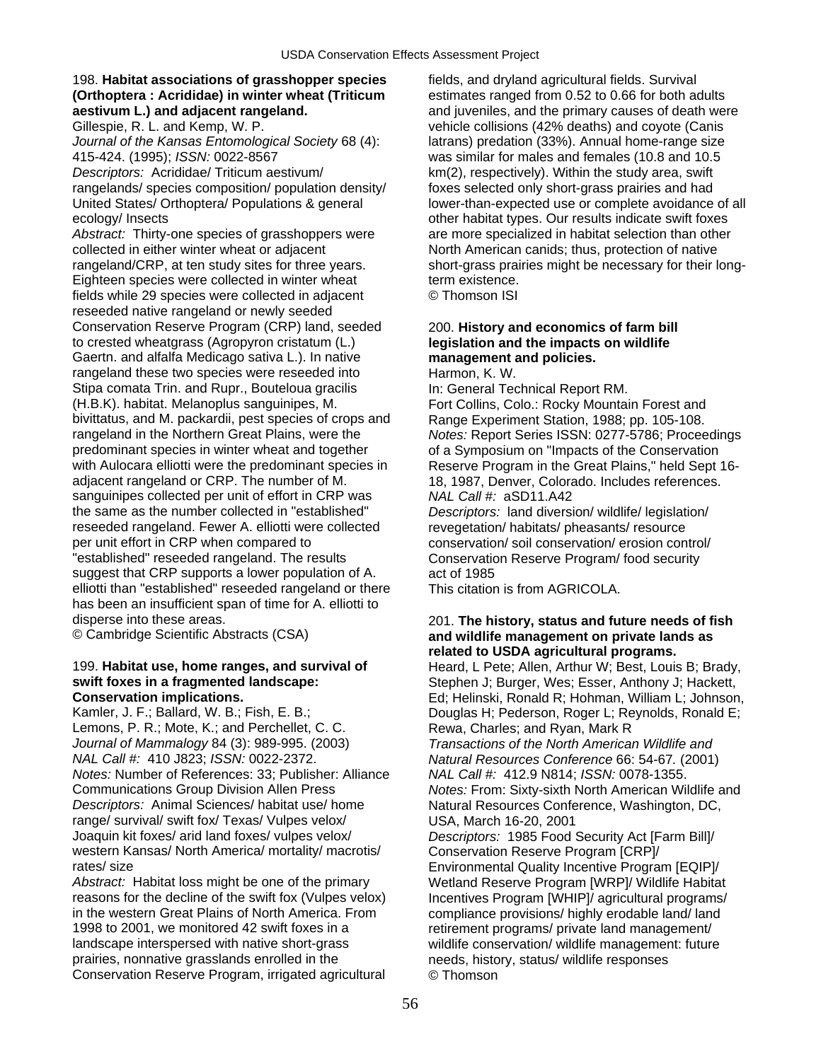198. **Habitat associations of grasshopper species (Orthoptera : Acrididae) in winter wheat (Triticum aestivum L.) and adjacent rangeland.**
Gillespie, R. L. and Kemp, W. P.
*Journal of the Kansas Entomological Society* 68 (4): 415-424. (1995); *ISSN:* 0022-8567
*Descriptors:* Acrididae/ Triticum aestivum/ rangelands/ species composition/ population density/ United States/ Orthoptera/ Populations & general ecology/ Insects
*Abstract:* Thirty-one species of grasshoppers were collected in either winter wheat or adjacent rangeland/CRP, at ten study sites for three years. Eighteen species were collected in winter wheat fields while 29 species were collected in adjacent reseeded native rangeland or newly seeded Conservation Reserve Program (CRP) land, seeded to crested wheatgrass (Agropyron cristatum (L.) Gaertn. and alfalfa Medicago sativa L.). In native rangeland these two species were reseeded into Stipa comata Trin. and Rupr., Bouteloua gracilis (H.B.K). habitat. Melanoplus sanguinipes, M. bivittatus, and M. packardii, pest species of crops and rangeland in the Northern Great Plains, were the predominant species in winter wheat and together with Aulocara elliotti were the predominant species in adjacent rangeland or CRP. The number of M. sanguinipes collected per unit of effort in CRP was the same as the number collected in "established" reseeded rangeland. Fewer A. elliotti were collected per unit effort in CRP when compared to "established" reseeded rangeland. The results suggest that CRP supports a lower population of A. elliotti than "established" reseeded rangeland or there has been an insufficient span of time for A. elliotti to disperse into these areas.
© Cambridge Scientific Abstracts (CSA)

199. **Habitat use, home ranges, and survival of swift foxes in a fragmented landscape: Conservation implications.**
Kamler, J. F.; Ballard, W. B.; Fish, E. B.; Lemons, P. R.; Mote, K.; and Perchellet, C. C.
*Journal of Mammalogy* 84 (3): 989-995. (2003)
*NAL Call #:* 410 J823; *ISSN:* 0022-2372.
*Notes:* Number of References: 33; Publisher: Alliance Communications Group Division Allen Press
*Descriptors:* Animal Sciences/ habitat use/ home range/ survival/ swift fox/ Texas/ Vulpes velox/ Joaquin kit foxes/ arid land foxes/ vulpes velox/ western Kansas/ North America/ mortality/ macrotis/ rates/ size
*Abstract:* Habitat loss might be one of the primary reasons for the decline of the swift fox (Vulpes velox) in the western Great Plains of North America. From 1998 to 2001, we monitored 42 swift foxes in a landscape interspersed with native short-grass prairies, nonnative grasslands enrolled in the Conservation Reserve Program, irrigated agricultural fields, and dryland agricultural fields. Survival estimates ranged from 0.52 to 0.66 for both adults and juveniles, and the primary causes of death were vehicle collisions (42% deaths) and coyote (Canis latrans) predation (33%). Annual home-range size was similar for males and females (10.8 and 10.5 km(2), respectively). Within the study area, swift foxes selected only short-grass prairies and had lower-than-expected use or complete avoidance of all other habitat types. Our results indicate swift foxes are more specialized in habitat selection than other North American canids; thus, protection of native short-grass prairies might be necessary for their long-term existence.
© Thomson ISI

200. **History and economics of farm bill legislation and the impacts on wildlife management and policies.**
Harmon, K. W.
In: General Technical Report RM.
Fort Collins, Colo.: Rocky Mountain Forest and Range Experiment Station, 1988; pp. 105-108.
*Notes:* Report Series ISSN: 0277-5786; Proceedings of a Symposium on "Impacts of the Conservation Reserve Program in the Great Plains," held Sept 16-18, 1987, Denver, Colorado. Includes references.
*NAL Call #:* aSD11.A42
*Descriptors:* land diversion/ wildlife/ legislation/ revegetation/ habitats/ pheasants/ resource conservation/ soil conservation/ erosion control/ Conservation Reserve Program/ food security act of 1985
This citation is from AGRICOLA.

201. **The history, status and future needs of fish and wildlife management on private lands as related to USDA agricultural programs.**
Heard, L Pete; Allen, Arthur W; Best, Louis B; Brady, Stephen J; Burger, Wes; Esser, Anthony J; Hackett, Ed; Helinski, Ronald R; Hohman, William L; Johnson, Douglas H; Pederson, Roger L; Reynolds, Ronald E; Rewa, Charles; and Ryan, Mark R
*Transactions of the North American Wildlife and Natural Resources Conference* 66: 54-67. (2001)
*NAL Call #:* 412.9 N814; *ISSN:* 0078-1355.
*Notes:* From: Sixty-sixth North American Wildlife and Natural Resources Conference, Washington, DC, USA, March 16-20, 2001
*Descriptors:* 1985 Food Security Act [Farm Bill]/ Conservation Reserve Program [CRP]/ Environmental Quality Incentive Program [EQIP]/ Wetland Reserve Program [WRP]/ Wildlife Habitat Incentives Program [WHIP]/ agricultural programs/ compliance provisions/ highly erodable land/ land retirement programs/ private land management/ wildlife conservation/ wildlife management: future needs, history, status/ wildlife responses
© Thomson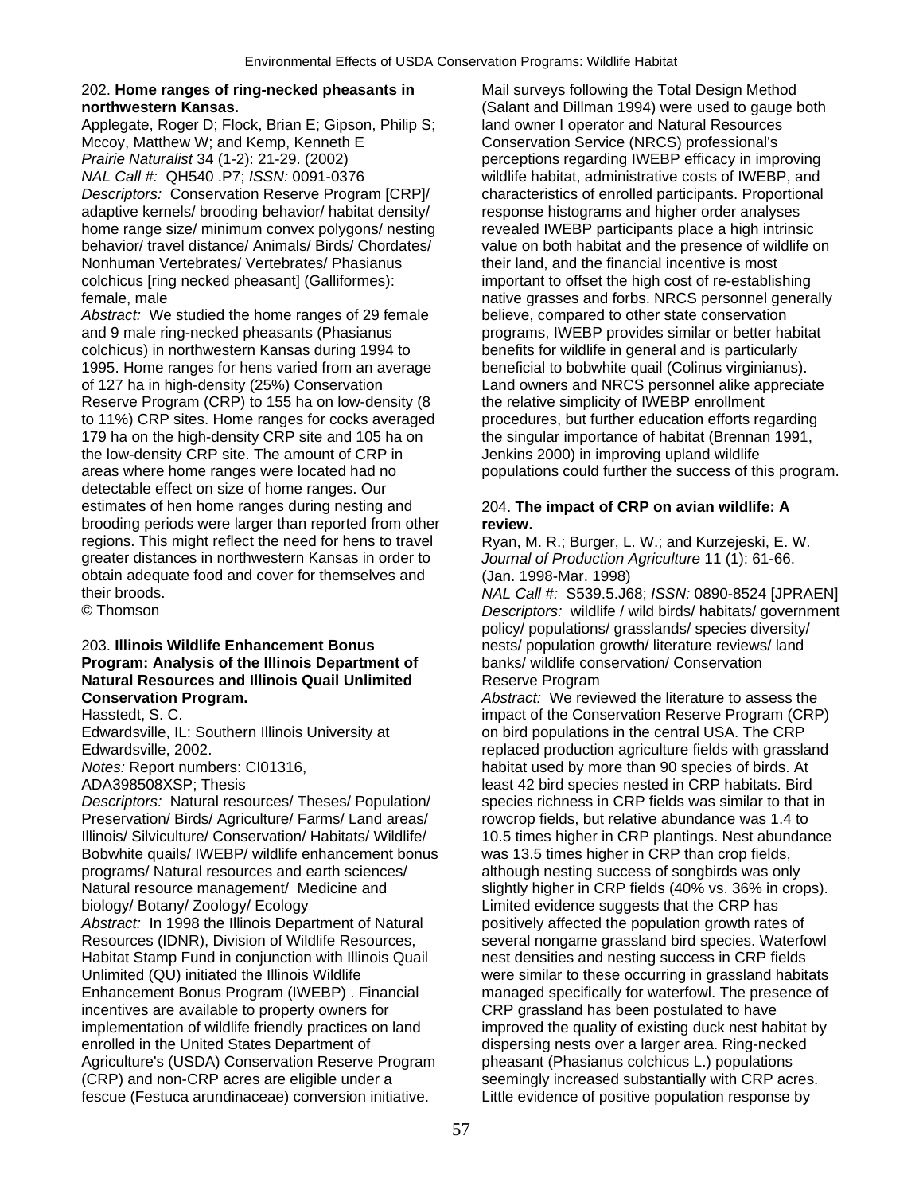**202. Home ranges of ring-necked pheasants in northwestern Kansas.**

Applegate, Roger D; Flock, Brian E; Gipson, Philip S; Mccoy, Matthew W; and Kemp, Kenneth E

*Prairie Naturalist* 34 (1-2): 21-29. (2002)

*NAL Call #:* QH540 .P7; *ISSN:* 0091-0376

*Descriptors:* Conservation Reserve Program [CRP]/ adaptive kernels/ brooding behavior/ habitat density/ home range size/ minimum convex polygons/ nesting behavior/ travel distance/ Animals/ Birds/ Chordates/ Nonhuman Vertebrates/ Vertebrates/ Phasianus colchicus [ring necked pheasant] (Galliformes): female, male

*Abstract:* We studied the home ranges of 29 female and 9 male ring-necked pheasants (Phasianus colchicus) in northwestern Kansas during 1994 to 1995. Home ranges for hens varied from an average of 127 ha in high-density (25%) Conservation Reserve Program (CRP) to 155 ha on low-density (8 to 11%) CRP sites. Home ranges for cocks averaged 179 ha on the high-density CRP site and 105 ha on the low-density CRP site. The amount of CRP in areas where home ranges were located had no detectable effect on size of home ranges. Our estimates of hen home ranges during nesting and brooding periods were larger than reported from other regions. This might reflect the need for hens to travel greater distances in northwestern Kansas in order to obtain adequate food and cover for themselves and their broods.

© Thomson

**203. Illinois Wildlife Enhancement Bonus Program: Analysis of the Illinois Department of Natural Resources and Illinois Quail Unlimited Conservation Program.**

Hasstedt, S. C.

Edwardsville, IL: Southern Illinois University at Edwardsville, 2002.

*Notes:* Report numbers: CI01316, ADA398508XSP; Thesis

*Descriptors:* Natural resources/ Theses/ Population/ Preservation/ Birds/ Agriculture/ Farms/ Land areas/ Illinois/ Silviculture/ Conservation/ Habitats/ Wildlife/ Bobwhite quails/ IWEBP/ wildlife enhancement bonus programs/ Natural resources and earth sciences/ Natural resource management/ Medicine and biology/ Botany/ Zoology/ Ecology

*Abstract:* In 1998 the Illinois Department of Natural Resources (IDNR), Division of Wildlife Resources, Habitat Stamp Fund in conjunction with Illinois Quail Unlimited (QU) initiated the Illinois Wildlife Enhancement Bonus Program (IWEBP) . Financial incentives are available to property owners for implementation of wildlife friendly practices on land enrolled in the United States Department of Agriculture's (USDA) Conservation Reserve Program (CRP) and non-CRP acres are eligible under a fescue (Festuca arundinaceae) conversion initiative. Mail surveys following the Total Design Method (Salant and Dillman 1994) were used to gauge both land owner I operator and Natural Resources Conservation Service (NRCS) professional's perceptions regarding IWEBP efficacy in improving wildlife habitat, administrative costs of IWEBP, and characteristics of enrolled participants. Proportional response histograms and higher order analyses revealed IWEBP participants place a high intrinsic value on both habitat and the presence of wildlife on their land, and the financial incentive is most important to offset the high cost of re-establishing native grasses and forbs. NRCS personnel generally believe, compared to other state conservation programs, IWEBP provides similar or better habitat benefits for wildlife in general and is particularly beneficial to bobwhite quail (Colinus virginianus). Land owners and NRCS personnel alike appreciate the relative simplicity of IWEBP enrollment procedures, but further education efforts regarding the singular importance of habitat (Brennan 1991, Jenkins 2000) in improving upland wildlife populations could further the success of this program.

**204. The impact of CRP on avian wildlife: A review.**

Ryan, M. R.; Burger, L. W.; and Kurzejeski, E. W.

*Journal of Production Agriculture* 11 (1): 61-66. (Jan. 1998-Mar. 1998)

*NAL Call #:* S539.5.J68; *ISSN:* 0890-8524 [JPRAEN]

*Descriptors:* wildlife / wild birds/ habitats/ government policy/ populations/ grasslands/ species diversity/ nests/ population growth/ literature reviews/ land banks/ wildlife conservation/ Conservation Reserve Program

*Abstract:* We reviewed the literature to assess the impact of the Conservation Reserve Program (CRP) on bird populations in the central USA. The CRP replaced production agriculture fields with grassland habitat used by more than 90 species of birds. At least 42 bird species nested in CRP habitats. Bird species richness in CRP fields was similar to that in rowcrop fields, but relative abundance was 1.4 to 10.5 times higher in CRP plantings. Nest abundance was 13.5 times higher in CRP than crop fields, although nesting success of songbirds was only slightly higher in CRP fields (40% vs. 36% in crops). Limited evidence suggests that the CRP has positively affected the population growth rates of several nongame grassland bird species. Waterfowl nest densities and nesting success in CRP fields were similar to these occurring in grassland habitats managed specifically for waterfowl. The presence of CRP grassland has been postulated to have improved the quality of existing duck nest habitat by dispersing nests over a larger area. Ring-necked pheasant (Phasianus colchicus L.) populations seemingly increased substantially with CRP acres. Little evidence of positive population response by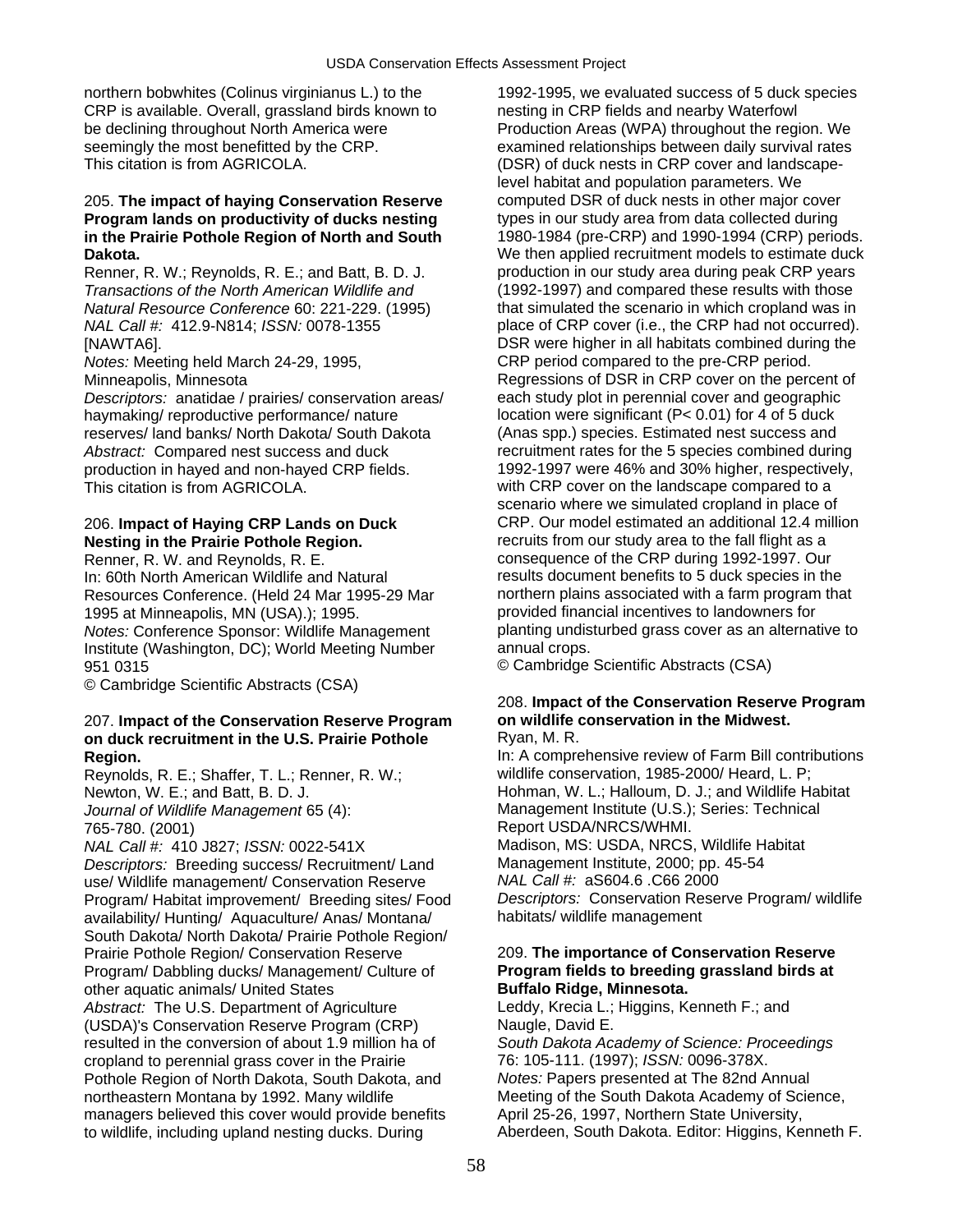northern bobwhites (Colinus virginianus L.) to the CRP is available. Overall, grassland birds known to be declining throughout North America were seemingly the most benefitted by the CRP.
This citation is from AGRICOLA.

205. **The impact of haying Conservation Reserve Program lands on productivity of ducks nesting in the Prairie Pothole Region of North and South Dakota.**
Renner, R. W.; Reynolds, R. E.; and Batt, B. D. J.
*Transactions of the North American Wildlife and Natural Resource Conference* 60: 221-229. (1995)
*NAL Call #:* 412.9-N814; *ISSN:* 0078-1355 [NAWTA6].
*Notes:* Meeting held March 24-29, 1995, Minneapolis, Minnesota
*Descriptors:* anatidae / prairies/ conservation areas/ haymaking/ reproductive performance/ nature reserves/ land banks/ North Dakota/ South Dakota
*Abstract:* Compared nest success and duck production in hayed and non-hayed CRP fields.
This citation is from AGRICOLA.

206. **Impact of Haying CRP Lands on Duck Nesting in the Prairie Pothole Region.**
Renner, R. W. and Reynolds, R. E.
In: 60th North American Wildlife and Natural Resources Conference. (Held 24 Mar 1995-29 Mar 1995 at Minneapolis, MN (USA).); 1995.
*Notes:* Conference Sponsor: Wildlife Management Institute (Washington, DC); World Meeting Number 951 0315
© Cambridge Scientific Abstracts (CSA)

207. **Impact of the Conservation Reserve Program on duck recruitment in the U.S. Prairie Pothole Region.**
Reynolds, R. E.; Shaffer, T. L.; Renner, R. W.; Newton, W. E.; and Batt, B. D. J.
*Journal of Wildlife Management* 65 (4): 765-780. (2001)
*NAL Call #:* 410 J827; *ISSN:* 0022-541X
*Descriptors:* Breeding success/ Recruitment/ Land use/ Wildlife management/ Conservation Reserve Program/ Habitat improvement/ Breeding sites/ Food availability/ Hunting/ Aquaculture/ Anas/ Montana/ South Dakota/ North Dakota/ Prairie Pothole Region/ Prairie Pothole Region/ Conservation Reserve Program/ Dabbling ducks/ Management/ Culture of other aquatic animals/ United States
*Abstract:* The U.S. Department of Agriculture (USDA)'s Conservation Reserve Program (CRP) resulted in the conversion of about 1.9 million ha of cropland to perennial grass cover in the Prairie Pothole Region of North Dakota, South Dakota, and northeastern Montana by 1992. Many wildlife managers believed this cover would provide benefits to wildlife, including upland nesting ducks. During 1992-1995, we evaluated success of 5 duck species nesting in CRP fields and nearby Waterfowl Production Areas (WPA) throughout the region. We examined relationships between daily survival rates (DSR) of duck nests in CRP cover and landscape-level habitat and population parameters. We computed DSR of duck nests in other major cover types in our study area from data collected during 1980-1984 (pre-CRP) and 1990-1994 (CRP) periods. We then applied recruitment models to estimate duck production in our study area during peak CRP years (1992-1997) and compared these results with those that simulated the scenario in which cropland was in place of CRP cover (i.e., the CRP had not occurred). DSR were higher in all habitats combined during the CRP period compared to the pre-CRP period. Regressions of DSR in CRP cover on the percent of each study plot in perennial cover and geographic location were significant ($P < 0.01$) for 4 of 5 duck (Anas spp.) species. Estimated nest success and recruitment rates for the 5 species combined during 1992-1997 were 46% and 30% higher, respectively, with CRP cover on the landscape compared to a scenario where we simulated cropland in place of CRP. Our model estimated an additional 12.4 million recruits from our study area to the fall flight as a consequence of the CRP during 1992-1997. Our results document benefits to 5 duck species in the northern plains associated with a farm program that provided financial incentives to landowners for planting undisturbed grass cover as an alternative to annual crops.
© Cambridge Scientific Abstracts (CSA)

208. **Impact of the Conservation Reserve Program on wildlife conservation in the Midwest.**
Ryan, M. R.
In: A comprehensive review of Farm Bill contributions wildlife conservation, 1985-2000/ Heard, L. P; Hohman, W. L.; Halloum, D. J.; and Wildlife Habitat Management Institute (U.S.); Series: Technical Report USDA/NRCS/WHMI.
Madison, MS: USDA, NRCS, Wildlife Habitat Management Institute, 2000; pp. 45-54
*NAL Call #:* aS604.6 .C66 2000
*Descriptors:* Conservation Reserve Program/ wildlife habitats/ wildlife management

209. **The importance of Conservation Reserve Program fields to breeding grassland birds at Buffalo Ridge, Minnesota.**
Leddy, Krecia L.; Higgins, Kenneth F.; and Naugle, David E.
*South Dakota Academy of Science: Proceedings* 76: 105-111. (1997); *ISSN:* 0096-378X.
*Notes:* Papers presented at The 82nd Annual Meeting of the South Dakota Academy of Science, April 25-26, 1997, Northern State University, Aberdeen, South Dakota. Editor: Higgins, Kenneth F.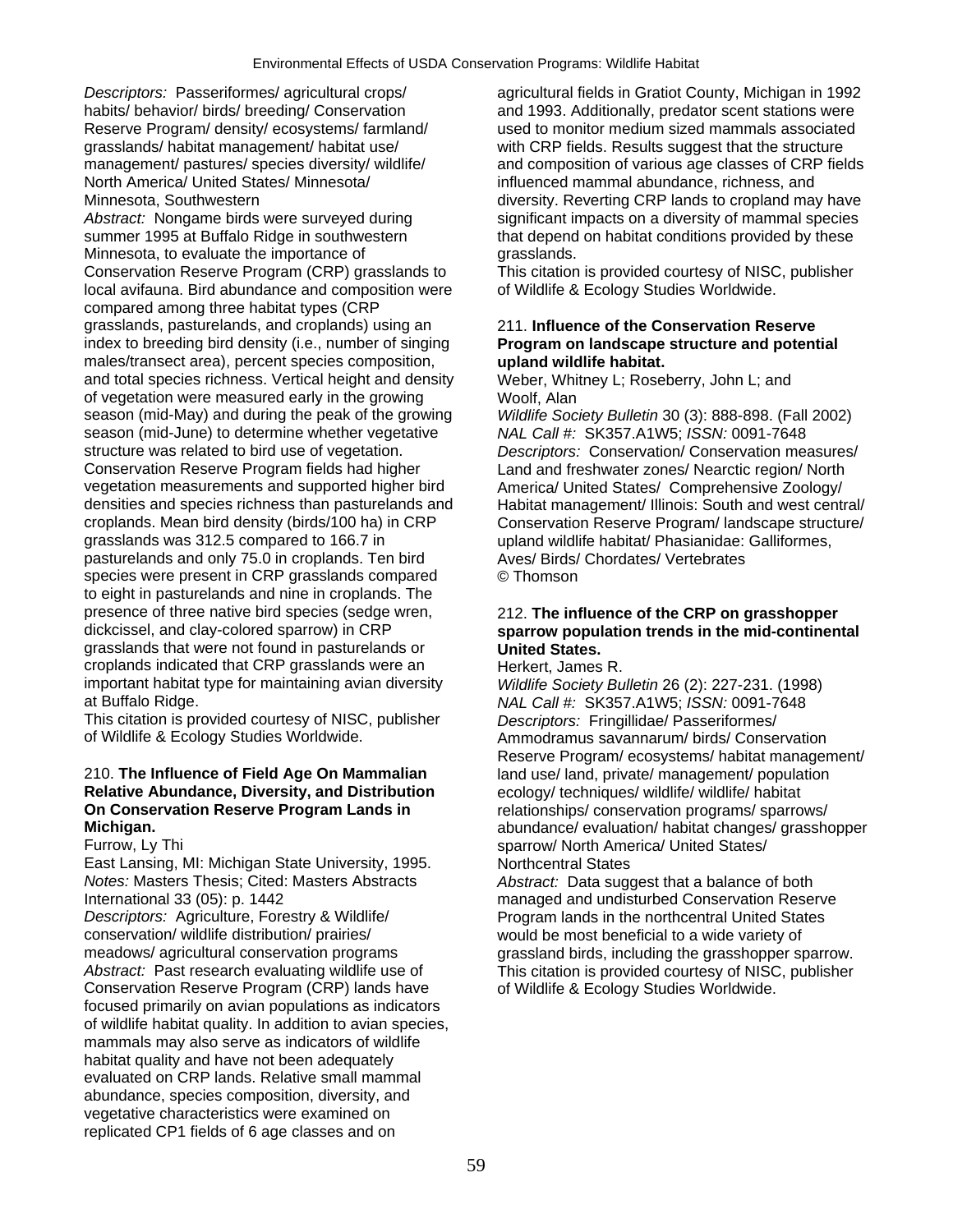*Descriptors:* Passeriformes/ agricultural crops/ habits/ behavior/ birds/ breeding/ Conservation Reserve Program/ density/ ecosystems/ farmland/ grasslands/ habitat management/ habitat use/ management/ pastures/ species diversity/ wildlife/ North America/ United States/ Minnesota/ Minnesota, Southwestern

*Abstract:* Nongame birds were surveyed during summer 1995 at Buffalo Ridge in southwestern Minnesota, to evaluate the importance of Conservation Reserve Program (CRP) grasslands to local avifauna. Bird abundance and composition were compared among three habitat types (CRP grasslands, pasturelands, and croplands) using an index to breeding bird density (i.e., number of singing males/transect area), percent species composition, and total species richness. Vertical height and density of vegetation were measured early in the growing season (mid-May) and during the peak of the growing season (mid-June) to determine whether vegetative structure was related to bird use of vegetation. Conservation Reserve Program fields had higher vegetation measurements and supported higher bird densities and species richness than pasturelands and croplands. Mean bird density (birds/100 ha) in CRP grasslands was 312.5 compared to 166.7 in pasturelands and only 75.0 in croplands. Ten bird species were present in CRP grasslands compared to eight in pasturelands and nine in croplands. The presence of three native bird species (sedge wren, dickcissel, and clay-colored sparrow) in CRP grasslands that were not found in pasturelands or croplands indicated that CRP grasslands were an important habitat type for maintaining avian diversity at Buffalo Ridge.

This citation is provided courtesy of NISC, publisher of Wildlife & Ecology Studies Worldwide.

210. **The Influence of Field Age On Mammalian Relative Abundance, Diversity, and Distribution On Conservation Reserve Program Lands in Michigan.**

Furrow, Ly Thi

East Lansing, MI: Michigan State University, 1995.

*Notes:* Masters Thesis; Cited: Masters Abstracts International 33 (05): p. 1442

*Descriptors:* Agriculture, Forestry & Wildlife/ conservation/ wildlife distribution/ prairies/ meadows/ agricultural conservation programs

*Abstract:* Past research evaluating wildlife use of Conservation Reserve Program (CRP) lands have focused primarily on avian populations as indicators of wildlife habitat quality. In addition to avian species, mammals may also serve as indicators of wildlife habitat quality and have not been adequately evaluated on CRP lands. Relative small mammal abundance, species composition, diversity, and vegetative characteristics were examined on replicated CP1 fields of 6 age classes and on agricultural fields in Gratiot County, Michigan in 1992 and 1993. Additionally, predator scent stations were used to monitor medium sized mammals associated with CRP fields. Results suggest that the structure and composition of various age classes of CRP fields influenced mammal abundance, richness, and diversity. Reverting CRP lands to cropland may have significant impacts on a diversity of mammal species that depend on habitat conditions provided by these grasslands.

This citation is provided courtesy of NISC, publisher of Wildlife & Ecology Studies Worldwide.

211. **Influence of the Conservation Reserve Program on landscape structure and potential upland wildlife habitat.**

Weber, Whitney L; Roseberry, John L; and Woolf, Alan

*Wildlife Society Bulletin* 30 (3): 888-898. (Fall 2002)

*NAL Call #:* SK357.A1W5; *ISSN:* 0091-7648

*Descriptors:* Conservation/ Conservation measures/ Land and freshwater zones/ Nearctic region/ North America/ United States/ Comprehensive Zoology/ Habitat management/ Illinois: South and west central/ Conservation Reserve Program/ landscape structure/ upland wildlife habitat/ Phasianidae: Galliformes, Aves/ Birds/ Chordates/ Vertebrates

© Thomson

212. **The influence of the CRP on grasshopper sparrow population trends in the mid-continental United States.**

Herkert, James R.

*Wildlife Society Bulletin* 26 (2): 227-231. (1998)

*NAL Call #:* SK357.A1W5; *ISSN:* 0091-7648

*Descriptors:* Fringillidae/ Passeriformes/ Ammodramus savannarum/ birds/ Conservation Reserve Program/ ecosystems/ habitat management/ land use/ land, private/ management/ population ecology/ techniques/ wildlife/ wildlife/ habitat relationships/ conservation programs/ sparrows/ abundance/ evaluation/ habitat changes/ grasshopper sparrow/ North America/ United States/ Northcentral States

*Abstract:* Data suggest that a balance of both managed and undisturbed Conservation Reserve Program lands in the northcentral United States would be most beneficial to a wide variety of grassland birds, including the grasshopper sparrow.

This citation is provided courtesy of NISC, publisher of Wildlife & Ecology Studies Worldwide.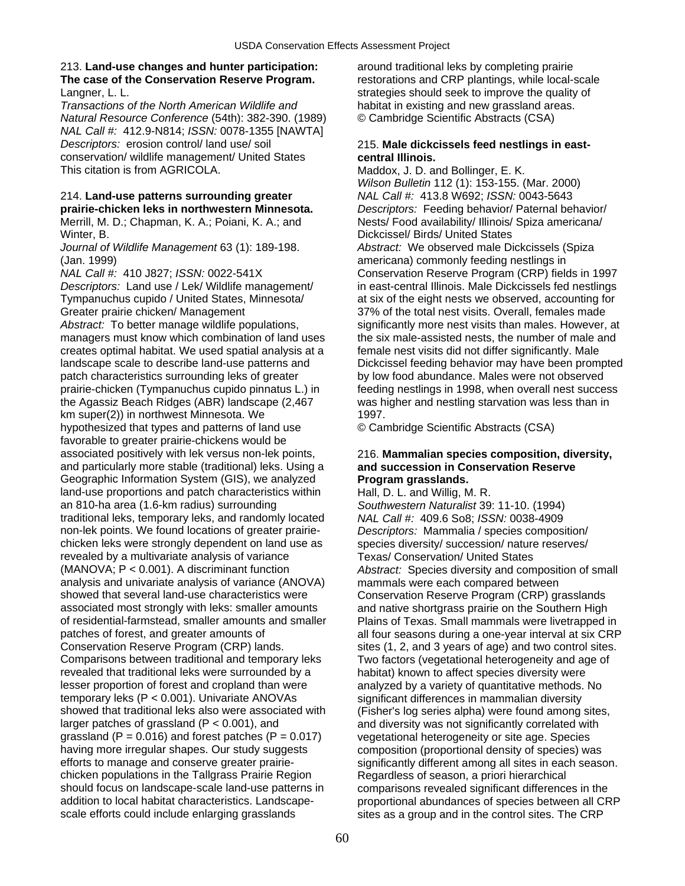213. **Land-use changes and hunter participation: The case of the Conservation Reserve Program.**
Langner, L. L.
*Transactions of the North American Wildlife and Natural Resource Conference* (54th): 382-390. (1989)
*NAL Call #:* 412.9-N814; *ISSN:* 0078-1355 [NAWTA]
*Descriptors:* erosion control/ land use/ soil conservation/ wildlife management/ United States
This citation is from AGRICOLA.

214. **Land-use patterns surrounding greater prairie-chicken leks in northwestern Minnesota.**
Merrill, M. D.; Chapman, K. A.; Poiani, K. A.; and Winter, B.
*Journal of Wildlife Management* 63 (1): 189-198. (Jan. 1999)
*NAL Call #:* 410 J827; *ISSN:* 0022-541X
*Descriptors:* Land use / Lek/ Wildlife management/ Tympanuchus cupido / United States, Minnesota/ Greater prairie chicken/ Management
*Abstract:* To better manage wildlife populations, managers must know which combination of land uses creates optimal habitat. We used spatial analysis at a landscape scale to describe land-use patterns and patch characteristics surrounding leks of greater prairie-chicken (Tympanuchus cupido pinnatus L.) in the Agassiz Beach Ridges (ABR) landscape (2,467 km super(2)) in northwest Minnesota. We hypothesized that types and patterns of land use favorable to greater prairie-chickens would be associated positively with lek versus non-lek points, and particularly more stable (traditional) leks. Using a Geographic Information System (GIS), we analyzed land-use proportions and patch characteristics within an 810-ha area (1.6-km radius) surrounding traditional leks, temporary leks, and randomly located non-lek points. We found locations of greater prairie-chicken leks were strongly dependent on land use as revealed by a multivariate analysis of variance (MANOVA; $P < 0.001$). A discriminant function analysis and univariate analysis of variance (ANOVA) showed that several land-use characteristics were associated most strongly with leks: smaller amounts of residential-farmstead, smaller amounts and smaller patches of forest, and greater amounts of Conservation Reserve Program (CRP) lands. Comparisons between traditional and temporary leks revealed that traditional leks were surrounded by a lesser proportion of forest and cropland than were temporary leks ($P < 0.001$). Univariate ANOVAs showed that traditional leks also were associated with larger patches of grassland ($P < 0.001$), and grassland ($P = 0.016$) and forest patches ($P = 0.017$) having more irregular shapes. Our study suggests efforts to manage and conserve greater prairie-chicken populations in the Tallgrass Prairie Region should focus on landscape-scale land-use patterns in addition to local habitat characteristics. Landscape-scale efforts could include enlarging grasslands around traditional leks by completing prairie restorations and CRP plantings, while local-scale strategies should seek to improve the quality of habitat in existing and new grassland areas.
© Cambridge Scientific Abstracts (CSA)

215. **Male dickcissels feed nestlings in east-central Illinois.**
Maddox, J. D. and Bollinger, E. K.
*Wilson Bulletin* 112 (1): 153-155. (Mar. 2000)
*NAL Call #:* 413.8 W692; *ISSN:* 0043-5643
*Descriptors:* Feeding behavior/ Paternal behavior/ Nests/ Food availability/ Illinois/ Spiza americana/ Dickcissel/ Birds/ United States
*Abstract:* We observed male Dickcissels (Spiza americana) commonly feeding nestlings in Conservation Reserve Program (CRP) fields in 1997 in east-central Illinois. Male Dickcissels fed nestlings at six of the eight nests we observed, accounting for 37% of the total nest visits. Overall, females made significantly more nest visits than males. However, at the six male-assisted nests, the number of male and female nest visits did not differ significantly. Male Dickcissel feeding behavior may have been prompted by low food abundance. Males were not observed feeding nestlings in 1998, when overall nest success was higher and nestling starvation was less than in 1997.
© Cambridge Scientific Abstracts (CSA)

216. **Mammalian species composition, diversity, and succession in Conservation Reserve Program grasslands.**
Hall, D. L. and Willig, M. R.
*Southwestern Naturalist* 39: 11-10. (1994)
*NAL Call #:* 409.6 So8; *ISSN:* 0038-4909
*Descriptors:* Mammalia / species composition/ species diversity/ succession/ nature reserves/ Texas/ Conservation/ United States
*Abstract:* Species diversity and composition of small mammals were each compared between Conservation Reserve Program (CRP) grasslands and native shortgrass prairie on the Southern High Plains of Texas. Small mammals were livetrapped in all four seasons during a one-year interval at six CRP sites (1, 2, and 3 years of age) and two control sites. Two factors (vegetational heterogeneity and age of habitat) known to affect species diversity were analyzed by a variety of quantitative methods. No significant differences in mammalian diversity (Fisher's log series alpha) were found among sites, and diversity was not significantly correlated with vegetational heterogeneity or site age. Species composition (proportional density of species) was significantly different among all sites in each season. Regardless of season, a priori hierarchical comparisons revealed significant differences in the proportional abundances of species between all CRP sites as a group and in the control sites. The CRP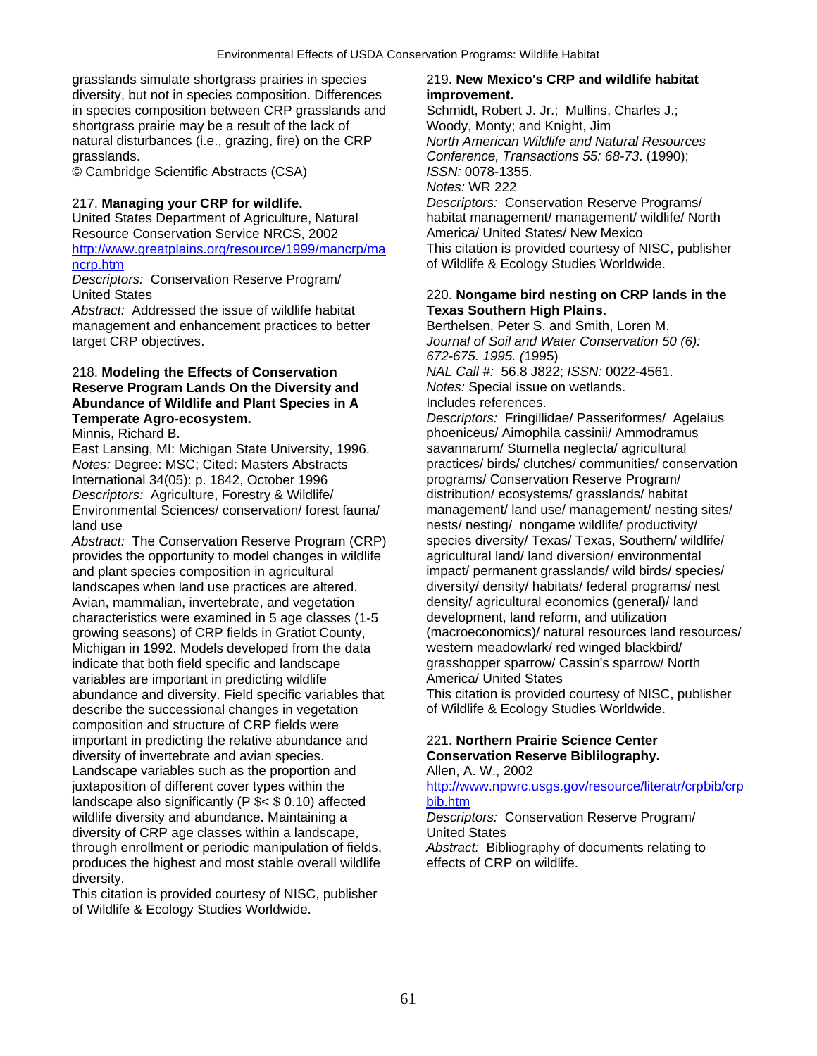grasslands simulate shortgrass prairies in species diversity, but not in species composition. Differences in species composition between CRP grasslands and shortgrass prairie may be a result of the lack of natural disturbances (i.e., grazing, fire) on the CRP grasslands.
© Cambridge Scientific Abstracts (CSA)

217. **Managing your CRP for wildlife.**
United States Department of Agriculture, Natural Resource Conservation Service NRCS, 2002
[http://www.greatplains.org/resource/1999/mancrp/mancrp.htm](http://www.greatplains.org/resource/1999/mancrp/mancrp.htm)
*Descriptors:* Conservation Reserve Program/ United States
*Abstract:* Addressed the issue of wildlife habitat management and enhancement practices to better target CRP objectives.

218. **Modeling the Effects of Conservation Reserve Program Lands On the Diversity and Abundance of Wildlife and Plant Species in A Temperate Agro-ecosystem.**
Minnis, Richard B.
East Lansing, MI: Michigan State University, 1996.
*Notes:* Degree: MSC; Cited: Masters Abstracts International 34(05): p. 1842, October 1996
*Descriptors:* Agriculture, Forestry & Wildlife/ Environmental Sciences/ conservation/ forest fauna/ land use
*Abstract:* The Conservation Reserve Program (CRP) provides the opportunity to model changes in wildlife and plant species composition in agricultural landscapes when land use practices are altered. Avian, mammalian, invertebrate, and vegetation characteristics were examined in 5 age classes (1-5 growing seasons) of CRP fields in Gratiot County, Michigan in 1992. Models developed from the data indicate that both field specific and landscape variables are important in predicting wildlife abundance and diversity. Field specific variables that describe the successional changes in vegetation composition and structure of CRP fields were important in predicting the relative abundance and diversity of invertebrate and avian species. Landscape variables such as the proportion and juxtaposition of different cover types within the landscape also significantly (P $< $ 0.10) affected wildlife diversity and abundance. Maintaining a diversity of CRP age classes within a landscape, through enrollment or periodic manipulation of fields, produces the highest and most stable overall wildlife diversity.
This citation is provided courtesy of NISC, publisher of Wildlife & Ecology Studies Worldwide.

219. **New Mexico's CRP and wildlife habitat improvement.**
Schmidt, Robert J. Jr.; Mullins, Charles J.; Woody, Monty; and Knight, Jim
*North American Wildlife and Natural Resources Conference, Transactions 55: 68-73*. (1990);
*ISSN:* 0078-1355.
*Notes:* WR 222
*Descriptors:* Conservation Reserve Programs/ habitat management/ management/ wildlife/ North America/ United States/ New Mexico
This citation is provided courtesy of NISC, publisher of Wildlife & Ecology Studies Worldwide.

220. **Nongame bird nesting on CRP lands in the Texas Southern High Plains.**
Berthelsen, Peter S. and Smith, Loren M.
*Journal of Soil and Water Conservation 50 (6): 672-675. 1995. (*1995)
*NAL Call #:* 56.8 J822; *ISSN:* 0022-4561.
*Notes:* Special issue on wetlands.
Includes references.
*Descriptors:* Fringillidae/ Passeriformes/ Agelaius phoeniceus/ Aimophila cassinii/ Ammodramus savannarum/ Sturnella neglecta/ agricultural practices/ birds/ clutches/ communities/ conservation programs/ Conservation Reserve Program/ distribution/ ecosystems/ grasslands/ habitat management/ land use/ management/ nesting sites/ nests/ nesting/ nongame wildlife/ productivity/ species diversity/ Texas/ Texas, Southern/ wildlife/ agricultural land/ land diversion/ environmental impact/ permanent grasslands/ wild birds/ species/ diversity/ density/ habitats/ federal programs/ nest density/ agricultural economics (general)/ land development, land reform, and utilization (macroeconomics)/ natural resources land resources/ western meadowlark/ red winged blackbird/ grasshopper sparrow/ Cassin's sparrow/ North America/ United States
This citation is provided courtesy of NISC, publisher of Wildlife & Ecology Studies Worldwide.

221. **Northern Prairie Science Center Conservation Reserve Biblilography.**
Allen, A. W., 2002
[http://www.npwrc.usgs.gov/resource/literatr/crpbib/crpbib.htm](http://www.npwrc.usgs.gov/resource/literatr/crpbib/crpbib.htm)
*Descriptors:* Conservation Reserve Program/ United States
*Abstract:* Bibliography of documents relating to effects of CRP on wildlife.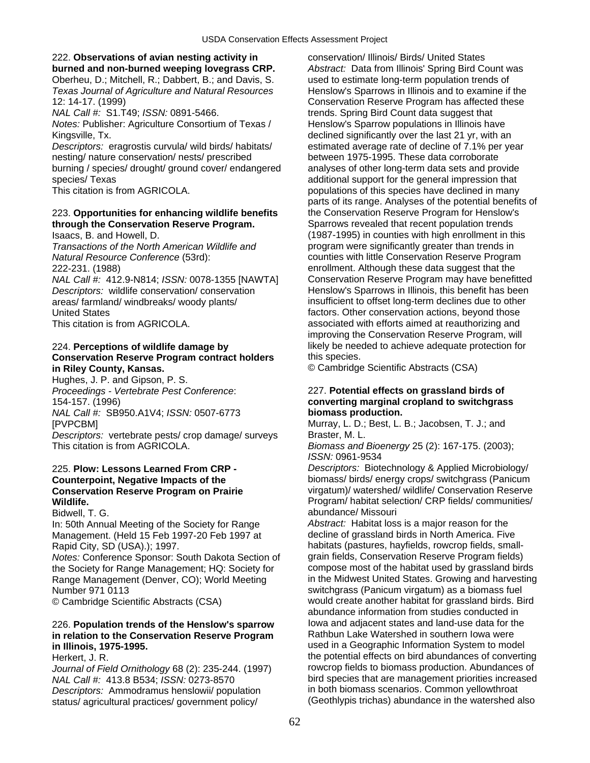222. **Observations of avian nesting activity in burned and non-burned weeping lovegrass CRP.**
Oberheu, D.; Mitchell, R.; Dabbert, B.; and Davis, S.
*Texas Journal of Agriculture and Natural Resources* 12: 14-17. (1999)
*NAL Call #:* S1.T49; *ISSN:* 0891-5466.
*Notes:* Publisher: Agriculture Consortium of Texas / Kingsville, Tx.
*Descriptors:* eragrostis curvula/ wild birds/ habitats/ nesting/ nature conservation/ nests/ prescribed burning / species/ drought/ ground cover/ endangered species/ Texas
This citation is from AGRICOLA.

223. **Opportunities for enhancing wildlife benefits through the Conservation Reserve Program.**
Isaacs, B. and Howell, D.
*Transactions of the North American Wildlife and Natural Resource Conference* (53rd): 222-231. (1988)
*NAL Call #:* 412.9-N814; *ISSN:* 0078-1355 [NAWTA]
*Descriptors:* wildlife conservation/ conservation areas/ farmland/ windbreaks/ woody plants/ United States
This citation is from AGRICOLA.

224. **Perceptions of wildlife damage by Conservation Reserve Program contract holders in Riley County, Kansas.**
Hughes, J. P. and Gipson, P. S.
*Proceedings - Vertebrate Pest Conference*: 154-157. (1996)
*NAL Call #:* SB950.A1V4; *ISSN:* 0507-6773 [PVPCBM]
*Descriptors:* vertebrate pests/ crop damage/ surveys
This citation is from AGRICOLA.

225. **Plow: Lessons Learned From CRP - Counterpoint, Negative Impacts of the Conservation Reserve Program on Prairie Wildlife.**
Bidwell, T. G.
In: 50th Annual Meeting of the Society for Range Management. (Held 15 Feb 1997-20 Feb 1997 at Rapid City, SD (USA).); 1997.
*Notes:* Conference Sponsor: South Dakota Section of the Society for Range Management; HQ: Society for Range Management (Denver, CO); World Meeting Number 971 0113
© Cambridge Scientific Abstracts (CSA)

226. **Population trends of the Henslow's sparrow in relation to the Conservation Reserve Program in Illinois, 1975-1995.**
Herkert, J. R.
*Journal of Field Ornithology* 68 (2): 235-244. (1997)
*NAL Call #:* 413.8 B534; *ISSN:* 0273-8570
*Descriptors:* Ammodramus henslowii/ population status/ agricultural practices/ government policy/ conservation/ Illinois/ Birds/ United States
*Abstract:* Data from Illinois' Spring Bird Count was used to estimate long-term population trends of Henslow's Sparrows in Illinois and to examine if the Conservation Reserve Program has affected these trends. Spring Bird Count data suggest that Henslow's Sparrow populations in Illinois have declined significantly over the last 21 yr, with an estimated average rate of decline of 7.1% per year between 1975-1995. These data corroborate analyses of other long-term data sets and provide additional support for the general impression that populations of this species have declined in many parts of its range. Analyses of the potential benefits of the Conservation Reserve Program for Henslow's Sparrows revealed that recent population trends (1987-1995) in counties with high enrollment in this program were significantly greater than trends in counties with little Conservation Reserve Program enrollment. Although these data suggest that the Conservation Reserve Program may have benefitted Henslow's Sparrows in Illinois, this benefit has been insufficient to offset long-term declines due to other factors. Other conservation actions, beyond those associated with efforts aimed at reauthorizing and improving the Conservation Reserve Program, will likely be needed to achieve adequate protection for this species.
© Cambridge Scientific Abstracts (CSA)

227. **Potential effects on grassland birds of converting marginal cropland to switchgrass biomass production.**
Murray, L. D.; Best, L. B.; Jacobsen, T. J.; and Braster, M. L.
*Biomass and Bioenergy* 25 (2): 167-175. (2003); *ISSN:* 0961-9534
*Descriptors:* Biotechnology & Applied Microbiology/ biomass/ birds/ energy crops/ switchgrass (Panicum virgatum)/ watershed/ wildlife/ Conservation Reserve Program/ habitat selection/ CRP fields/ communities/ abundance/ Missouri
*Abstract:* Habitat loss is a major reason for the decline of grassland birds in North America. Five habitats (pastures, hayfields, rowcrop fields, small-grain fields, Conservation Reserve Program fields) compose most of the habitat used by grassland birds in the Midwest United States. Growing and harvesting switchgrass (Panicum virgatum) as a biomass fuel would create another habitat for grassland birds. Bird abundance information from studies conducted in Iowa and adjacent states and land-use data for the Rathbun Lake Watershed in southern Iowa were used in a Geographic Information System to model the potential effects on bird abundances of converting rowcrop fields to biomass production. Abundances of bird species that are management priorities increased in both biomass scenarios. Common yellowthroat (Geothlypis trichas) abundance in the watershed also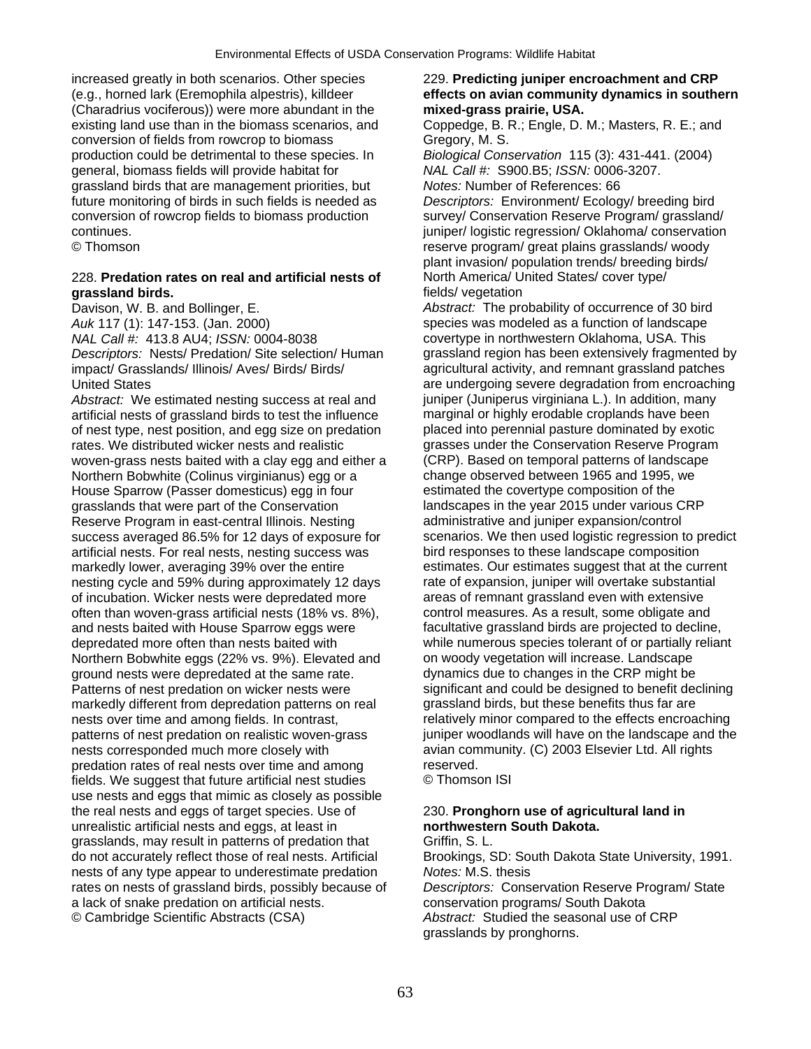increased greatly in both scenarios. Other species (e.g., horned lark (Eremophila alpestris), killdeer (Charadrius vociferous)) were more abundant in the existing land use than in the biomass scenarios, and conversion of fields from rowcrop to biomass production could be detrimental to these species. In general, biomass fields will provide habitat for grassland birds that are management priorities, but future monitoring of birds in such fields is needed as conversion of rowcrop fields to biomass production continues.
© Thomson

228. **Predation rates on real and artificial nests of grassland birds.**
Davison, W. B. and Bollinger, E.
*Auk* 117 (1): 147-153. (Jan. 2000)
*NAL Call #:* 413.8 AU4; *ISSN:* 0004-8038
*Descriptors:* Nests/ Predation/ Site selection/ Human impact/ Grasslands/ Illinois/ Aves/ Birds/ Birds/ United States
*Abstract:* We estimated nesting success at real and artificial nests of grassland birds to test the influence of nest type, nest position, and egg size on predation rates. We distributed wicker nests and realistic woven-grass nests baited with a clay egg and either a Northern Bobwhite (Colinus virginianus) egg or a House Sparrow (Passer domesticus) egg in four grasslands that were part of the Conservation Reserve Program in east-central Illinois. Nesting success averaged 86.5% for 12 days of exposure for artificial nests. For real nests, nesting success was markedly lower, averaging 39% over the entire nesting cycle and 59% during approximately 12 days of incubation. Wicker nests were depredated more often than woven-grass artificial nests (18% vs. 8%), and nests baited with House Sparrow eggs were depredated more often than nests baited with Northern Bobwhite eggs (22% vs. 9%). Elevated and ground nests were depredated at the same rate. Patterns of nest predation on wicker nests were markedly different from depredation patterns on real nests over time and among fields. In contrast, patterns of nest predation on realistic woven-grass nests corresponded much more closely with predation rates of real nests over time and among fields. We suggest that future artificial nest studies use nests and eggs that mimic as closely as possible the real nests and eggs of target species. Use of unrealistic artificial nests and eggs, at least in grasslands, may result in patterns of predation that do not accurately reflect those of real nests. Artificial nests of any type appear to underestimate predation rates on nests of grassland birds, possibly because of a lack of snake predation on artificial nests.
© Cambridge Scientific Abstracts (CSA)

229. **Predicting juniper encroachment and CRP effects on avian community dynamics in southern mixed-grass prairie, USA.**
Coppedge, B. R.; Engle, D. M.; Masters, R. E.; and Gregory, M. S.
*Biological Conservation* 115 (3): 431-441. (2004)
*NAL Call #:* S900.B5; *ISSN:* 0006-3207.
*Notes:* Number of References: 66
*Descriptors:* Environment/ Ecology/ breeding bird survey/ Conservation Reserve Program/ grassland/ juniper/ logistic regression/ Oklahoma/ conservation reserve program/ great plains grasslands/ woody plant invasion/ population trends/ breeding birds/ North America/ United States/ cover type/ fields/ vegetation
*Abstract:* The probability of occurrence of 30 bird species was modeled as a function of landscape covertype in northwestern Oklahoma, USA. This grassland region has been extensively fragmented by agricultural activity, and remnant grassland patches are undergoing severe degradation from encroaching juniper (Juniperus virginiana L.). In addition, many marginal or highly erodable croplands have been placed into perennial pasture dominated by exotic grasses under the Conservation Reserve Program (CRP). Based on temporal patterns of landscape change observed between 1965 and 1995, we estimated the covertype composition of the landscapes in the year 2015 under various CRP administrative and juniper expansion/control scenarios. We then used logistic regression to predict bird responses to these landscape composition estimates. Our estimates suggest that at the current rate of expansion, juniper will overtake substantial areas of remnant grassland even with extensive control measures. As a result, some obligate and facultative grassland birds are projected to decline, while numerous species tolerant of or partially reliant on woody vegetation will increase. Landscape dynamics due to changes in the CRP might be significant and could be designed to benefit declining grassland birds, but these benefits thus far are relatively minor compared to the effects encroaching juniper woodlands will have on the landscape and the avian community. (C) 2003 Elsevier Ltd. All rights reserved.
© Thomson ISI

230. **Pronghorn use of agricultural land in northwestern South Dakota.**
Griffin, S. L.
Brookings, SD: South Dakota State University, 1991.
*Notes:* M.S. thesis
*Descriptors:* Conservation Reserve Program/ State conservation programs/ South Dakota
*Abstract:* Studied the seasonal use of CRP grasslands by pronghorns.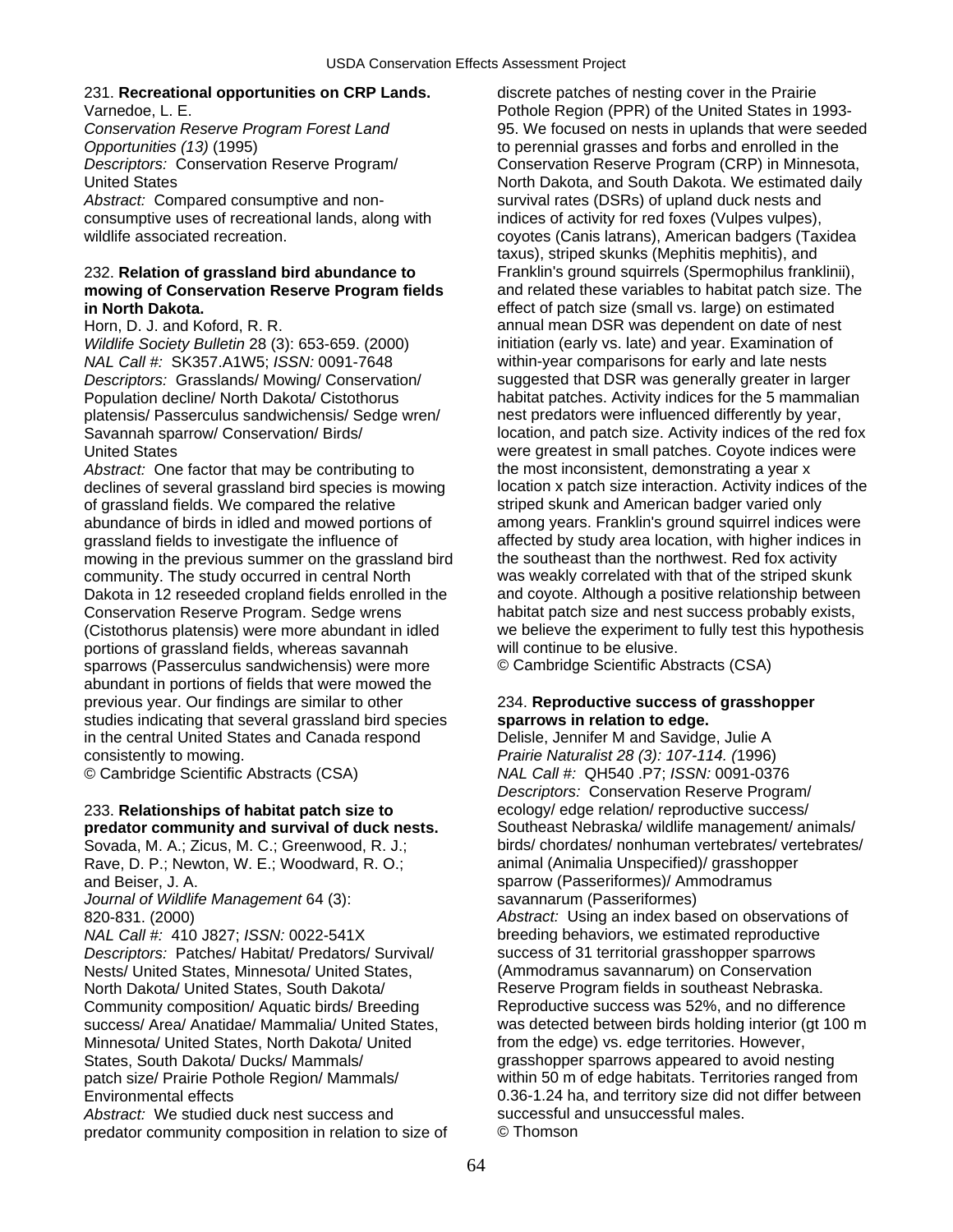231. **Recreational opportunities on CRP Lands.**
Varnedoe, L. E.
*Conservation Reserve Program Forest Land Opportunities (13)* (1995)
*Descriptors:* Conservation Reserve Program/ United States
*Abstract:* Compared consumptive and non-consumptive uses of recreational lands, along with wildlife associated recreation.

232. **Relation of grassland bird abundance to mowing of Conservation Reserve Program fields in North Dakota.**
Horn, D. J. and Koford, R. R.
*Wildlife Society Bulletin* 28 (3): 653-659. (2000)
*NAL Call #:* SK357.A1W5; *ISSN:* 0091-7648
*Descriptors:* Grasslands/ Mowing/ Conservation/ Population decline/ North Dakota/ Cistothorus platensis/ Passerculus sandwichensis/ Sedge wren/ Savannah sparrow/ Conservation/ Birds/ United States
*Abstract:* One factor that may be contributing to declines of several grassland bird species is mowing of grassland fields. We compared the relative abundance of birds in idled and mowed portions of grassland fields to investigate the influence of mowing in the previous summer on the grassland bird community. The study occurred in central North Dakota in 12 reseeded cropland fields enrolled in the Conservation Reserve Program. Sedge wrens (Cistothorus platensis) were more abundant in idled portions of grassland fields, whereas savannah sparrows (Passerculus sandwichensis) were more abundant in portions of fields that were mowed the previous year. Our findings are similar to other studies indicating that several grassland bird species in the central United States and Canada respond consistently to mowing.
© Cambridge Scientific Abstracts (CSA)

233. **Relationships of habitat patch size to predator community and survival of duck nests.**
Sovada, M. A.; Zicus, M. C.; Greenwood, R. J.; Rave, D. P.; Newton, W. E.; Woodward, R. O.; and Beiser, J. A.
*Journal of Wildlife Management* 64 (3): 820-831. (2000)
*NAL Call #:* 410 J827; *ISSN:* 0022-541X
*Descriptors:* Patches/ Habitat/ Predators/ Survival/ Nests/ United States, Minnesota/ United States, North Dakota/ United States, South Dakota/ Community composition/ Aquatic birds/ Breeding success/ Area/ Anatidae/ Mammalia/ United States, Minnesota/ United States, North Dakota/ United States, South Dakota/ Ducks/ Mammals/ patch size/ Prairie Pothole Region/ Mammals/ Environmental effects
*Abstract:* We studied duck nest success and predator community composition in relation to size of discrete patches of nesting cover in the Prairie Pothole Region (PPR) of the United States in 1993-95. We focused on nests in uplands that were seeded to perennial grasses and forbs and enrolled in the Conservation Reserve Program (CRP) in Minnesota, North Dakota, and South Dakota. We estimated daily survival rates (DSRs) of upland duck nests and indices of activity for red foxes (Vulpes vulpes), coyotes (Canis latrans), American badgers (Taxidea taxus), striped skunks (Mephitis mephitis), and Franklin's ground squirrels (Spermophilus franklinii), and related these variables to habitat patch size. The effect of patch size (small vs. large) on estimated annual mean DSR was dependent on date of nest initiation (early vs. late) and year. Examination of within-year comparisons for early and late nests suggested that DSR was generally greater in larger habitat patches. Activity indices for the 5 mammalian nest predators were influenced differently by year, location, and patch size. Activity indices of the red fox were greatest in small patches. Coyote indices were the most inconsistent, demonstrating a year x location x patch size interaction. Activity indices of the striped skunk and American badger varied only among years. Franklin's ground squirrel indices were affected by study area location, with higher indices in the southeast than the northwest. Red fox activity was weakly correlated with that of the striped skunk and coyote. Although a positive relationship between habitat patch size and nest success probably exists, we believe the experiment to fully test this hypothesis will continue to be elusive.
© Cambridge Scientific Abstracts (CSA)

234. **Reproductive success of grasshopper sparrows in relation to edge.**
Delisle, Jennifer M and Savidge, Julie A
*Prairie Naturalist 28 (3): 107-114. (*1996)
*NAL Call #:* QH540 .P7; *ISSN:* 0091-0376
*Descriptors:* Conservation Reserve Program/ ecology/ edge relation/ reproductive success/ Southeast Nebraska/ wildlife management/ animals/ birds/ chordates/ nonhuman vertebrates/ vertebrates/ animal (Animalia Unspecified)/ grasshopper sparrow (Passeriformes)/ Ammodramus savannarum (Passeriformes)
*Abstract:* Using an index based on observations of breeding behaviors, we estimated reproductive success of 31 territorial grasshopper sparrows (Ammodramus savannarum) on Conservation Reserve Program fields in southeast Nebraska. Reproductive success was 52%, and no difference was detected between birds holding interior (gt 100 m from the edge) vs. edge territories. However, grasshopper sparrows appeared to avoid nesting within 50 m of edge habitats. Territories ranged from 0.36-1.24 ha, and territory size did not differ between successful and unsuccessful males.
© Thomson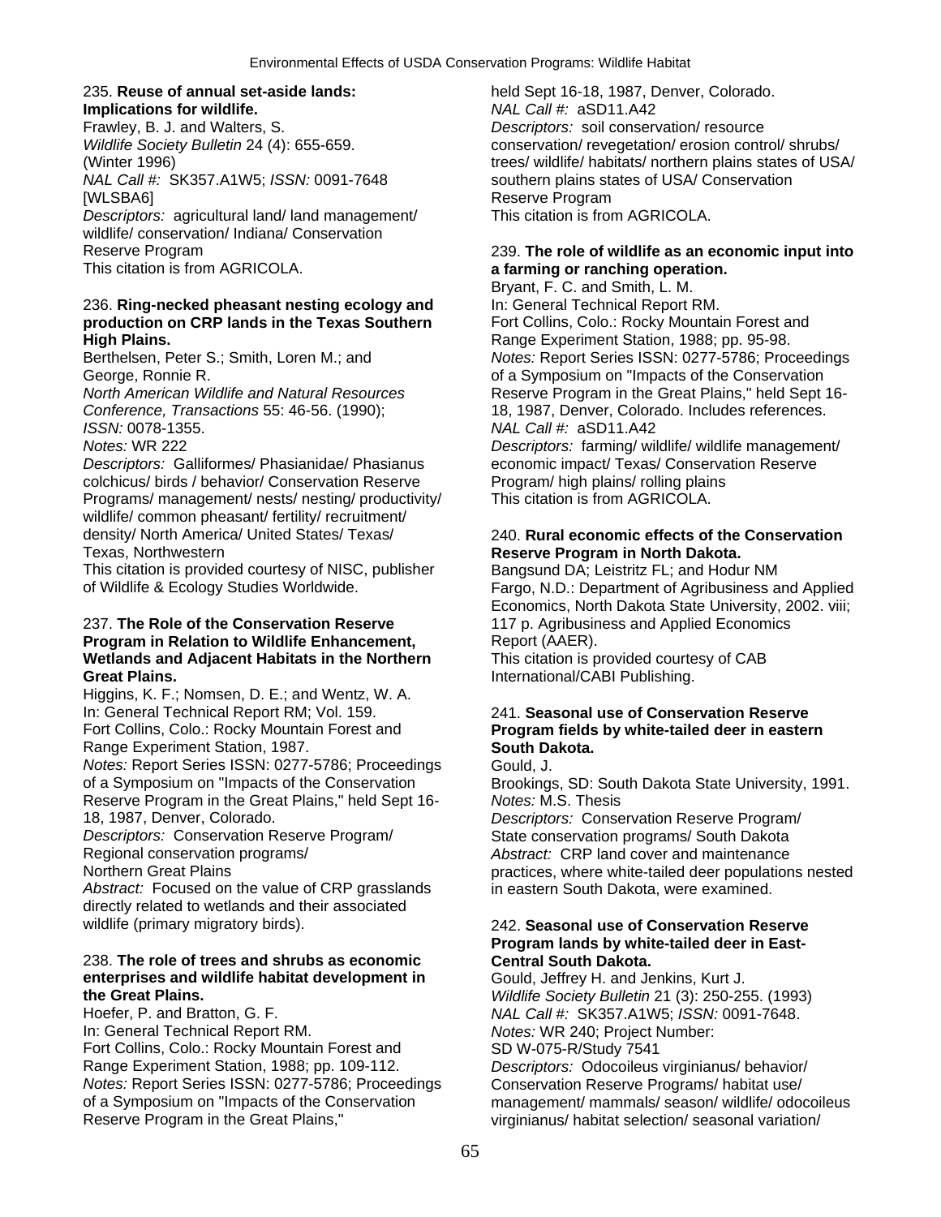235. **Reuse of annual set-aside lands: Implications for wildlife.**
Frawley, B. J. and Walters, S.
*Wildlife Society Bulletin* 24 (4): 655-659. (Winter 1996)
*NAL Call #:* SK357.A1W5; *ISSN:* 0091-7648 [WLSBA6]
*Descriptors:* agricultural land/ land management/ wildlife/ conservation/ Indiana/ Conservation Reserve Program
This citation is from AGRICOLA.

236. **Ring-necked pheasant nesting ecology and production on CRP lands in the Texas Southern High Plains.**
Berthelsen, Peter S.; Smith, Loren M.; and George, Ronnie R.
*North American Wildlife and Natural Resources Conference, Transactions* 55: 46-56. (1990); *ISSN:* 0078-1355.
*Notes:* WR 222
*Descriptors:* Galliformes/ Phasianidae/ Phasianus colchicus/ birds / behavior/ Conservation Reserve Programs/ management/ nests/ nesting/ productivity/ wildlife/ common pheasant/ fertility/ recruitment/ density/ North America/ United States/ Texas/ Texas, Northwestern
This citation is provided courtesy of NISC, publisher of Wildlife & Ecology Studies Worldwide.

237. **The Role of the Conservation Reserve Program in Relation to Wildlife Enhancement, Wetlands and Adjacent Habitats in the Northern Great Plains.**
Higgins, K. F.; Nomsen, D. E.; and Wentz, W. A.
In: General Technical Report RM; Vol. 159.
Fort Collins, Colo.: Rocky Mountain Forest and Range Experiment Station, 1987.
*Notes:* Report Series ISSN: 0277-5786; Proceedings of a Symposium on "Impacts of the Conservation Reserve Program in the Great Plains," held Sept 16-18, 1987, Denver, Colorado.
*Descriptors:* Conservation Reserve Program/ Regional conservation programs/ Northern Great Plains
*Abstract:* Focused on the value of CRP grasslands directly related to wetlands and their associated wildlife (primary migratory birds).

238. **The role of trees and shrubs as economic enterprises and wildlife habitat development in the Great Plains.**
Hoefer, P. and Bratton, G. F.
In: General Technical Report RM.
Fort Collins, Colo.: Rocky Mountain Forest and Range Experiment Station, 1988; pp. 109-112.
*Notes:* Report Series ISSN: 0277-5786; Proceedings of a Symposium on "Impacts of the Conservation Reserve Program in the Great Plains," held Sept 16-18, 1987, Denver, Colorado.
*NAL Call #:* aSD11.A42
*Descriptors:* soil conservation/ resource conservation/ revegetation/ erosion control/ shrubs/ trees/ wildlife/ habitats/ northern plains states of USA/ southern plains states of USA/ Conservation Reserve Program
This citation is from AGRICOLA.

239. **The role of wildlife as an economic input into a farming or ranching operation.**
Bryant, F. C. and Smith, L. M.
In: General Technical Report RM.
Fort Collins, Colo.: Rocky Mountain Forest and Range Experiment Station, 1988; pp. 95-98.
*Notes:* Report Series ISSN: 0277-5786; Proceedings of a Symposium on "Impacts of the Conservation Reserve Program in the Great Plains," held Sept 16-18, 1987, Denver, Colorado. Includes references.
*NAL Call #:* aSD11.A42
*Descriptors:* farming/ wildlife/ wildlife management/ economic impact/ Texas/ Conservation Reserve Program/ high plains/ rolling plains
This citation is from AGRICOLA.

240. **Rural economic effects of the Conservation Reserve Program in North Dakota.**
Bangsund DA; Leistritz FL; and Hodur NM
Fargo, N.D.: Department of Agribusiness and Applied Economics, North Dakota State University, 2002. viii; 117 p. Agribusiness and Applied Economics Report (AAER).
This citation is provided courtesy of CAB International/CABI Publishing.

241. **Seasonal use of Conservation Reserve Program fields by white-tailed deer in eastern South Dakota.**
Gould, J.
Brookings, SD: South Dakota State University, 1991.
*Notes:* M.S. Thesis
*Descriptors:* Conservation Reserve Program/ State conservation programs/ South Dakota
*Abstract:* CRP land cover and maintenance practices, where white-tailed deer populations nested in eastern South Dakota, were examined.

242. **Seasonal use of Conservation Reserve Program lands by white-tailed deer in East-Central South Dakota.**
Gould, Jeffrey H. and Jenkins, Kurt J.
*Wildlife Society Bulletin* 21 (3): 250-255. (1993)
*NAL Call #:* SK357.A1W5; *ISSN:* 0091-7648.
*Notes:* WR 240; Project Number: SD W-075-R/Study 7541
*Descriptors:* Odocoileus virginianus/ behavior/ Conservation Reserve Programs/ habitat use/ management/ mammals/ season/ wildlife/ odocoileus virginianus/ habitat selection/ seasonal variation/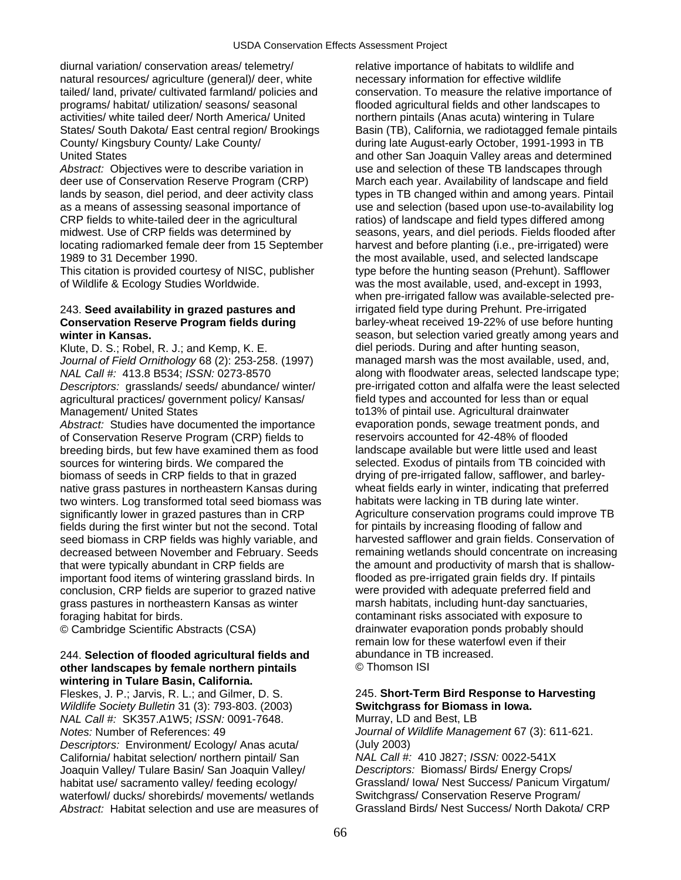diurnal variation/ conservation areas/ telemetry/ natural resources/ agriculture (general)/ deer, white tailed/ land, private/ cultivated farmland/ policies and programs/ habitat/ utilization/ seasons/ seasonal activities/ white tailed deer/ North America/ United States/ South Dakota/ East central region/ Brookings County/ Kingsbury County/ Lake County/ United States

*Abstract:* Objectives were to describe variation in deer use of Conservation Reserve Program (CRP) lands by season, diel period, and deer activity class as a means of assessing seasonal importance of CRP fields to white-tailed deer in the agricultural midwest. Use of CRP fields was determined by locating radiomarked female deer from 15 September 1989 to 31 December 1990.

This citation is provided courtesy of NISC, publisher of Wildlife & Ecology Studies Worldwide.

### 243. **Seed availability in grazed pastures and Conservation Reserve Program fields during winter in Kansas.**

Klute, D. S.; Robel, R. J.; and Kemp, K. E.
*Journal of Field Ornithology* 68 (2): 253-258. (1997)
*NAL Call #:* 413.8 B534; *ISSN:* 0273-8570
*Descriptors:* grasslands/ seeds/ abundance/ winter/ agricultural practices/ government policy/ Kansas/ Management/ United States

*Abstract:* Studies have documented the importance of Conservation Reserve Program (CRP) fields to breeding birds, but few have examined them as food sources for wintering birds. We compared the biomass of seeds in CRP fields to that in grazed native grass pastures in northeastern Kansas during two winters. Log transformed total seed biomass was significantly lower in grazed pastures than in CRP fields during the first winter but not the second. Total seed biomass in CRP fields was highly variable, and decreased between November and February. Seeds that were typically abundant in CRP fields are important food items of wintering grassland birds. In conclusion, CRP fields are superior to grazed native grass pastures in northeastern Kansas as winter foraging habitat for birds.

© Cambridge Scientific Abstracts (CSA)

### 244. **Selection of flooded agricultural fields and other landscapes by female northern pintails wintering in Tulare Basin, California.**

Fleskes, J. P.; Jarvis, R. L.; and Gilmer, D. S.
*Wildlife Society Bulletin* 31 (3): 793-803. (2003)
*NAL Call #:* SK357.A1W5; *ISSN:* 0091-7648.
*Notes:* Number of References: 49
*Descriptors:* Environment/ Ecology/ Anas acuta/ California/ habitat selection/ northern pintail/ San Joaquin Valley/ Tulare Basin/ San Joaquin Valley/ habitat use/ sacramento valley/ feeding ecology/ waterfowl/ ducks/ shorebirds/ movements/ wetlands

*Abstract:* Habitat selection and use are measures of relative importance of habitats to wildlife and necessary information for effective wildlife conservation. To measure the relative importance of flooded agricultural fields and other landscapes to northern pintails (Anas acuta) wintering in Tulare Basin (TB), California, we radiotagged female pintails during late August-early October, 1991-1993 in TB and other San Joaquin Valley areas and determined use and selection of these TB landscapes through March each year. Availability of landscape and field types in TB changed within and among years. Pintail use and selection (based upon use-to-availability log ratios) of landscape and field types differed among seasons, years, and diel periods. Fields flooded after harvest and before planting (i.e., pre-irrigated) were the most available, used, and selected landscape type before the hunting season (Prehunt). Safflower was the most available, used, and-except in 1993, when pre-irrigated fallow was available-selected pre-irrigated field type during Prehunt. Pre-irrigated barley-wheat received 19-22% of use before hunting season, but selection varied greatly among years and diel periods. During and after hunting season, managed marsh was the most available, used, and, along with floodwater areas, selected landscape type; pre-irrigated cotton and alfalfa were the least selected field types and accounted for less than or equal to13% of pintail use. Agricultural drainwater evaporation ponds, sewage treatment ponds, and reservoirs accounted for 42-48% of flooded landscape available but were little used and least selected. Exodus of pintails from TB coincided with drying of pre-irrigated fallow, safflower, and barley-wheat fields early in winter, indicating that preferred habitats were lacking in TB during late winter. Agriculture conservation programs could improve TB for pintails by increasing flooding of fallow and harvested safflower and grain fields. Conservation of remaining wetlands should concentrate on increasing the amount and productivity of marsh that is shallow-flooded as pre-irrigated grain fields dry. If pintails were provided with adequate preferred field and marsh habitats, including hunt-day sanctuaries, contaminant risks associated with exposure to drainwater evaporation ponds probably should remain low for these waterfowl even if their abundance in TB increased.

© Thomson ISI

### 245. **Short-Term Bird Response to Harvesting Switchgrass for Biomass in Iowa.**

Murray, LD and Best, LB
*Journal of Wildlife Management* 67 (3): 611-621. (July 2003)
*NAL Call #:* 410 J827; *ISSN:* 0022-541X
*Descriptors:* Biomass/ Birds/ Energy Crops/ Grassland/ Iowa/ Nest Success/ Panicum Virgatum/ Switchgrass/ Conservation Reserve Program/ Grassland Birds/ Nest Success/ North Dakota/ CRP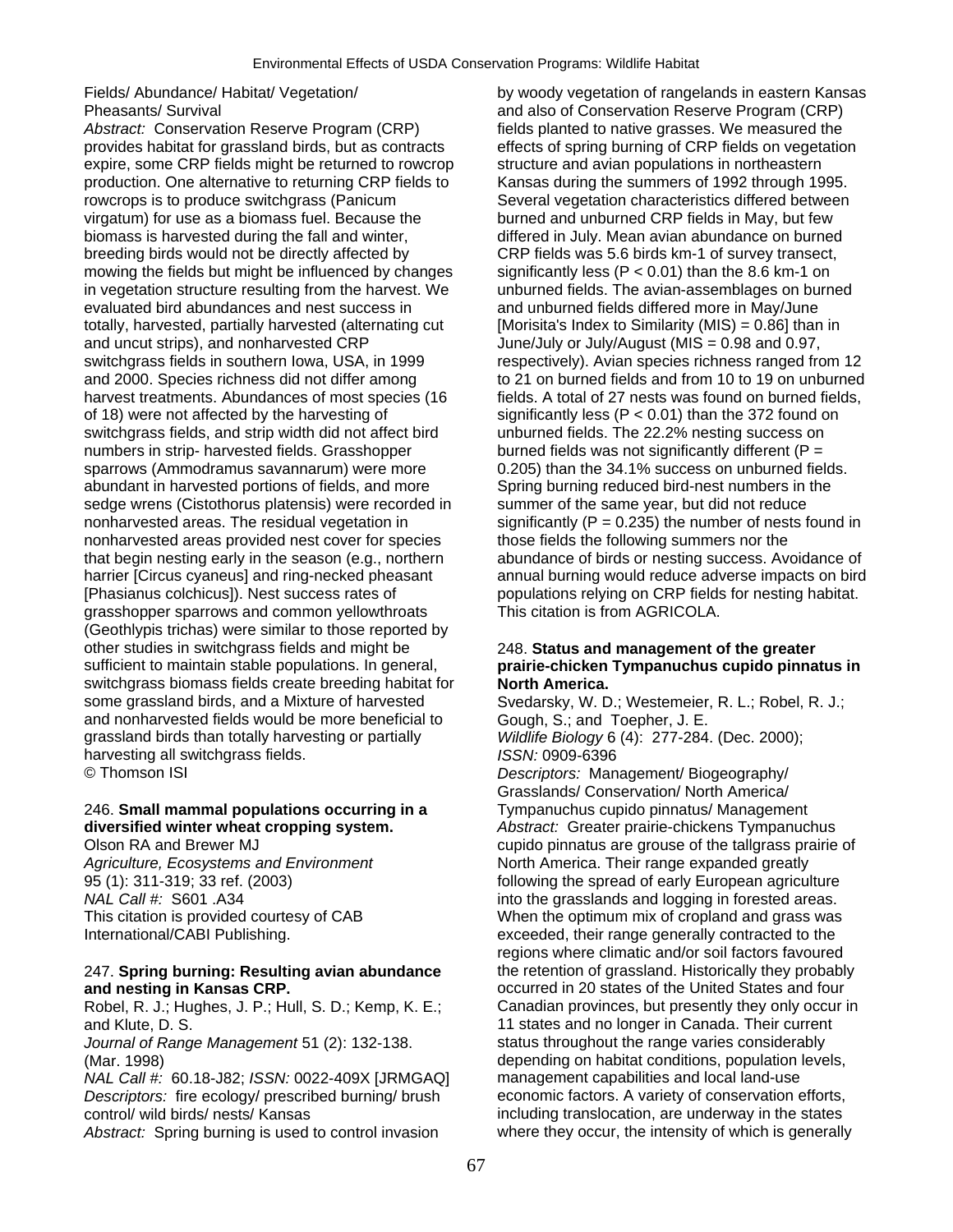Fields/ Abundance/ Habitat/ Vegetation/ Pheasants/ Survival

*Abstract:* Conservation Reserve Program (CRP) provides habitat for grassland birds, but as contracts expire, some CRP fields might be returned to rowcrop production. One alternative to returning CRP fields to rowcrops is to produce switchgrass (Panicum virgatum) for use as a biomass fuel. Because the biomass is harvested during the fall and winter, breeding birds would not be directly affected by mowing the fields but might be influenced by changes in vegetation structure resulting from the harvest. We evaluated bird abundances and nest success in totally, harvested, partially harvested (alternating cut and uncut strips), and nonharvested CRP switchgrass fields in southern Iowa, USA, in 1999 and 2000. Species richness did not differ among harvest treatments. Abundances of most species (16 of 18) were not affected by the harvesting of switchgrass fields, and strip width did not affect bird numbers in strip- harvested fields. Grasshopper sparrows (Ammodramus savannarum) were more abundant in harvested portions of fields, and more sedge wrens (Cistothorus platensis) were recorded in nonharvested areas. The residual vegetation in nonharvested areas provided nest cover for species that begin nesting early in the season (e.g., northern harrier [Circus cyaneus] and ring-necked pheasant [Phasianus colchicus]). Nest success rates of grasshopper sparrows and common yellowthroats (Geothlypis trichas) were similar to those reported by other studies in switchgrass fields and might be sufficient to maintain stable populations. In general, switchgrass biomass fields create breeding habitat for some grassland birds, and a Mixture of harvested and nonharvested fields would be more beneficial to grassland birds than totally harvesting or partially harvesting all switchgrass fields.
© Thomson ISI

246. **Small mammal populations occurring in a diversified winter wheat cropping system.**
Olson RA and Brewer MJ
*Agriculture, Ecosystems and Environment* 95 (1): 311-319; 33 ref. (2003)
*NAL Call #:* S601 .A34
This citation is provided courtesy of CAB International/CABI Publishing.

247. **Spring burning: Resulting avian abundance and nesting in Kansas CRP.**
Robel, R. J.; Hughes, J. P.; Hull, S. D.; Kemp, K. E.; and Klute, D. S.
*Journal of Range Management* 51 (2): 132-138. (Mar. 1998)
*NAL Call #:* 60.18-J82; *ISSN:* 0022-409X [JRMGAQ]
*Descriptors:* fire ecology/ prescribed burning/ brush control/ wild birds/ nests/ Kansas
*Abstract:* Spring burning is used to control invasion by woody vegetation of rangelands in eastern Kansas and also of Conservation Reserve Program (CRP) fields planted to native grasses. We measured the effects of spring burning of CRP fields on vegetation structure and avian populations in northeastern Kansas during the summers of 1992 through 1995. Several vegetation characteristics differed between burned and unburned CRP fields in May, but few differed in July. Mean avian abundance on burned CRP fields was 5.6 birds km-1 of survey transect, significantly less ($P < 0.01$) than the 8.6 km-1 on unburned fields. The avian-assemblages on burned and unburned fields differed more in May/June [Morisita's Index to Similarity (MIS) = 0.86] than in June/July or July/August (MIS = 0.98 and 0.97, respectively). Avian species richness ranged from 12 to 21 on burned fields and from 10 to 19 on unburned fields. A total of 27 nests was found on burned fields, significantly less ($P < 0.01$) than the 372 found on unburned fields. The 22.2% nesting success on burned fields was not significantly different ($P = 0.205$) than the 34.1% success on unburned fields. Spring burning reduced bird-nest numbers in the summer of the same year, but did not reduce significantly ($P = 0.235$) the number of nests found in those fields the following summers nor the abundance of birds or nesting success. Avoidance of annual burning would reduce adverse impacts on bird populations relying on CRP fields for nesting habitat. This citation is from AGRICOLA.

248. **Status and management of the greater prairie-chicken Tympanuchus cupido pinnatus in North America.**
Svedarsky, W. D.; Westemeier, R. L.; Robel, R. J.; Gough, S.; and Toepher, J. E.
*Wildlife Biology* 6 (4): 277-284. (Dec. 2000);
*ISSN:* 0909-6396
*Descriptors:* Management/ Biogeography/ Grasslands/ Conservation/ North America/ Tympanuchus cupido pinnatus/ Management
*Abstract:* Greater prairie-chickens Tympanuchus cupido pinnatus are grouse of the tallgrass prairie of North America. Their range expanded greatly following the spread of early European agriculture into the grasslands and logging in forested areas. When the optimum mix of cropland and grass was exceeded, their range generally contracted to the regions where climatic and/or soil factors favoured the retention of grassland. Historically they probably occurred in 20 states of the United States and four Canadian provinces, but presently they only occur in 11 states and no longer in Canada. Their current status throughout the range varies considerably depending on habitat conditions, population levels, management capabilities and local land-use economic factors. A variety of conservation efforts, including translocation, are underway in the states where they occur, the intensity of which is generally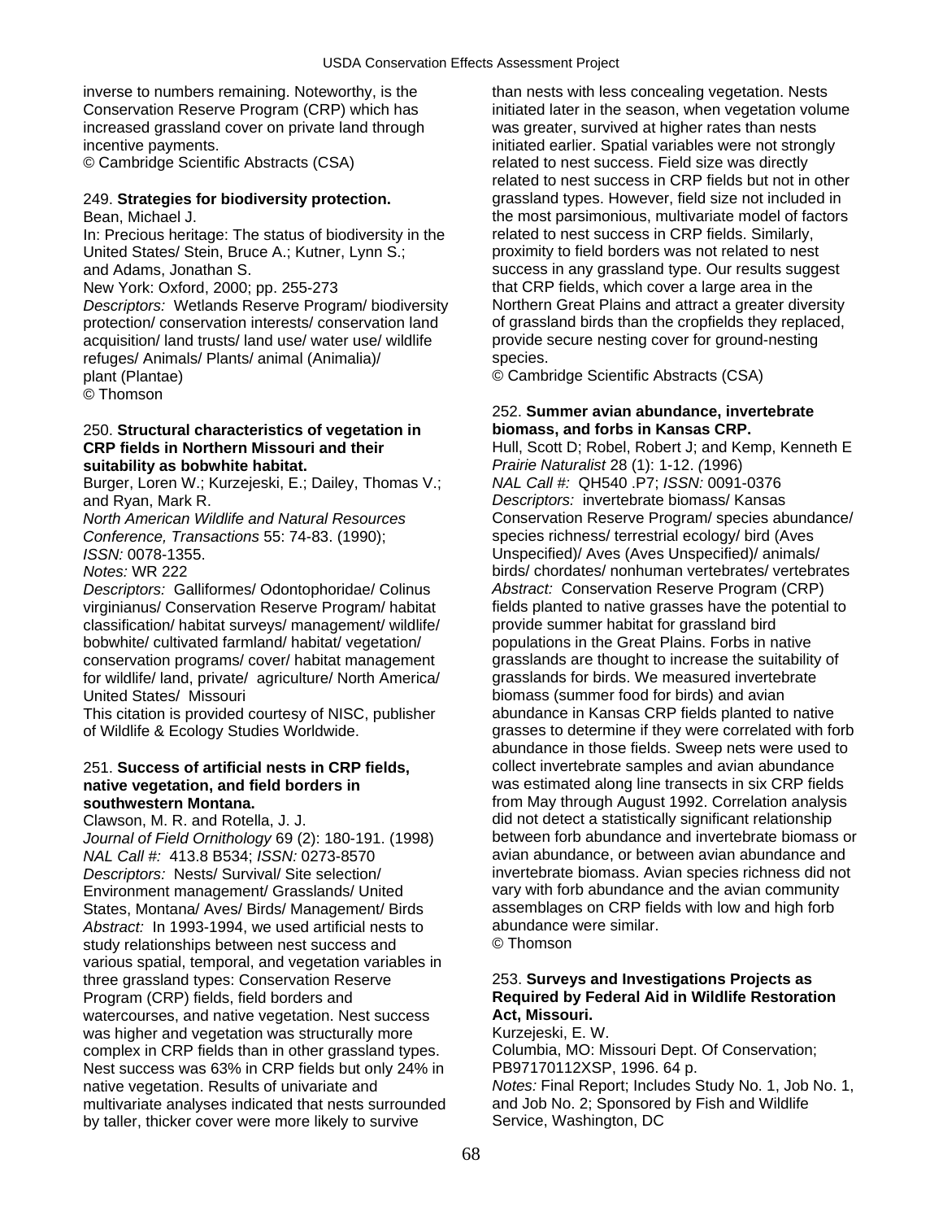inverse to numbers remaining. Noteworthy, is the Conservation Reserve Program (CRP) which has increased grassland cover on private land through incentive payments.
© Cambridge Scientific Abstracts (CSA)

249. **Strategies for biodiversity protection.**
Bean, Michael J.
In: Precious heritage: The status of biodiversity in the United States/ Stein, Bruce A.; Kutner, Lynn S.; and Adams, Jonathan S.
New York: Oxford, 2000; pp. 255-273
*Descriptors:* Wetlands Reserve Program/ biodiversity protection/ conservation interests/ conservation land acquisition/ land trusts/ land use/ water use/ wildlife refuges/ Animals/ Plants/ animal (Animalia)/ plant (Plantae)
© Thomson

250. **Structural characteristics of vegetation in CRP fields in Northern Missouri and their suitability as bobwhite habitat.**
Burger, Loren W.; Kurzejeski, E.; Dailey, Thomas V.; and Ryan, Mark R.
*North American Wildlife and Natural Resources Conference, Transactions* 55: 74-83. (1990); *ISSN:* 0078-1355.
*Notes:* WR 222
*Descriptors:* Galliformes/ Odontophoridae/ Colinus virginianus/ Conservation Reserve Program/ habitat classification/ habitat surveys/ management/ wildlife/ bobwhite/ cultivated farmland/ habitat/ vegetation/ conservation programs/ cover/ habitat management for wildlife/ land, private/ agriculture/ North America/ United States/ Missouri
This citation is provided courtesy of NISC, publisher of Wildlife & Ecology Studies Worldwide.

251. **Success of artificial nests in CRP fields, native vegetation, and field borders in southwestern Montana.**
Clawson, M. R. and Rotella, J. J.
*Journal of Field Ornithology* 69 (2): 180-191. (1998)
*NAL Call #:* 413.8 B534; *ISSN:* 0273-8570
*Descriptors:* Nests/ Survival/ Site selection/ Environment management/ Grasslands/ United States, Montana/ Aves/ Birds/ Management/ Birds
*Abstract:* In 1993-1994, we used artificial nests to study relationships between nest success and various spatial, temporal, and vegetation variables in three grassland types: Conservation Reserve Program (CRP) fields, field borders and watercourses, and native vegetation. Nest success was higher and vegetation was structurally more complex in CRP fields than in other grassland types. Nest success was 63% in CRP fields but only 24% in native vegetation. Results of univariate and multivariate analyses indicated that nests surrounded by taller, thicker cover were more likely to survive than nests with less concealing vegetation. Nests initiated later in the season, when vegetation volume was greater, survived at higher rates than nests initiated earlier. Spatial variables were not strongly related to nest success. Field size was directly related to nest success in CRP fields but not in other grassland types. However, field size not included in the most parsimonious, multivariate model of factors related to nest success in CRP fields. Similarly, proximity to field borders was not related to nest success in any grassland type. Our results suggest that CRP fields, which cover a large area in the Northern Great Plains and attract a greater diversity of grassland birds than the cropfields they replaced, provide secure nesting cover for ground-nesting species.
© Cambridge Scientific Abstracts (CSA)

252. **Summer avian abundance, invertebrate biomass, and forbs in Kansas CRP.**
Hull, Scott D; Robel, Robert J; and Kemp, Kenneth E
*Prairie Naturalist* 28 (1): 1-12. *(*1996)
*NAL Call #:* QH540 .P7; *ISSN:* 0091-0376
*Descriptors:* invertebrate biomass/ Kansas Conservation Reserve Program/ species abundance/ species richness/ terrestrial ecology/ bird (Aves Unspecified)/ Aves (Aves Unspecified)/ animals/ birds/ chordates/ nonhuman vertebrates/ vertebrates
*Abstract:* Conservation Reserve Program (CRP) fields planted to native grasses have the potential to provide summer habitat for grassland bird populations in the Great Plains. Forbs in native grasslands are thought to increase the suitability of grasslands for birds. We measured invertebrate biomass (summer food for birds) and avian abundance in Kansas CRP fields planted to native grasses to determine if they were correlated with forb abundance in those fields. Sweep nets were used to collect invertebrate samples and avian abundance was estimated along line transects in six CRP fields from May through August 1992. Correlation analysis did not detect a statistically significant relationship between forb abundance and invertebrate biomass or avian abundance, or between avian abundance and invertebrate biomass. Avian species richness did not vary with forb abundance and the avian community assemblages on CRP fields with low and high forb abundance were similar.
© Thomson

253. **Surveys and Investigations Projects as Required by Federal Aid in Wildlife Restoration Act, Missouri.**
Kurzejeski, E. W.
Columbia, MO: Missouri Dept. Of Conservation; PB97170112XSP, 1996. 64 p.
*Notes:* Final Report; Includes Study No. 1, Job No. 1, and Job No. 2; Sponsored by Fish and Wildlife Service, Washington, DC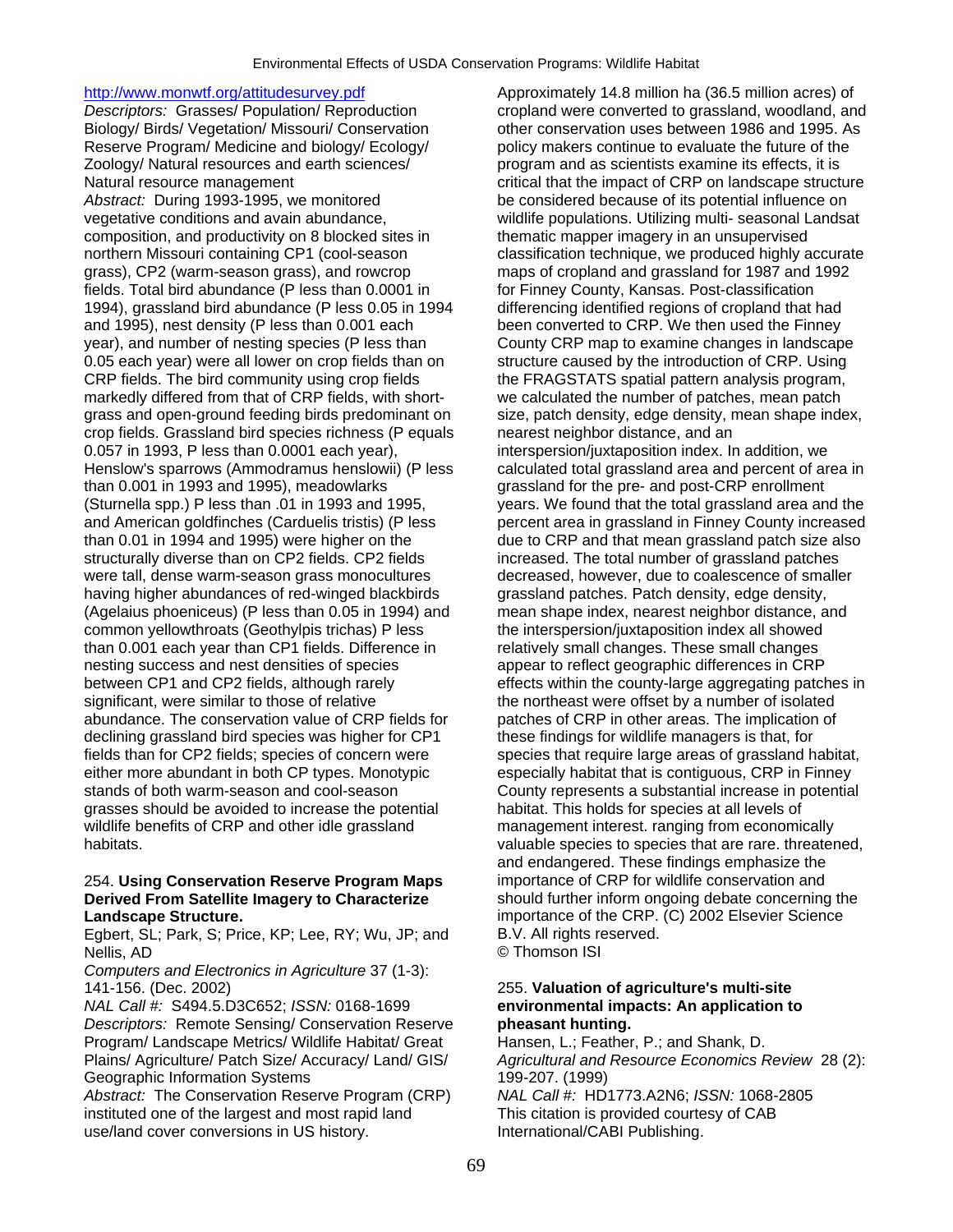http://www.monwtf.org/attitudesurvey.pdf

*Descriptors:* Grasses/ Population/ Reproduction Biology/ Birds/ Vegetation/ Missouri/ Conservation Reserve Program/ Medicine and biology/ Ecology/ Zoology/ Natural resources and earth sciences/ Natural resource management

*Abstract:* During 1993-1995, we monitored vegetative conditions and avain abundance, composition, and productivity on 8 blocked sites in northern Missouri containing CP1 (cool-season grass), CP2 (warm-season grass), and rowcrop fields. Total bird abundance (P less than 0.0001 in 1994), grassland bird abundance (P less 0.05 in 1994 and 1995), nest density (P less than 0.001 each year), and number of nesting species (P less than 0.05 each year) were all lower on crop fields than on CRP fields. The bird community using crop fields markedly differed from that of CRP fields, with short-grass and open-ground feeding birds predominant on crop fields. Grassland bird species richness (P equals 0.057 in 1993, P less than 0.0001 each year), Henslow's sparrows (Ammodramus henslowii) (P less than 0.001 in 1993 and 1995), meadowlarks (Sturnella spp.) P less than .01 in 1993 and 1995, and American goldfinches (Carduelis tristis) (P less than 0.01 in 1994 and 1995) were higher on the structurally diverse than on CP2 fields. CP2 fields were tall, dense warm-season grass monocultures having higher abundances of red-winged blackbirds (Agelaius phoeniceus) (P less than 0.05 in 1994) and common yellowthroats (Geothylpis trichas) P less than 0.001 each year than CP1 fields. Difference in nesting success and nest densities of species between CP1 and CP2 fields, although rarely significant, were similar to those of relative abundance. The conservation value of CRP fields for declining grassland bird species was higher for CP1 fields than for CP2 fields; species of concern were either more abundant in both CP types. Monotypic stands of both warm-season and cool-season grasses should be avoided to increase the potential wildlife benefits of CRP and other idle grassland habitats.

254. **Using Conservation Reserve Program Maps Derived From Satellite Imagery to Characterize Landscape Structure.**

Egbert, SL; Park, S; Price, KP; Lee, RY; Wu, JP; and Nellis, AD

*Computers and Electronics in Agriculture* 37 (1-3): 141-156. (Dec. 2002)

*NAL Call #:* S494.5.D3C652; *ISSN:* 0168-1699

*Descriptors:* Remote Sensing/ Conservation Reserve Program/ Landscape Metrics/ Wildlife Habitat/ Great Plains/ Agriculture/ Patch Size/ Accuracy/ Land/ GIS/ Geographic Information Systems

*Abstract:* The Conservation Reserve Program (CRP) instituted one of the largest and most rapid land use/land cover conversions in US history. Approximately 14.8 million ha (36.5 million acres) of cropland were converted to grassland, woodland, and other conservation uses between 1986 and 1995. As policy makers continue to evaluate the future of the program and as scientists examine its effects, it is critical that the impact of CRP on landscape structure be considered because of its potential influence on wildlife populations. Utilizing multi- seasonal Landsat thematic mapper imagery in an unsupervised classification technique, we produced highly accurate maps of cropland and grassland for 1987 and 1992 for Finney County, Kansas. Post-classification differencing identified regions of cropland that had been converted to CRP. We then used the Finney County CRP map to examine changes in landscape structure caused by the introduction of CRP. Using the FRAGSTATS spatial pattern analysis program, we calculated the number of patches, mean patch size, patch density, edge density, mean shape index, nearest neighbor distance, and an interspersion/juxtaposition index. In addition, we calculated total grassland area and percent of area in grassland for the pre- and post-CRP enrollment years. We found that the total grassland area and the percent area in grassland in Finney County increased due to CRP and that mean grassland patch size also increased. The total number of grassland patches decreased, however, due to coalescence of smaller grassland patches. Patch density, edge density, mean shape index, nearest neighbor distance, and the interspersion/juxtaposition index all showed relatively small changes. These small changes appear to reflect geographic differences in CRP effects within the county-large aggregating patches in the northeast were offset by a number of isolated patches of CRP in other areas. The implication of these findings for wildlife managers is that, for species that require large areas of grassland habitat, especially habitat that is contiguous, CRP in Finney County represents a substantial increase in potential habitat. This holds for species at all levels of management interest. ranging from economically valuable species to species that are rare. threatened, and endangered. These findings emphasize the importance of CRP for wildlife conservation and should further inform ongoing debate concerning the importance of the CRP. (C) 2002 Elsevier Science B.V. All rights reserved.

© Thomson ISI

255. **Valuation of agriculture's multi-site environmental impacts: An application to pheasant hunting.**

Hansen, L.; Feather, P.; and Shank, D.

*Agricultural and Resource Economics Review* 28 (2): 199-207. (1999)

*NAL Call #:* HD1773.A2N6; *ISSN:* 1068-2805

This citation is provided courtesy of CAB International/CABI Publishing.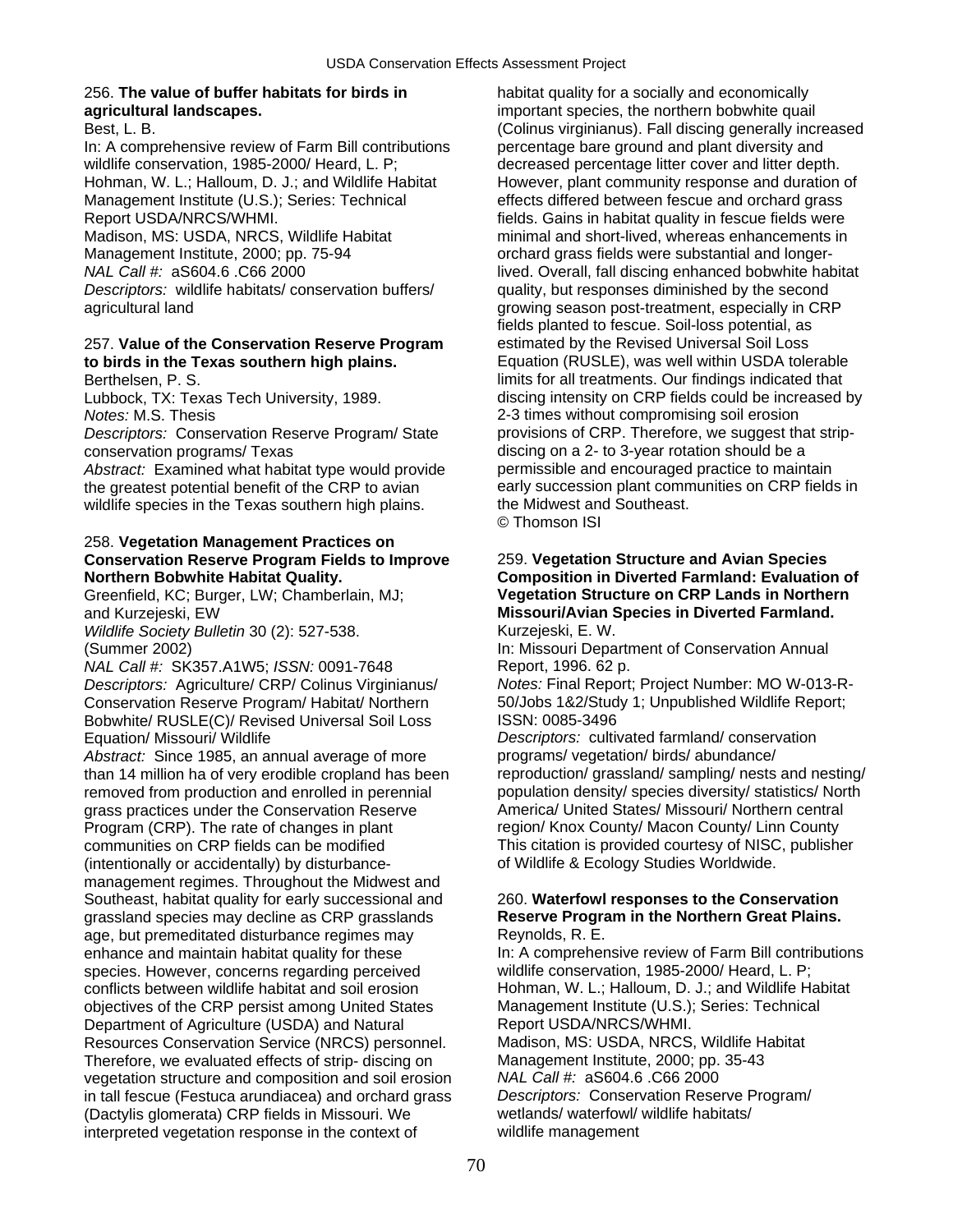256. **The value of buffer habitats for birds in agricultural landscapes.**
Best, L. B.
In: A comprehensive review of Farm Bill contributions wildlife conservation, 1985-2000/ Heard, L. P; Hohman, W. L.; Halloum, D. J.; and Wildlife Habitat Management Institute (U.S.); Series: Technical Report USDA/NRCS/WHMI.
Madison, MS: USDA, NRCS, Wildlife Habitat Management Institute, 2000; pp. 75-94
*NAL Call #:* aS604.6 .C66 2000
*Descriptors:* wildlife habitats/ conservation buffers/ agricultural land

257. **Value of the Conservation Reserve Program to birds in the Texas southern high plains.**
Berthelsen, P. S.
Lubbock, TX: Texas Tech University, 1989.
*Notes:* M.S. Thesis
*Descriptors:* Conservation Reserve Program/ State conservation programs/ Texas
*Abstract:* Examined what habitat type would provide the greatest potential benefit of the CRP to avian wildlife species in the Texas southern high plains.

258. **Vegetation Management Practices on Conservation Reserve Program Fields to Improve Northern Bobwhite Habitat Quality.**
Greenfield, KC; Burger, LW; Chamberlain, MJ; and Kurzejeski, EW
*Wildlife Society Bulletin* 30 (2): 527-538. (Summer 2002)
*NAL Call #:* SK357.A1W5; *ISSN:* 0091-7648
*Descriptors:* Agriculture/ CRP/ Colinus Virginianus/ Conservation Reserve Program/ Habitat/ Northern Bobwhite/ RUSLE(C)/ Revised Universal Soil Loss Equation/ Missouri/ Wildlife
*Abstract:* Since 1985, an annual average of more than 14 million ha of very erodible cropland has been removed from production and enrolled in perennial grass practices under the Conservation Reserve Program (CRP). The rate of changes in plant communities on CRP fields can be modified (intentionally or accidentally) by disturbance-management regimes. Throughout the Midwest and Southeast, habitat quality for early successional and grassland species may decline as CRP grasslands age, but premeditated disturbance regimes may enhance and maintain habitat quality for these species. However, concerns regarding perceived conflicts between wildlife habitat and soil erosion objectives of the CRP persist among United States Department of Agriculture (USDA) and Natural Resources Conservation Service (NRCS) personnel. Therefore, we evaluated effects of strip- discing on vegetation structure and composition and soil erosion in tall fescue (Festuca arundiacea) and orchard grass (Dactylis glomerata) CRP fields in Missouri. We interpreted vegetation response in the context of habitat quality for a socially and economically important species, the northern bobwhite quail (Colinus virginianus). Fall discing generally increased percentage bare ground and plant diversity and decreased percentage litter cover and litter depth. However, plant community response and duration of effects differed between fescue and orchard grass fields. Gains in habitat quality in fescue fields were minimal and short-lived, whereas enhancements in orchard grass fields were substantial and longer-lived. Overall, fall discing enhanced bobwhite habitat quality, but responses diminished by the second growing season post-treatment, especially in CRP fields planted to fescue. Soil-loss potential, as estimated by the Revised Universal Soil Loss Equation (RUSLE), was well within USDA tolerable limits for all treatments. Our findings indicated that discing intensity on CRP fields could be increased by 2-3 times without compromising soil erosion provisions of CRP. Therefore, we suggest that strip-discing on a 2- to 3-year rotation should be a permissible and encouraged practice to maintain early succession plant communities on CRP fields in the Midwest and Southeast.
© Thomson ISI

259. **Vegetation Structure and Avian Species Composition in Diverted Farmland: Evaluation of Vegetation Structure on CRP Lands in Northern Missouri/Avian Species in Diverted Farmland.**
Kurzejeski, E. W.
In: Missouri Department of Conservation Annual Report, 1996. 62 p.
*Notes:* Final Report; Project Number: MO W-013-R-50/Jobs 1&2/Study 1; Unpublished Wildlife Report; ISSN: 0085-3496
*Descriptors:* cultivated farmland/ conservation programs/ vegetation/ birds/ abundance/ reproduction/ grassland/ sampling/ nests and nesting/ population density/ species diversity/ statistics/ North America/ United States/ Missouri/ Northern central region/ Knox County/ Macon County/ Linn County
This citation is provided courtesy of NISC, publisher of Wildlife & Ecology Studies Worldwide.

260. **Waterfowl responses to the Conservation Reserve Program in the Northern Great Plains.**
Reynolds, R. E.
In: A comprehensive review of Farm Bill contributions wildlife conservation, 1985-2000/ Heard, L. P; Hohman, W. L.; Halloum, D. J.; and Wildlife Habitat Management Institute (U.S.); Series: Technical Report USDA/NRCS/WHMI.
Madison, MS: USDA, NRCS, Wildlife Habitat Management Institute, 2000; pp. 35-43
*NAL Call #:* aS604.6 .C66 2000
*Descriptors:* Conservation Reserve Program/ wetlands/ waterfowl/ wildlife habitats/ wildlife management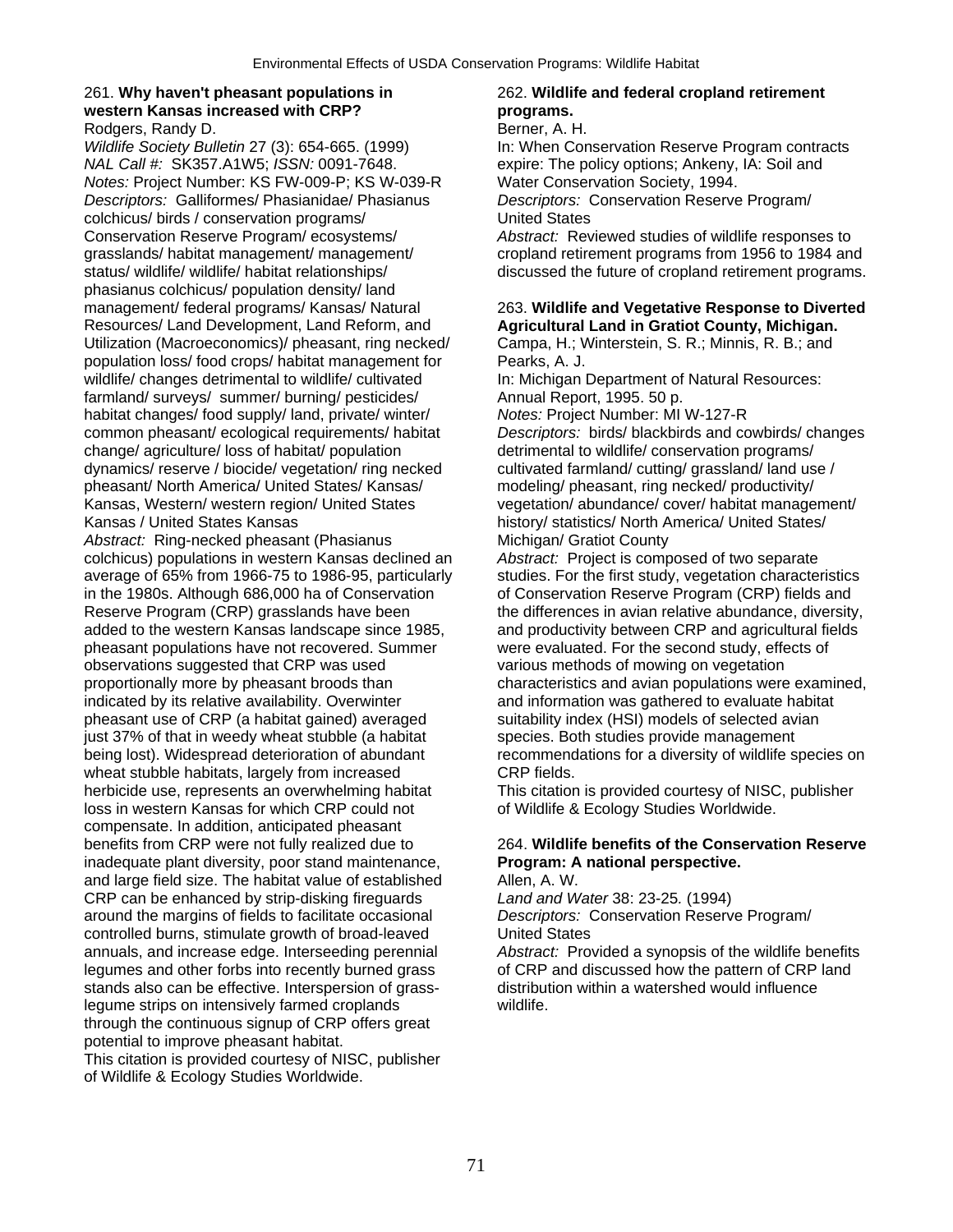261. **Why haven't pheasant populations in western Kansas increased with CRP?**
Rodgers, Randy D.
*Wildlife Society Bulletin* 27 (3): 654-665. (1999)
*NAL Call #:* SK357.A1W5; *ISSN:* 0091-7648.
*Notes:* Project Number: KS FW-009-P; KS W-039-R
*Descriptors:* Galliformes/ Phasianidae/ Phasianus colchicus/ birds / conservation programs/ Conservation Reserve Program/ ecosystems/ grasslands/ habitat management/ management/ status/ wildlife/ wildlife/ habitat relationships/ phasianus colchicus/ population density/ land management/ federal programs/ Kansas/ Natural Resources/ Land Development, Land Reform, and Utilization (Macroeconomics)/ pheasant, ring necked/ population loss/ food crops/ habitat management for wildlife/ changes detrimental to wildlife/ cultivated farmland/ surveys/ summer/ burning/ pesticides/ habitat changes/ food supply/ land, private/ winter/ common pheasant/ ecological requirements/ habitat change/ agriculture/ loss of habitat/ population dynamics/ reserve / biocide/ vegetation/ ring necked pheasant/ North America/ United States/ Kansas/ Kansas, Western/ western region/ United States Kansas / United States Kansas
*Abstract:* Ring-necked pheasant (Phasianus colchicus) populations in western Kansas declined an average of 65% from 1966-75 to 1986-95, particularly in the 1980s. Although 686,000 ha of Conservation Reserve Program (CRP) grasslands have been added to the western Kansas landscape since 1985, pheasant populations have not recovered. Summer observations suggested that CRP was used proportionally more by pheasant broods than indicated by its relative availability. Overwinter pheasant use of CRP (a habitat gained) averaged just 37% of that in weedy wheat stubble (a habitat being lost). Widespread deterioration of abundant wheat stubble habitats, largely from increased herbicide use, represents an overwhelming habitat loss in western Kansas for which CRP could not compensate. In addition, anticipated pheasant benefits from CRP were not fully realized due to inadequate plant diversity, poor stand maintenance, and large field size. The habitat value of established CRP can be enhanced by strip-disking fireguards around the margins of fields to facilitate occasional controlled burns, stimulate growth of broad-leaved annuals, and increase edge. Interseeding perennial legumes and other forbs into recently burned grass stands also can be effective. Interspersion of grass-legume strips on intensively farmed croplands through the continuous signup of CRP offers great potential to improve pheasant habitat.
This citation is provided courtesy of NISC, publisher of Wildlife & Ecology Studies Worldwide.

262. **Wildlife and federal cropland retirement programs.**
Berner, A. H.
In: When Conservation Reserve Program contracts expire: The policy options; Ankeny, IA: Soil and Water Conservation Society, 1994.
*Descriptors:* Conservation Reserve Program/ United States
*Abstract:* Reviewed studies of wildlife responses to cropland retirement programs from 1956 to 1984 and discussed the future of cropland retirement programs.

263. **Wildlife and Vegetative Response to Diverted Agricultural Land in Gratiot County, Michigan.**
Campa, H.; Winterstein, S. R.; Minnis, R. B.; and Pearks, A. J.
In: Michigan Department of Natural Resources: Annual Report, 1995. 50 p.
*Notes:* Project Number: MI W-127-R
*Descriptors:* birds/ blackbirds and cowbirds/ changes detrimental to wildlife/ conservation programs/ cultivated farmland/ cutting/ grassland/ land use / modeling/ pheasant, ring necked/ productivity/ vegetation/ abundance/ cover/ habitat management/ history/ statistics/ North America/ United States/ Michigan/ Gratiot County
*Abstract:* Project is composed of two separate studies. For the first study, vegetation characteristics of Conservation Reserve Program (CRP) fields and the differences in avian relative abundance, diversity, and productivity between CRP and agricultural fields were evaluated. For the second study, effects of various methods of mowing on vegetation characteristics and avian populations were examined, and information was gathered to evaluate habitat suitability index (HSI) models of selected avian species. Both studies provide management recommendations for a diversity of wildlife species on CRP fields.
This citation is provided courtesy of NISC, publisher of Wildlife & Ecology Studies Worldwide.

264. **Wildlife benefits of the Conservation Reserve Program: A national perspective.**
Allen, A. W.
*Land and Water* 38: 23-25. (1994)
*Descriptors:* Conservation Reserve Program/ United States
*Abstract:* Provided a synopsis of the wildlife benefits of CRP and discussed how the pattern of CRP land distribution within a watershed would influence wildlife.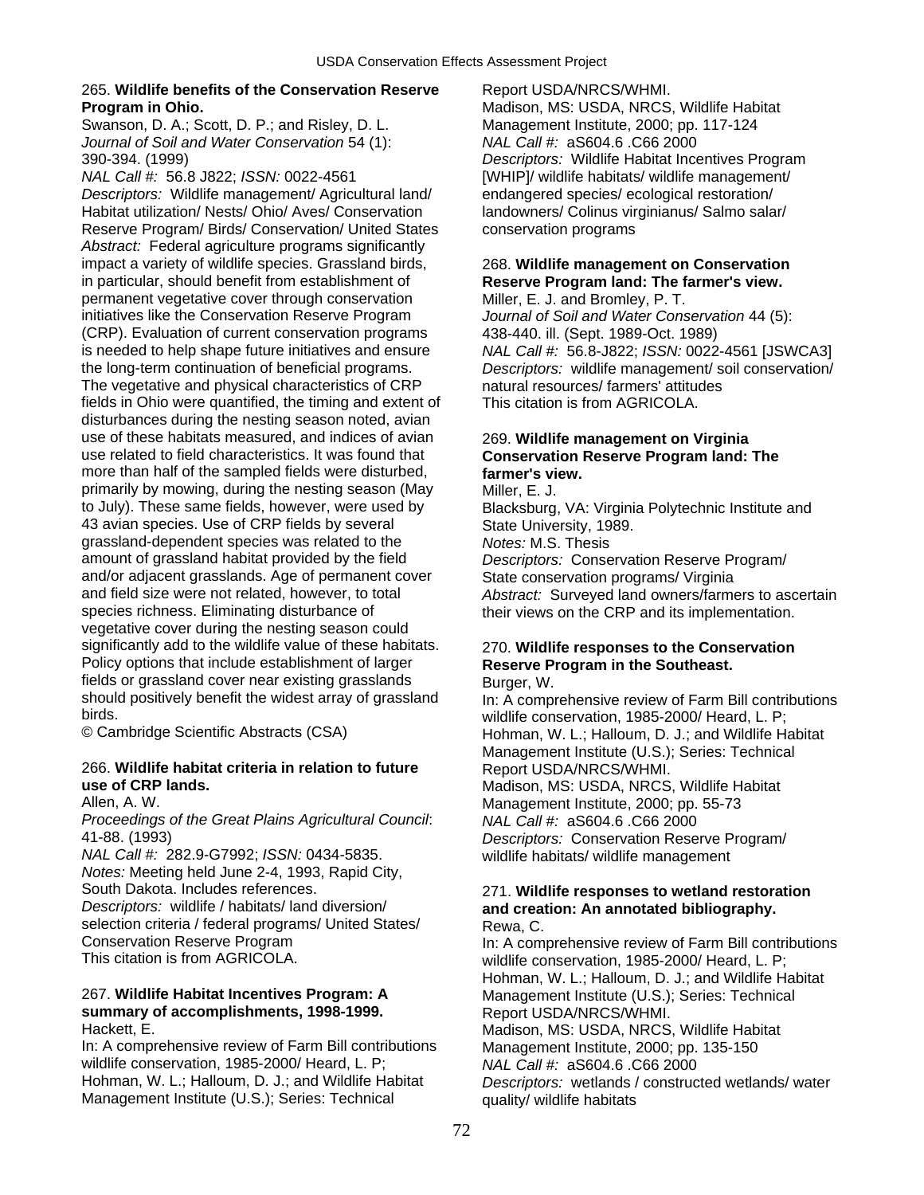265. **Wildlife benefits of the Conservation Reserve Program in Ohio.**
Swanson, D. A.; Scott, D. P.; and Risley, D. L.
*Journal of Soil and Water Conservation* 54 (1): 390-394. (1999)
*NAL Call #:* 56.8 J822; *ISSN:* 0022-4561
*Descriptors:* Wildlife management/ Agricultural land/ Habitat utilization/ Nests/ Ohio/ Aves/ Conservation Reserve Program/ Birds/ Conservation/ United States
*Abstract:* Federal agriculture programs significantly impact a variety of wildlife species. Grassland birds, in particular, should benefit from establishment of permanent vegetative cover through conservation initiatives like the Conservation Reserve Program (CRP). Evaluation of current conservation programs is needed to help shape future initiatives and ensure the long-term continuation of beneficial programs. The vegetative and physical characteristics of CRP fields in Ohio were quantified, the timing and extent of disturbances during the nesting season noted, avian use of these habitats measured, and indices of avian use related to field characteristics. It was found that more than half of the sampled fields were disturbed, primarily by mowing, during the nesting season (May to July). These same fields, however, were used by 43 avian species. Use of CRP fields by several grassland-dependent species was related to the amount of grassland habitat provided by the field and/or adjacent grasslands. Age of permanent cover and field size were not related, however, to total species richness. Eliminating disturbance of vegetative cover during the nesting season could significantly add to the wildlife value of these habitats. Policy options that include establishment of larger fields or grassland cover near existing grasslands should positively benefit the widest array of grassland birds.
© Cambridge Scientific Abstracts (CSA)

266. **Wildlife habitat criteria in relation to future use of CRP lands.**
Allen, A. W.
*Proceedings of the Great Plains Agricultural Council*: 41-88. (1993)
*NAL Call #:* 282.9-G7992; *ISSN:* 0434-5835.
*Notes:* Meeting held June 2-4, 1993, Rapid City, South Dakota. Includes references.
*Descriptors:* wildlife / habitats/ land diversion/ selection criteria / federal programs/ United States/ Conservation Reserve Program
This citation is from AGRICOLA.

267. **Wildlife Habitat Incentives Program: A summary of accomplishments, 1998-1999.**
Hackett, E.
In: A comprehensive review of Farm Bill contributions wildlife conservation, 1985-2000/ Heard, L. P; Hohman, W. L.; Halloum, D. J.; and Wildlife Habitat Management Institute (U.S.); Series: Technical Report USDA/NRCS/WHMI.
Madison, MS: USDA, NRCS, Wildlife Habitat Management Institute, 2000; pp. 117-124
*NAL Call #:* aS604.6 .C66 2000
*Descriptors:* Wildlife Habitat Incentives Program [WHIP]/ wildlife habitats/ wildlife management/ endangered species/ ecological restoration/ landowners/ Colinus virginianus/ Salmo salar/ conservation programs

268. **Wildlife management on Conservation Reserve Program land: The farmer's view.**
Miller, E. J. and Bromley, P. T.
*Journal of Soil and Water Conservation* 44 (5): 438-440. ill. (Sept. 1989-Oct. 1989)
*NAL Call #:* 56.8-J822; *ISSN:* 0022-4561 [JSWCA3]
*Descriptors:* wildlife management/ soil conservation/ natural resources/ farmers' attitudes
This citation is from AGRICOLA.

269. **Wildlife management on Virginia Conservation Reserve Program land: The farmer's view.**
Miller, E. J.
Blacksburg, VA: Virginia Polytechnic Institute and State University, 1989.
*Notes:* M.S. Thesis
*Descriptors:* Conservation Reserve Program/ State conservation programs/ Virginia
*Abstract:* Surveyed land owners/farmers to ascertain their views on the CRP and its implementation.

270. **Wildlife responses to the Conservation Reserve Program in the Southeast.**
Burger, W.
In: A comprehensive review of Farm Bill contributions wildlife conservation, 1985-2000/ Heard, L. P; Hohman, W. L.; Halloum, D. J.; and Wildlife Habitat Management Institute (U.S.); Series: Technical Report USDA/NRCS/WHMI.
Madison, MS: USDA, NRCS, Wildlife Habitat Management Institute, 2000; pp. 55-73
*NAL Call #:* aS604.6 .C66 2000
*Descriptors:* Conservation Reserve Program/ wildlife habitats/ wildlife management

271. **Wildlife responses to wetland restoration and creation: An annotated bibliography.**
Rewa, C.
In: A comprehensive review of Farm Bill contributions wildlife conservation, 1985-2000/ Heard, L. P; Hohman, W. L.; Halloum, D. J.; and Wildlife Habitat Management Institute (U.S.); Series: Technical Report USDA/NRCS/WHMI.
Madison, MS: USDA, NRCS, Wildlife Habitat Management Institute, 2000; pp. 135-150
*NAL Call #:* aS604.6 .C66 2000
*Descriptors:* wetlands / constructed wetlands/ water quality/ wildlife habitats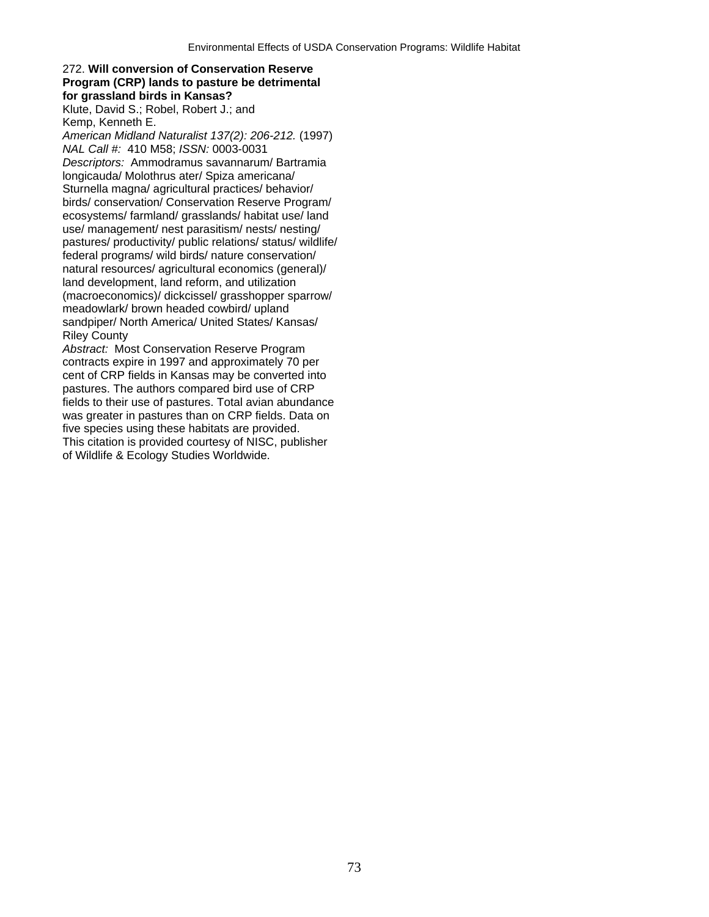272. **Will conversion of Conservation Reserve Program (CRP) lands to pasture be detrimental for grassland birds in Kansas?**
Klute, David S.; Robel, Robert J.; and Kemp, Kenneth E.
*American Midland Naturalist 137(2): 206-212.* (1997)
*NAL Call #:* 410 M58; *ISSN:* 0003-0031
*Descriptors:* Ammodramus savannarum/ Bartramia longicauda/ Molothrus ater/ Spiza americana/ Sturnella magna/ agricultural practices/ behavior/ birds/ conservation/ Conservation Reserve Program/ ecosystems/ farmland/ grasslands/ habitat use/ land use/ management/ nest parasitism/ nests/ nesting/ pastures/ productivity/ public relations/ status/ wildlife/ federal programs/ wild birds/ nature conservation/ natural resources/ agricultural economics (general)/ land development, land reform, and utilization (macroeconomics)/ dickcissel/ grasshopper sparrow/ meadowlark/ brown headed cowbird/ upland sandpiper/ North America/ United States/ Kansas/ Riley County
*Abstract:* Most Conservation Reserve Program contracts expire in 1997 and approximately 70 per cent of CRP fields in Kansas may be converted into pastures. The authors compared bird use of CRP fields to their use of pastures. Total avian abundance was greater in pastures than on CRP fields. Data on five species using these habitats are provided. This citation is provided courtesy of NISC, publisher of Wildlife & Ecology Studies Worldwide.